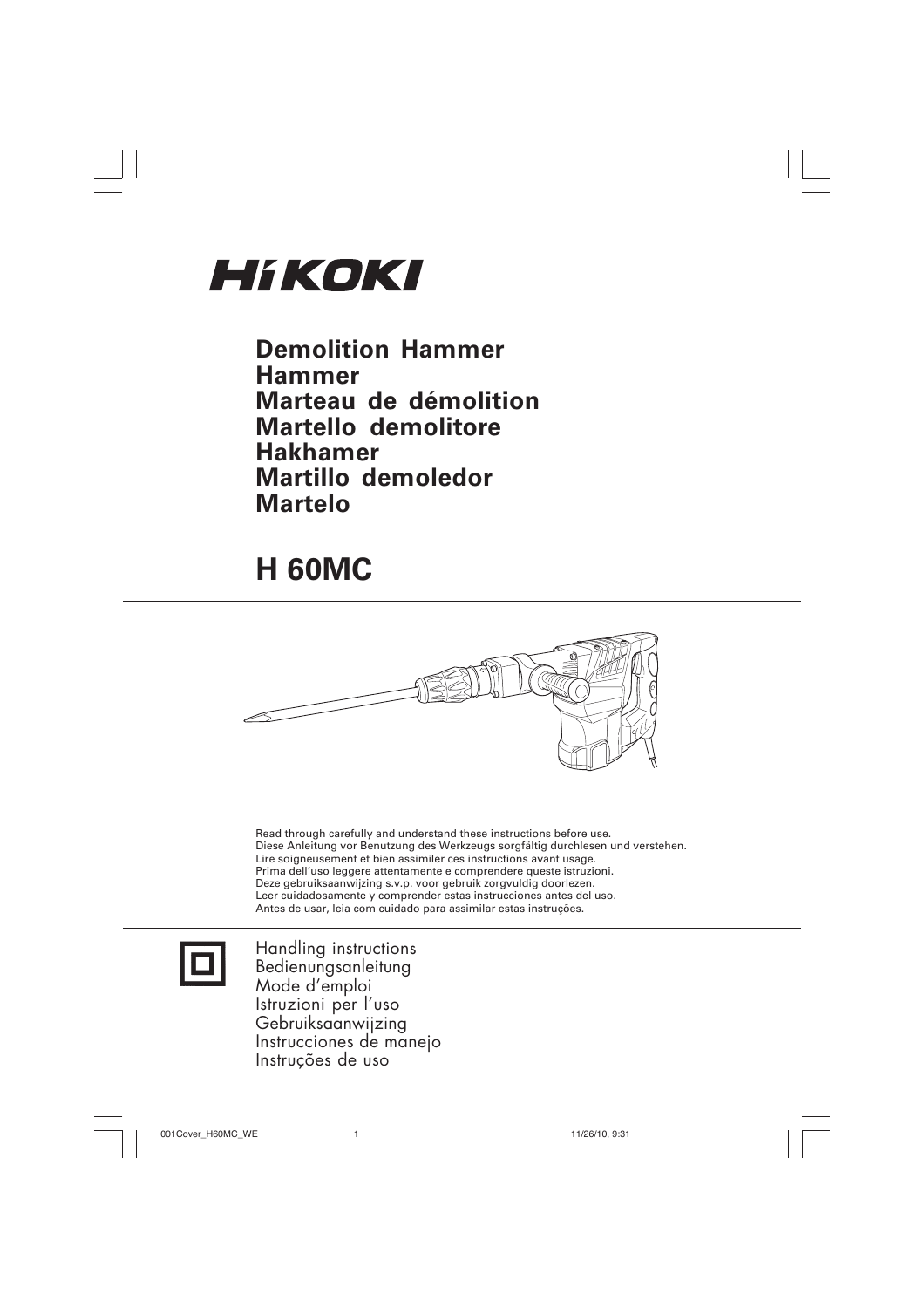HiKOKI

**Demolition Hammer**
**Hammer**
**Marteau de démolition**
**Martello demolitore**
**Hakhamer**
**Martillo demoledor**
**Martelo**

# H 60MC

Read through carefully and understand these instructions before use.
Diese Anleitung vor Benutzung des Werkzeugs sorgfältig durchlesen und verstehen.
Lire soigneusement et bien assimiler ces instructions avant usage.
Prima dell'uso leggere attentamente e comprendere queste istruzioni.
Deze gebruiksaanwijzing s.v.p. voor gebruik zorgvuldig doorlezen.
Leer cuidadosamente y comprender estas instrucciones antes del uso.
Antes de usar, leia com cuidado para assimilar estas instruções.

Handling instructions
Bedienungsanleitung
Mode d'emploi
Istruzioni per l'uso
Gebruiksaanwijzing
Instrucciones de manejo
Instruções de uso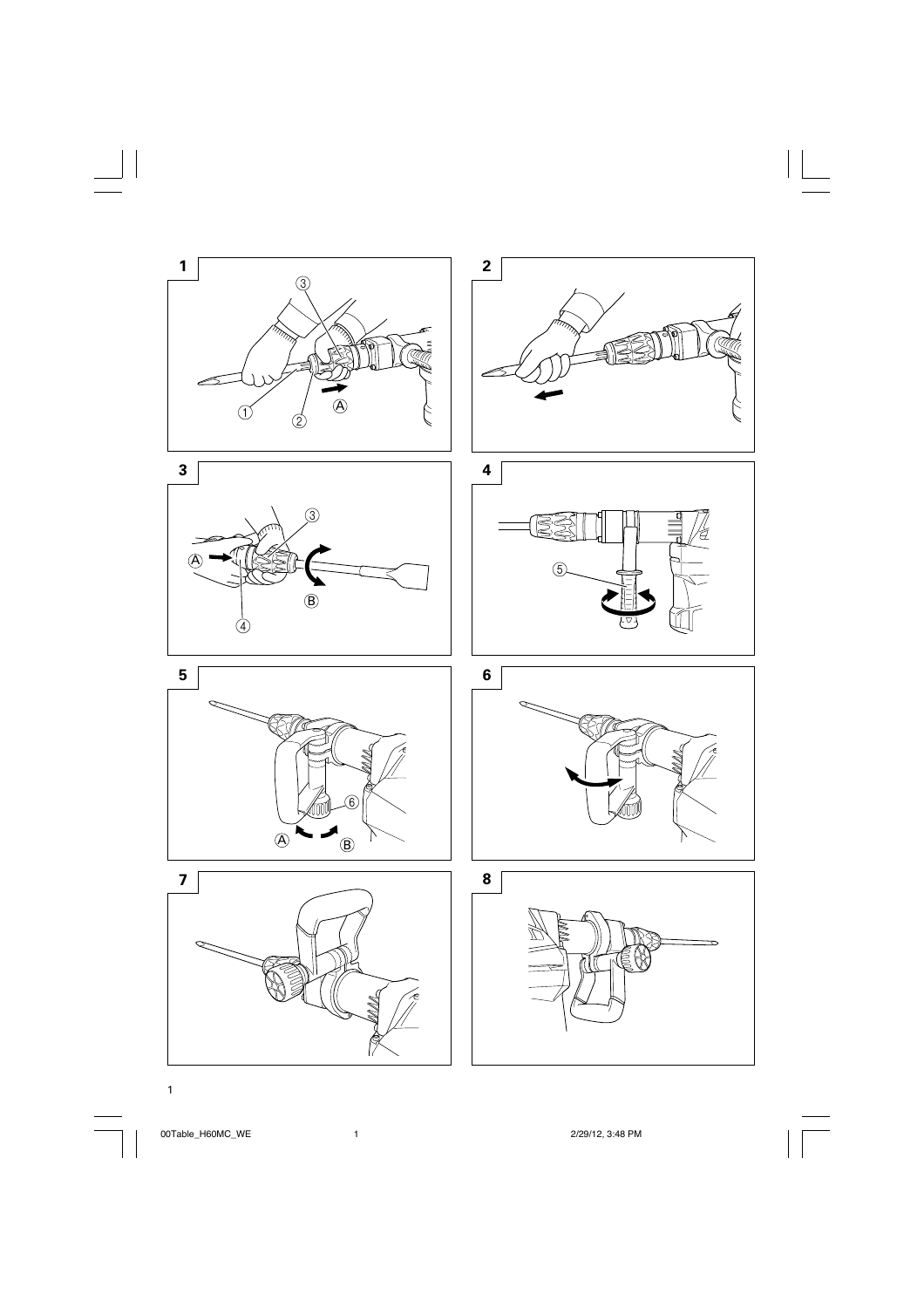1

2

3

4

5

6

7

8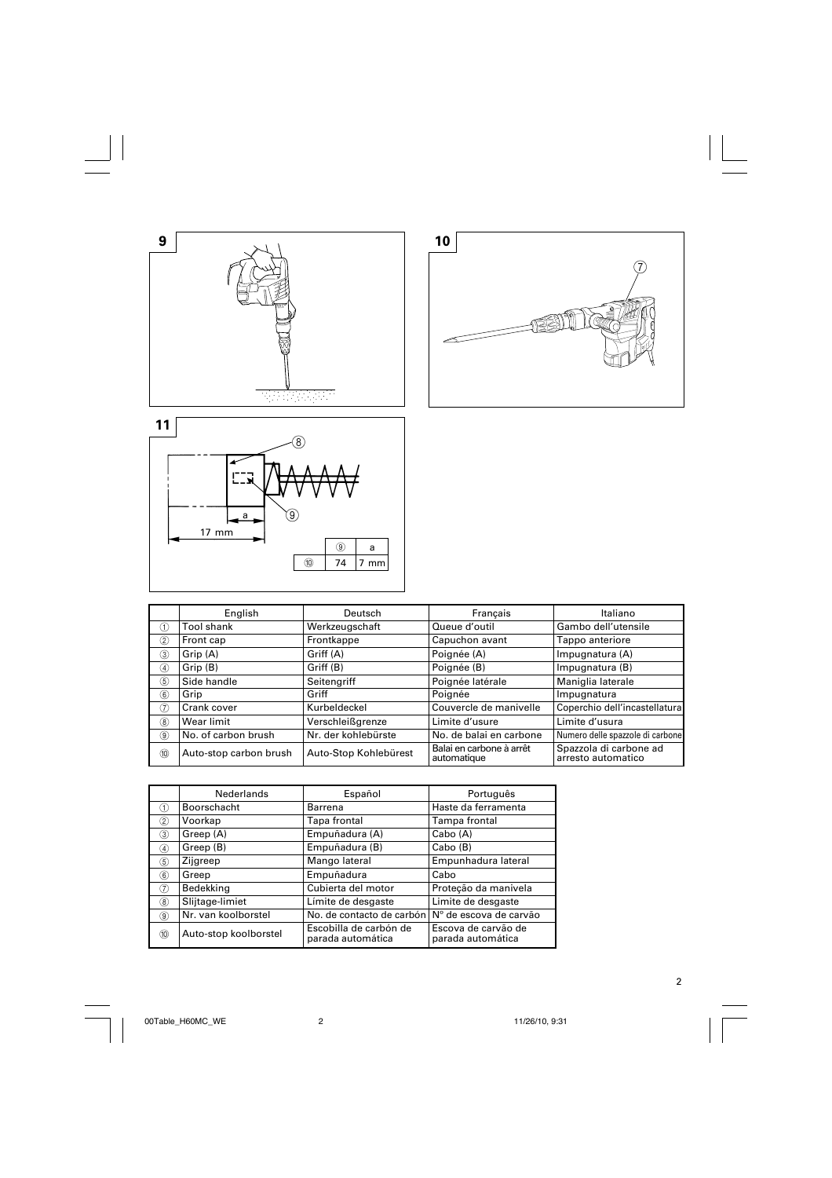**9**

**10**

**11**

| | ⑨ | a |
|---|---|---|
| ⑩ | 74 | 7 mm |

| | English | Deutsch | Français | Italiano |
|---|---|---|---|---|
| ① | Tool shank | Werkzeugschaft | Queue d'outil | Gambo dell'utensile |
| ② | Front cap | Frontkappe | Capuchon avant | Tappo anteriore |
| ③ | Grip (A) | Griff (A) | Poignée (A) | Impugnatura (A) |
| ④ | Grip (B) | Griff (B) | Poignée (B) | Impugnatura (B) |
| ⑤ | Side handle | Seitengriff | Poignée latérale | Maniglia laterale |
| ⑥ | Grip | Griff | Poignée | Impugnatura |
| ⑦ | Crank cover | Kurbeldeckel | Couvercle de manivelle | Coperchio dell'incastellatura |
| ⑧ | Wear limit | Verschleißgrenze | Limite d'usure | Limite d'usura |
| ⑨ | No. of carbon brush | Nr. der kohlebürste | No. de balai en carbone | Numero delle spazzole di carbone |
| ⑩ | Auto-stop carbon brush | Auto-Stop Kohlebürest | Balai en carbone à arrêt automatique | Spazzola di carbone ad arresto automatico |

| | Nederlands | Español | Português |
|---|---|---|---|
| ① | Boorschacht | Barrena | Haste da ferramenta |
| ② | Voorkap | Tapa frontal | Tampa frontal |
| ③ | Greep (A) | Empuñadura (A) | Cabo (A) |
| ④ | Greep (B) | Empuñadura (B) | Cabo (B) |
| ⑤ | Zijgreep | Mango lateral | Empunhadura lateral |
| ⑥ | Greep | Empuñadura | Cabo |
| ⑦ | Bedekking | Cubierta del motor | Proteção da manivela |
| ⑧ | Slijtage-limiet | Límite de desgaste | Limite de desgaste |
| ⑨ | Nr. van koolborstel | No. de contacto de carbón | N° de escova de carvão |
| ⑩ | Auto-stop koolborstel | Escobilla de carbón de parada automática | Escova de carvão de parada automática |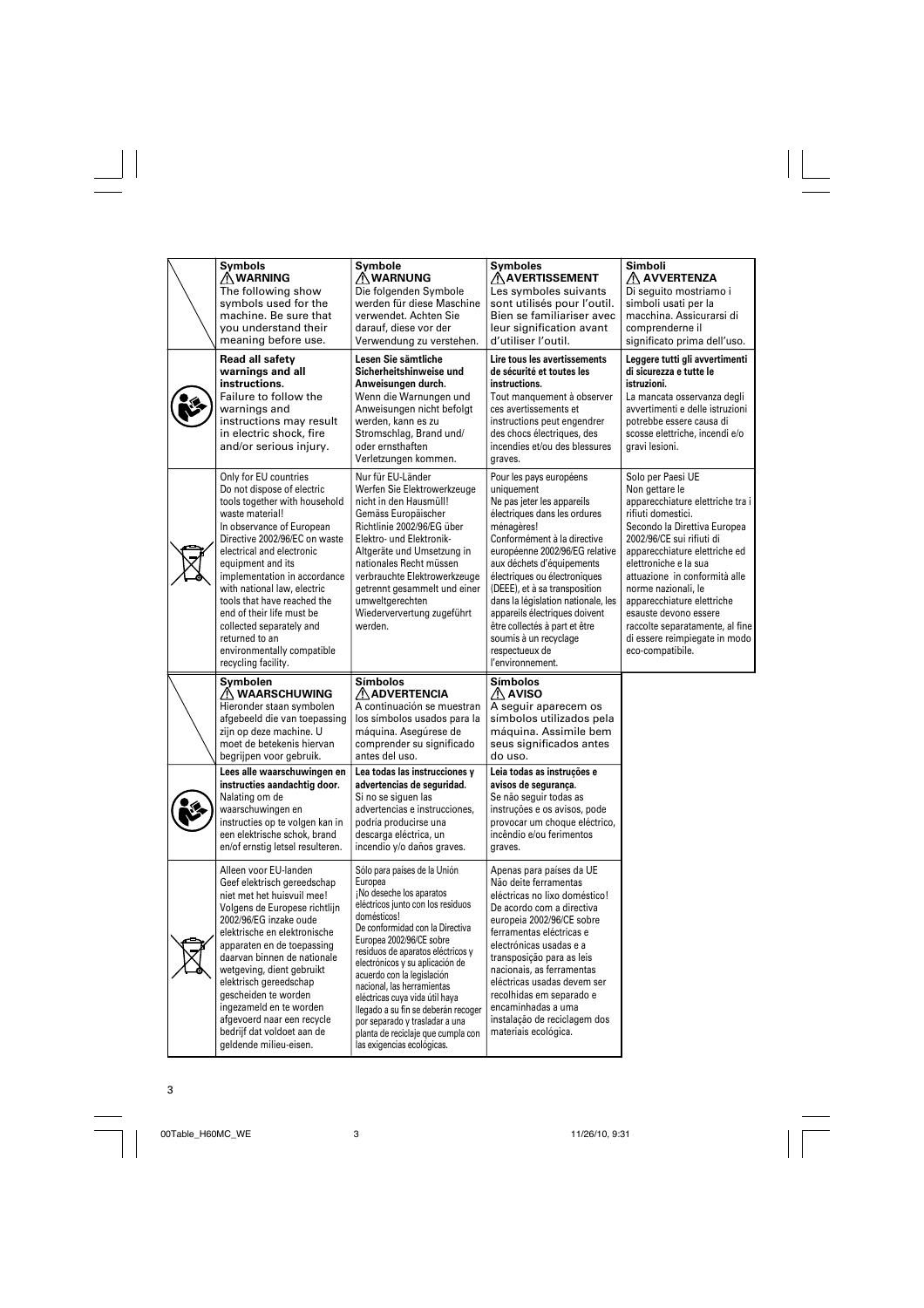| | Symbols ⚠ WARNING The following show symbols used for the machine. Be sure that you understand their meaning before use. | Symbole ⚠ WARNUNG Die folgenden Symbole werden für diese Maschine verwendet. Achten Sie darauf, diese vor der Verwendung zu verstehen. | Symboles ⚠ AVERTISSEMENT Les symboles suivants sont utilisés pour l'outil. Bien se familiariser avec leur signification avant d'utiliser l'outil. | Simboli ⚠ AVVERTENZA Di seguito mostriamo i simboli usati per la macchina. Assicurarsi di comprenderne il significato prima dell'uso. |
|---|---|---|---|---|
| | **Read all safety warnings and all instructions.** Failure to follow the warnings and instructions may result in electric shock, fire and/or serious injury. | **Lesen Sie sämtliche Sicherheitshinweise und Anweisungen durch.** Wenn die Warnungen und Anweisungen nicht befolgt werden, kann es zu Stromschlag, Brand und/oder ernsthaften Verletzungen kommen. | **Lire tous les avertissements de sécurité et toutes les instructions.** Tout manquement à observer ces avertissements et instructions peut engendrer des chocs électriques, des incendies et/ou des blessures graves. | **Leggere tutti gli avvertimenti di sicurezza e tutte le istruzioni.** La mancata osservanza degli avvertimenti e delle istruzioni potrebbe essere causa di scosse elettriche, incendi e/o gravi lesioni. |
| | Only for EU countries Do not dispose of electric tools together with household waste material! In observance of European Directive 2002/96/EC on waste electrical and electronic equipment and its implementation in accordance with national law, electric tools that have reached the end of their life must be collected separately and returned to an environmentally compatible recycling facility. | Nur für EU-Länder Werfen Sie Elektrowerkzeuge nicht in den Hausmüll! Gemäss Europäischer Richtlinie 2002/96/EG über Elektro- und Elektronik-Altgeräte und Umsetzung in nationales Recht müssen verbrauchte Elektrowerkzeuge getrennt gesammelt und einer umweltgerechten Wiederverwertung zugeführt werden. | Pour les pays européens uniquement Ne pas jeter les appareils électriques dans les ordures ménagères! Conformément à la directive européenne 2002/96/EG relative aux déchets d'équipements électriques ou électroniques (DEEE), et à sa transposition dans la législation nationale, les appareils électriques doivent être collectés à part et être soumis à un recyclage respectueux de l'environnement. | Solo per Paesi UE Non gettare le apparecchiature elettriche tra i rifiuti domestici. Secondo la Direttiva Europea 2002/96/CE sui rifiuti di apparecchiature elettriche ed elettroniche e la sua attuazione in conformità alle norme nazionali, le apparecchiature elettriche esauste devono essere raccolte separatamente, al fine di essere reimpiegate in modo eco-compatibile. |

| | Symbolen ⚠ WAARSCHUWING Hieronder staan symbolen afgebeeld die van toepassing zijn op deze machine. U moet de betekenis hiervan begrijpen voor gebruik. | Símbolos ⚠ ADVERTENCIA A continuación se muestran los símbolos usados para la máquina. Asegúrese de comprender su significado antes del uso. | Símbolos ⚠ AVISO A seguir aparecem os símbolos utilizados pela máquina. Assimile bem seus significados antes do uso. |
|---|---|---|---|
| | **Lees alle waarschuwingen en instructies aandachtig door.** Nalating om de waarschuwingen en instructies op te volgen kan in een elektrische schok, brand en/of ernstig letsel resulteren. | **Lea todas las instrucciones y advertencias de seguridad.** Si no se siguen las advertencias e instrucciones, podría producirse una descarga eléctrica, un incendio y/o daños graves. | **Leia todas as instruções e avisos de segurança.** Se não seguir todas as instruções e os avisos, pode provocar um choque eléctrico, incêndio e/ou ferimentos graves. |
| | Alleen voor EU-landen Geef elektrisch gereedschap niet met het huisvuil mee! Volgens de Europese richtlijn 2002/96/EG inzake oude elektrische en elektronische apparaten en de toepassing daarvan binnen de nationale wetgeving, dient gebruikt elektrisch gereedschap gescheiden te worden ingezameld en te worden afgevoerd naar een recycle bedrijf dat voldoet aan de geldende milieu-eisen. | Sólo para países de la Unión Europea ¡No deseche los aparatos eléctricos junto con los residuos domésticos! De conformidad con la Directiva Europea 2002/96/CE sobre residuos de aparatos eléctricos y electrónicos y su aplicación de acuerdo con la legislación nacional, las herramientas eléctricas cuya vida útil haya llegado a su fin se deberán recoger por separado y trasladar a una planta de reciclaje que cumpla con las exigencias ecológicas. | Apenas para países da UE Não deite ferramentas eléctricas no lixo doméstico! De acordo com a directiva europeia 2002/96/CE sobre ferramentas eléctricas e electrónicas usadas e a transposição para as leis nacionais, as ferramentas eléctricas usadas devem ser recolhidas em separado e encaminhadas a uma instalação de reciclagem dos materiais ecológica. |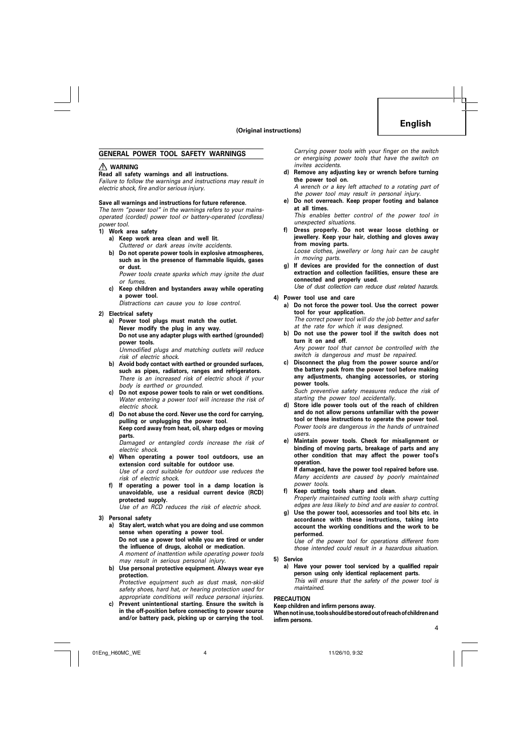**(Original instructions)**

## GENERAL POWER TOOL SAFETY WARNINGS

### ⚠ WARNING

**Read all safety warnings and all instructions.**

*Failure to follow the warnings and instructions may result in electric shock, fire and/or serious injury.*

**Save all warnings and instructions for future reference.**

*The term "power tool" in the warnings refers to your mains-operated (corded) power tool or battery-operated (cordless) power tool.*

**1) Work area safety**

a) **Keep work area clean and well lit.**
*Cluttered or dark areas invite accidents.*

b) **Do not operate power tools in explosive atmospheres, such as in the presence of flammable liquids, gases or dust.**
*Power tools create sparks which may ignite the dust or fumes.*

c) **Keep children and bystanders away while operating a power tool.**
*Distractions can cause you to lose control.*

**2) Electrical safety**

a) **Power tool plugs must match the outlet. Never modify the plug in any way. Do not use any adapter plugs with earthed (grounded) power tools.**
*Unmodified plugs and matching outlets will reduce risk of electric shock.*

b) **Avoid body contact with earthed or grounded surfaces, such as pipes, radiators, ranges and refrigerators.**
*There is an increased risk of electric shock if your body is earthed or grounded.*

c) **Do not expose power tools to rain or wet conditions.**
*Water entering a power tool will increase the risk of electric shock.*

d) **Do not abuse the cord. Never use the cord for carrying, pulling or unplugging the power tool. Keep cord away from heat, oil, sharp edges or moving parts.**
*Damaged or entangled cords increase the risk of electric shock.*

e) **When operating a power tool outdoors, use an extension cord suitable for outdoor use.**
*Use of a cord suitable for outdoor use reduces the risk of electric shock.*

f) **If operating a power tool in a damp location is unavoidable, use a residual current device (RCD) protected supply.**
*Use of an RCD reduces the risk of electric shock.*

**3) Personal safety**

a) **Stay alert, watch what you are doing and use common sense when operating a power tool. Do not use a power tool while you are tired or under the influence of drugs, alcohol or medication.**
*A moment of inattention while operating power tools may result in serious personal injury.*

b) **Use personal protective equipment. Always wear eye protection.**
*Protective equipment such as dust mask, non-skid safety shoes, hard hat, or hearing protection used for appropriate conditions will reduce personal injuries.*

c) **Prevent unintentional starting. Ensure the switch is in the off-position before connecting to power source and/or battery pack, picking up or carrying the tool.**
*Carrying power tools with your finger on the switch or energising power tools that have the switch on invites accidents.*

d) **Remove any adjusting key or wrench before turning the power tool on.**
*A wrench or a key left attached to a rotating part of the power tool may result in personal injury.*

e) **Do not overreach. Keep proper footing and balance at all times.**
*This enables better control of the power tool in unexpected situations.*

f) **Dress properly. Do not wear loose clothing or jewellery. Keep your hair, clothing and gloves away from moving parts.**
*Loose clothes, jewellery or long hair can be caught in moving parts.*

g) **If devices are provided for the connection of dust extraction and collection facilities, ensure these are connected and properly used.**
*Use of dust collection can reduce dust related hazards.*

**4) Power tool use and care**

a) **Do not force the power tool. Use the correct power tool for your application.**
*The correct power tool will do the job better and safer at the rate for which it was designed.*

b) **Do not use the power tool if the switch does not turn it on and off.**
*Any power tool that cannot be controlled with the switch is dangerous and must be repaired.*

c) **Disconnect the plug from the power source and/or the battery pack from the power tool before making any adjustments, changing accessories, or storing power tools.**
*Such preventive safety measures reduce the risk of starting the power tool accidentally.*

d) **Store idle power tools out of the reach of children and do not allow persons unfamiliar with the power tool or these instructions to operate the power tool.**
*Power tools are dangerous in the hands of untrained users.*

e) **Maintain power tools. Check for misalignment or binding of moving parts, breakage of parts and any other condition that may affect the power tool's operation. If damaged, have the power tool repaired before use.**
*Many accidents are caused by poorly maintained power tools.*

f) **Keep cutting tools sharp and clean.**
*Properly maintained cutting tools with sharp cutting edges are less likely to bind and are easier to control.*

g) **Use the power tool, accessories and tool bits etc. in accordance with these instructions, taking into account the working conditions and the work to be performed.**
*Use of the power tool for operations different from those intended could result in a hazardous situation.*

**5) Service**

a) **Have your power tool serviced by a qualified repair person using only identical replacement parts.**
*This will ensure that the safety of the power tool is maintained.*

**PRECAUTION**

**Keep children and infirm persons away.**

**When not in use, tools should be stored out of reach of children and infirm persons.**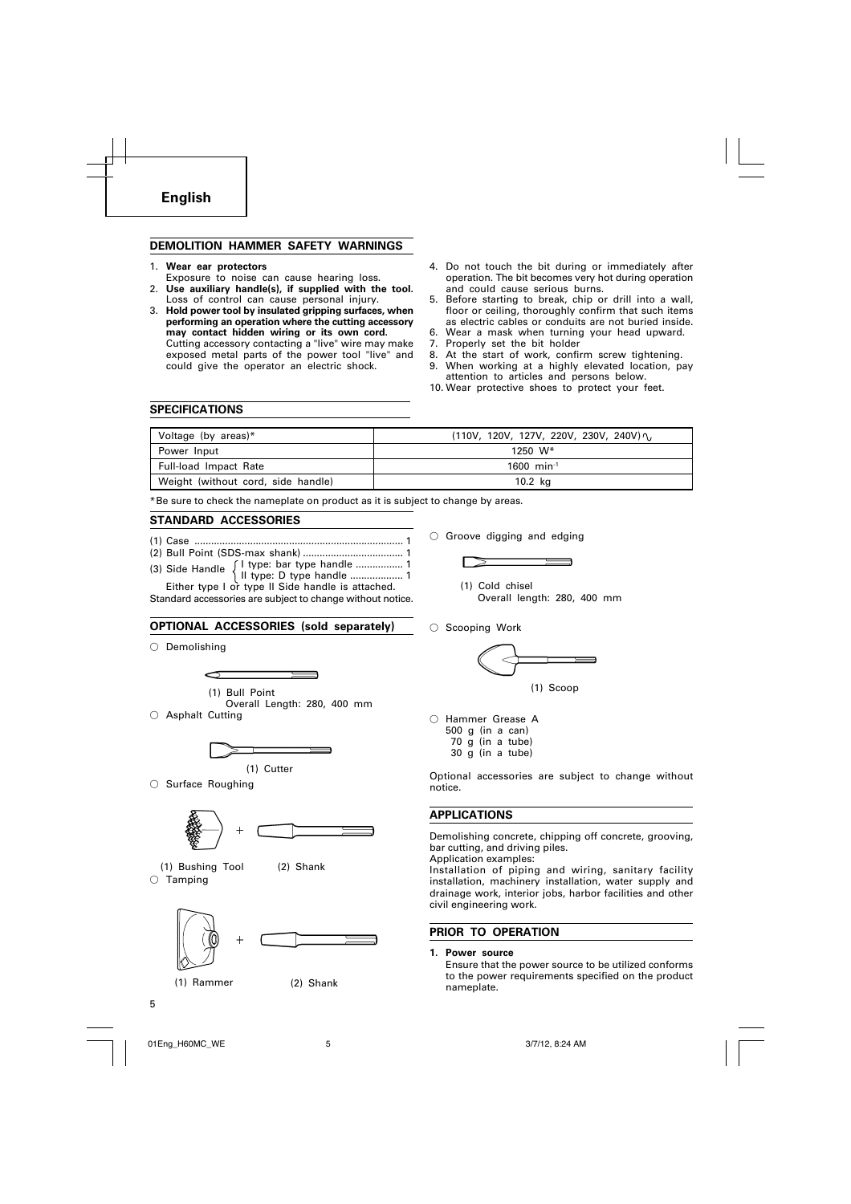# English

## DEMOLITION HAMMER SAFETY WARNINGS

1. **Wear ear protectors**
   Exposure to noise can cause hearing loss.
2. **Use auxiliary handle(s), if supplied with the tool.**
   Loss of control can cause personal injury.
3. **Hold power tool by insulated gripping surfaces, when performing an operation where the cutting accessory may contact hidden wiring or its own cord.**
   Cutting accessory contacting a "live" wire may make exposed metal parts of the power tool "live" and could give the operator an electric shock.
4. Do not touch the bit during or immediately after operation. The bit becomes very hot during operation and could cause serious burns.
5. Before starting to break, chip or drill into a wall, floor or ceiling, thoroughly confirm that such items as electric cables or conduits are not buried inside.
6. Wear a mask when turning your head upward.
7. Properly set the bit holder
8. At the start of work, confirm screw tightening.
9. When working at a highly elevated location, pay attention to articles and persons below.
10. Wear protective shoes to protect your feet.

## SPECIFICATIONS

| | |
|---|---|
| Voltage (by areas)* | (110V, 120V, 127V, 220V, 230V, 240V) ∿ |
| Power Input | 1250 W* |
| Full-load Impact Rate | 1600 $min^{-1}$ |
| Weight (without cord, side handle) | 10.2 kg |

*Be sure to check the nameplate on product as it is subject to change by areas.

## STANDARD ACCESSORIES

(1) Case ........................................................................ 1
(2) Bull Point (SDS-max shank) .................................. 1
(3) Side Handle { I type: bar type handle ................ 1 / II type: D type handle .................. 1 }
Either type I or type II Side handle is attached.

Standard accessories are subject to change without notice.

## OPTIONAL ACCESSORIES (sold separately)

○ Demolishing

(1) Bull Point
Overall Length: 280, 400 mm

○ Asphalt Cutting

(1) Cutter

○ Surface Roughing

(1) Bushing Tool + (2) Shank

○ Tamping

(1) Rammer + (2) Shank

○ Groove digging and edging

(1) Cold chisel
Overall length: 280, 400 mm

○ Scooping Work

(1) Scoop

○ Hammer Grease A
500 g (in a can)
70 g (in a tube)
30 g (in a tube)

Optional accessories are subject to change without notice.

## APPLICATIONS

Demolishing concrete, chipping off concrete, grooving, bar cutting, and driving piles.

Application examples:
Installation of piping and wiring, sanitary facility installation, machinery installation, water supply and drainage work, interior jobs, harbor facilities and other civil engineering work.

## PRIOR TO OPERATION

**1. Power source**

Ensure that the power source to be utilized conforms to the power requirements specified on the product nameplate.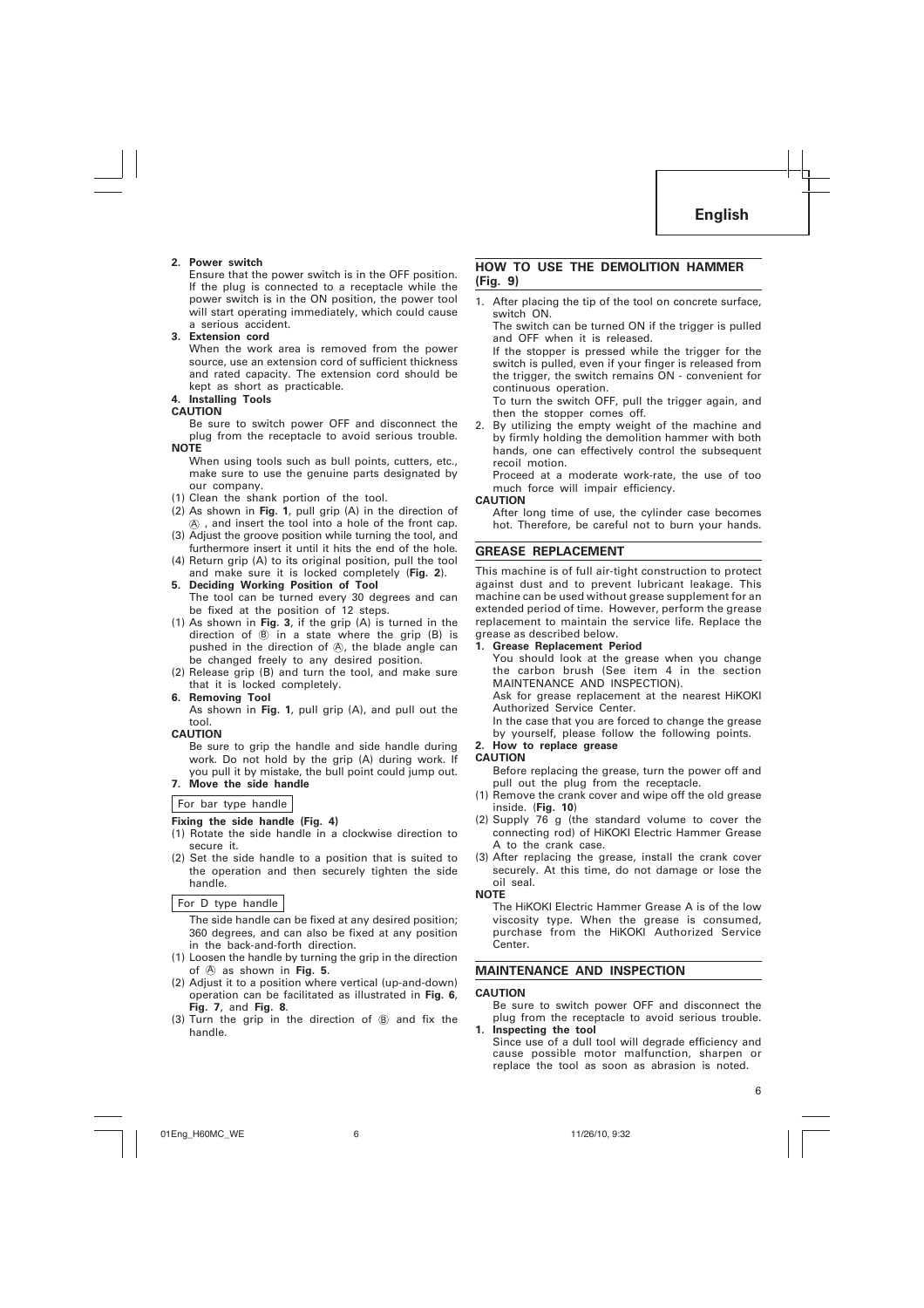**2. Power switch**

Ensure that the power switch is in the OFF position. If the plug is connected to a receptacle while the power switch is in the ON position, the power tool will start operating immediately, which could cause a serious accident.

**3. Extension cord**

When the work area is removed from the power source, use an extension cord of sufficient thickness and rated capacity. The extension cord should be kept as short as practicable.

**4. Installing Tools**

**CAUTION**

Be sure to switch power OFF and disconnect the plug from the receptacle to avoid serious trouble.

**NOTE**

When using tools such as bull points, cutters, etc., make sure to use the genuine parts designated by our company.

(1) Clean the shank portion of the tool.
(2) As shown in **Fig. 1**, pull grip (A) in the direction of Ⓐ, and insert the tool into a hole of the front cap.
(3) Adjust the groove position while turning the tool, and furthermore insert it until it hits the end of the hole.
(4) Return grip (A) to its original position, pull the tool and make sure it is locked completely (**Fig. 2**).

**5. Deciding Working Position of Tool**

The tool can be turned every 30 degrees and can be fixed at the position of 12 steps.

(1) As shown in **Fig. 3**, if the grip (A) is turned in the direction of Ⓑ in a state where the grip (B) is pushed in the direction of Ⓐ, the blade angle can be changed freely to any desired position.
(2) Release grip (B) and turn the tool, and make sure that it is locked completely.

**6. Removing Tool**

As shown in **Fig. 1**, pull grip (A), and pull out the tool.

**CAUTION**

Be sure to grip the handle and side handle during work. Do not hold by the grip (A) during work. If you pull it by mistake, the bull point could jump out.

**7. Move the side handle**

For bar type handle

**Fixing the side handle (Fig. 4)**

(1) Rotate the side handle in a clockwise direction to secure it.
(2) Set the side handle to a position that is suited to the operation and then securely tighten the side handle.

For D type handle

The side handle can be fixed at any desired position; 360 degrees, and can also be fixed at any position in the back-and-forth direction.

(1) Loosen the handle by turning the grip in the direction of Ⓐ as shown in **Fig. 5**.
(2) Adjust it to a position where vertical (up-and-down) operation can be facilitated as illustrated in **Fig. 6**, **Fig. 7**, and **Fig. 8**.
(3) Turn the grip in the direction of Ⓑ and fix the handle.

## HOW TO USE THE DEMOLITION HAMMER (Fig. 9)

1. After placing the tip of the tool on concrete surface, switch ON.

   The switch can be turned ON if the trigger is pulled and OFF when it is released.

   If the stopper is pressed while the trigger for the switch is pulled, even if your finger is released from the trigger, the switch remains ON - convenient for continuous operation.

   To turn the switch OFF, pull the trigger again, and then the stopper comes off.

2. By utilizing the empty weight of the machine and by firmly holding the demolition hammer with both hands, one can effectively control the subsequent recoil motion.

   Proceed at a moderate work-rate, the use of too much force will impair efficiency.

**CAUTION**

After long time of use, the cylinder case becomes hot. Therefore, be careful not to burn your hands.

## GREASE REPLACEMENT

This machine is of full air-tight construction to protect against dust and to prevent lubricant leakage. This machine can be used without grease supplement for an extended period of time. However, perform the grease replacement to maintain the service life. Replace the grease as described below.

**1. Grease Replacement Period**

You should look at the grease when you change the carbon brush (See item 4 in the section MAINTENANCE AND INSPECTION).

Ask for grease replacement at the nearest HiKOKI Authorized Service Center.

In the case that you are forced to change the grease by yourself, please follow the following points.

**2. How to replace grease**

**CAUTION**

Before replacing the grease, turn the power off and pull out the plug from the receptacle.

(1) Remove the crank cover and wipe off the old grease inside. (**Fig. 10**)
(2) Supply 76 g (the standard volume to cover the connecting rod) of HiKOKI Electric Hammer Grease A to the crank case.
(3) After replacing the grease, install the crank cover securely. At this time, do not damage or lose the oil seal.

**NOTE**

The HiKOKI Electric Hammer Grease A is of the low viscosity type. When the grease is consumed, purchase from the HiKOKI Authorized Service Center.

## MAINTENANCE AND INSPECTION

**CAUTION**

Be sure to switch power OFF and disconnect the plug from the receptacle to avoid serious trouble.

**1. Inspecting the tool**

Since use of a dull tool will degrade efficiency and cause possible motor malfunction, sharpen or replace the tool as soon as abrasion is noted.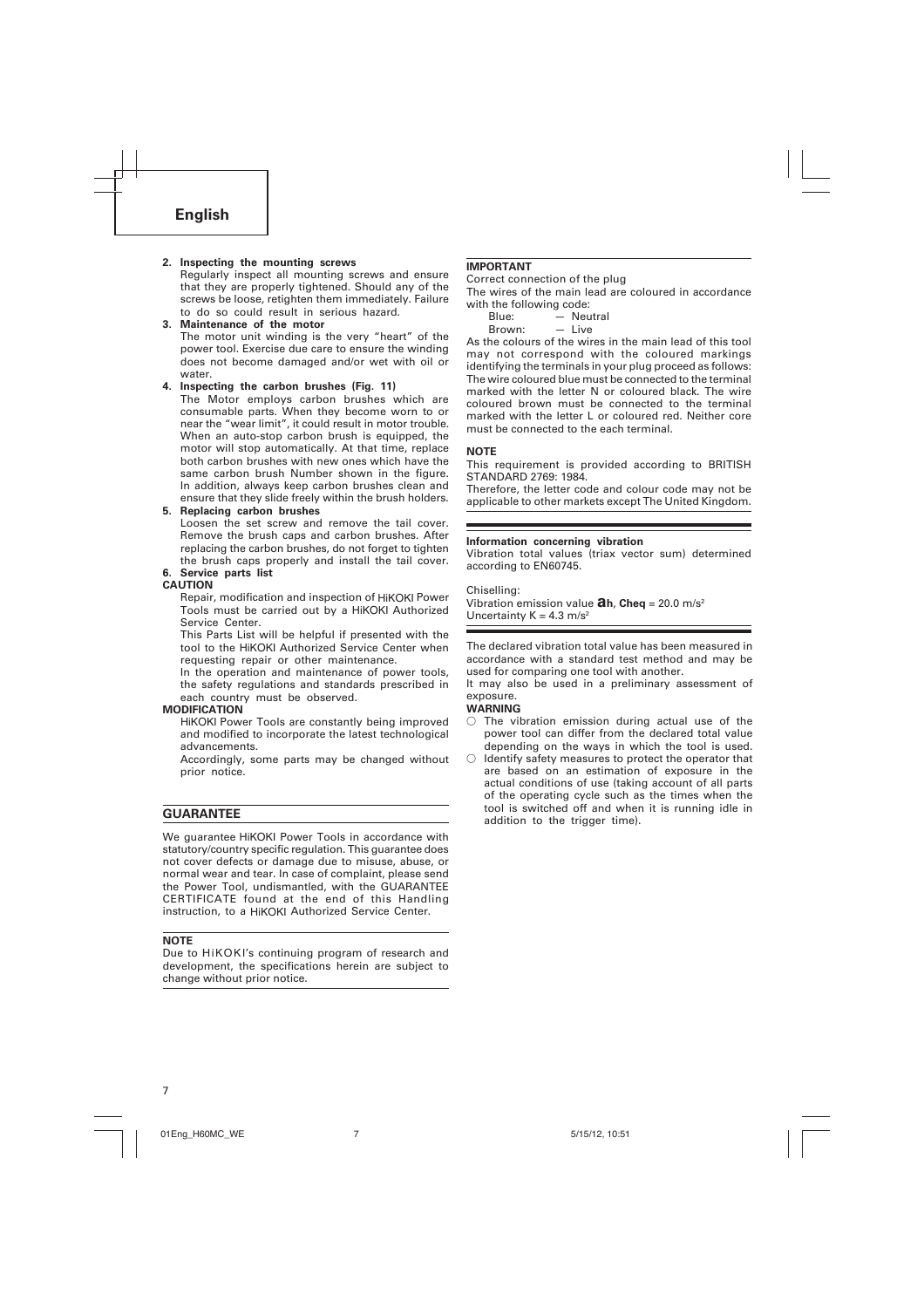2. **Inspecting the mounting screws**
   Regularly inspect all mounting screws and ensure that they are properly tightened. Should any of the screws be loose, retighten them immediately. Failure to do so could result in serious hazard.
3. **Maintenance of the motor**
   The motor unit winding is the very "heart" of the power tool. Exercise due care to ensure the winding does not become damaged and/or wet with oil or water.
4. **Inspecting the carbon brushes (Fig. 11)**
   The Motor employs carbon brushes which are consumable parts. When they become worn to or near the "wear limit", it could result in motor trouble. When an auto-stop carbon brush is equipped, the motor will stop automatically. At that time, replace both carbon brushes with new ones which have the same carbon brush Number shown in the figure. In addition, always keep carbon brushes clean and ensure that they slide freely within the brush holders.
5. **Replacing carbon brushes**
   Loosen the set screw and remove the tail cover. Remove the brush caps and carbon brushes. After replacing the carbon brushes, do not forget to tighten the brush caps properly and install the tail cover.
6. **Service parts list**

**CAUTION**

Repair, modification and inspection of HiKOKI Power Tools must be carried out by a HiKOKI Authorized Service Center.

This Parts List will be helpful if presented with the tool to the HiKOKI Authorized Service Center when requesting repair or other maintenance.

In the operation and maintenance of power tools, the safety regulations and standards prescribed in each country must be observed.

**MODIFICATION**

HiKOKI Power Tools are constantly being improved and modified to incorporate the latest technological advancements.

Accordingly, some parts may be changed without prior notice.

## GUARANTEE

We guarantee HiKOKI Power Tools in accordance with statutory/country specific regulation. This guarantee does not cover defects or damage due to misuse, abuse, or normal wear and tear. In case of complaint, please send the Power Tool, undismantled, with the GUARANTEE CERTIFICATE found at the end of this Handling instruction, to a HiKOKI Authorized Service Center.

**NOTE**

Due to HiKOKI's continuing program of research and development, the specifications herein are subject to change without prior notice.

**IMPORTANT**

Correct connection of the plug

The wires of the main lead are coloured in accordance with the following code:

Blue: — Neutral
Brown: — Live

As the colours of the wires in the main lead of this tool may not correspond with the coloured markings identifying the terminals in your plug proceed as follows:
The wire coloured blue must be connected to the terminal marked with the letter N or coloured black. The wire coloured brown must be connected to the terminal marked with the letter L or coloured red. Neither core must be connected to the each terminal.

**NOTE**

This requirement is provided according to BRITISH STANDARD 2769: 1984.

Therefore, the letter code and colour code may not be applicable to other markets except The United Kingdom.

**Information concerning vibration**

Vibration total values (triax vector sum) determined according to EN60745.

Chiselling:
Vibration emission value **$a_h$, Cheq** = 20.0 $m/s^2$
Uncertainty K = 4.3 $m/s^2$

The declared vibration total value has been measured in accordance with a standard test method and may be used for comparing one tool with another.

It may also be used in a preliminary assessment of exposure.

**WARNING**

- The vibration emission during actual use of the power tool can differ from the declared total value depending on the ways in which the tool is used.
- Identify safety measures to protect the operator that are based on an estimation of exposure in the actual conditions of use (taking account of all parts of the operating cycle such as the times when the tool is switched off and when it is running idle in addition to the trigger time).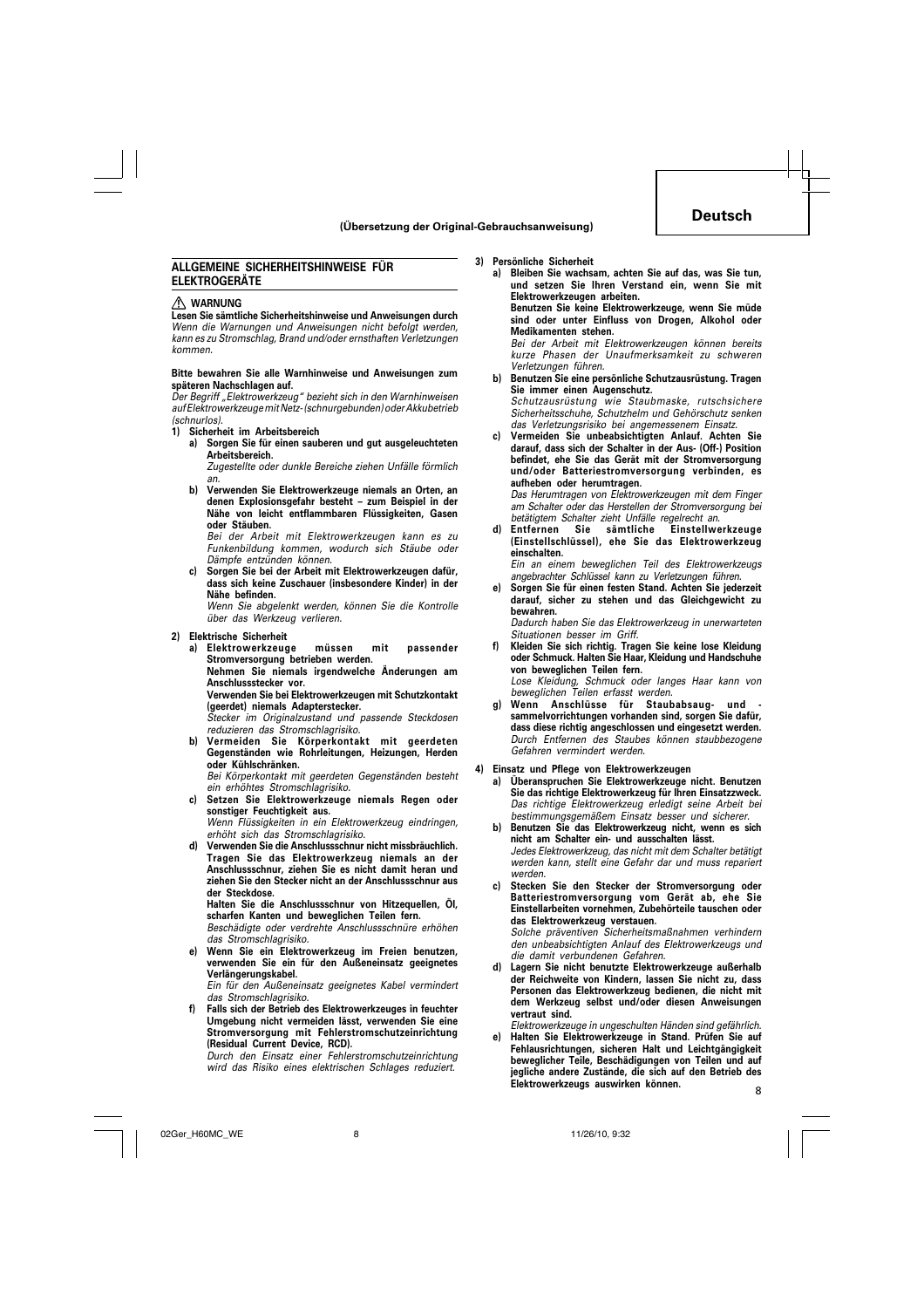(Übersetzung der Original-Gebrauchsanweisung)

## ALLGEMEINE SICHERHEITSHINWEISE FÜR ELEKTROGERÄTE

⚠ **WARNUNG**

**Lesen Sie sämtliche Sicherheitshinweise und Anweisungen durch**
*Wenn die Warnungen und Anweisungen nicht befolgt werden, kann es zu Stromschlag, Brand und/oder ernsthaften Verletzungen kommen.*

**Bitte bewahren Sie alle Warnhinweise und Anweisungen zum späteren Nachschlagen auf.**
*Der Begriff „Elektrowerkzeug" bezieht sich in den Warnhinweisen auf Elektrowerkzeuge mit Netz- (schnurgebunden) oder Akkubetrieb (schnurlos).*

1) **Sicherheit im Arbeitsbereich**
   a) **Sorgen Sie für einen sauberen und gut ausgeleuchteten Arbeitsbereich.**
   *Zugestellte oder dunkle Bereiche ziehen Unfälle förmlich an.*
   b) **Verwenden Sie Elektrowerkzeuge niemals an Orten, an denen Explosionsgefahr besteht – zum Beispiel in der Nähe von leicht entflammbaren Flüssigkeiten, Gasen oder Stäuben.**
   *Bei der Arbeit mit Elektrowerkzeugen kann es zu Funkenbildung kommen, wodurch sich Stäube oder Dämpfe entzünden können.*
   c) **Sorgen Sie bei der Arbeit mit Elektrowerkzeugen dafür, dass sich keine Zuschauer (insbesondere Kinder) in der Nähe befinden.**
   *Wenn Sie abgelenkt werden, können Sie die Kontrolle über das Werkzeug verlieren.*

2) **Elektrische Sicherheit**
   a) **Elektrowerkzeuge müssen mit passender Stromversorgung betrieben werden.**
   **Nehmen Sie niemals irgendwelche Änderungen am Anschlussstecker vor.**
   **Verwenden Sie bei Elektrowerkzeugen mit Schutzkontakt (geerdet) niemals Adapterstecker.**
   *Stecker im Originalzustand und passende Steckdosen reduzieren das Stromschlagrisiko.*
   b) **Vermeiden Sie Körperkontakt mit geerdeten Gegenständen wie Rohrleitungen, Heizungen, Herden oder Kühlschränken.**
   *Bei Körperkontakt mit geerdeten Gegenständen besteht ein erhöhtes Stromschlagrisiko.*
   c) **Setzen Sie Elektrowerkzeuge niemals Regen oder sonstiger Feuchtigkeit aus.**
   *Wenn Flüssigkeiten in ein Elektrowerkzeug eindringen, erhöht sich das Stromschlagrisiko.*
   d) **Verwenden Sie die Anschlussschnur nicht missbräuchlich. Tragen Sie das Elektrowerkzeug niemals an der Anschlussschnur, ziehen Sie es nicht damit heran und ziehen Sie den Stecker nicht an der Anschlussschnur aus der Steckdose.**
   **Halten Sie die Anschlussschnur von Hitzequellen, Öl, scharfen Kanten und beweglichen Teilen fern.**
   *Beschädigte oder verdrehte Anschlussschnüre erhöhen das Stromschlagrisiko.*
   e) **Wenn Sie ein Elektrowerkzeug im Freien benutzen, verwenden Sie ein für den Außeneinsatz geeignetes Verlängerungskabel.**
   *Ein für den Außeneinsatz geeignetes Kabel vermindert das Stromschlagrisiko.*
   f) **Falls sich der Betrieb des Elektrowerkzeuges in feuchter Umgebung nicht vermeiden lässt, verwenden Sie eine Stromversorgung mit Fehlerstromschutzeinrichtung (Residual Current Device, RCD).**
   *Durch den Einsatz einer Fehlerstromschutzeinrichtung wird das Risiko eines elektrischen Schlages reduziert.*

3) **Persönliche Sicherheit**
   a) **Bleiben Sie wachsam, achten Sie auf das, was Sie tun, und setzen Sie Ihren Verstand ein, wenn Sie mit Elektrowerkzeugen arbeiten.**
   **Benutzen Sie keine Elektrowerkzeuge, wenn Sie müde sind oder unter Einfluss von Drogen, Alkohol oder Medikamenten stehen.**
   *Bei der Arbeit mit Elektrowerkzeugen können bereits kurze Phasen der Unaufmerksamkeit zu schweren Verletzungen führen.*
   b) **Benutzen Sie eine persönliche Schutzausrüstung. Tragen Sie immer einen Augenschutz.**
   *Schutzausrüstung wie Staubmaske, rutschsichere Sicherheitsschuhe, Schutzhelm und Gehörschutz senken das Verletzungsrisiko bei angemessenem Einsatz.*
   c) **Vermeiden Sie unbeabsichtigten Anlauf. Achten Sie darauf, dass sich der Schalter in der Aus- (Off-) Position befindet, ehe Sie das Gerät mit der Stromversorgung und/oder Batteriestromversorgung verbinden, es aufheben oder herumtragen.**
   *Das Herumtragen von Elektrowerkzeugen mit dem Finger am Schalter oder das Herstellen der Stromversorgung bei betätigtem Schalter zieht Unfälle regelrecht an.*
   d) **Entfernen Sie sämtliche Einstellwerkzeuge (Einstellschlüssel), ehe Sie das Elektrowerkzeug einschalten.**
   *Ein an einem beweglichen Teil des Elektrowerkzeugs angebrachter Schlüssel kann zu Verletzungen führen.*
   e) **Sorgen Sie für einen festen Stand. Achten Sie jederzeit darauf, sicher zu stehen und das Gleichgewicht zu bewahren.**
   *Dadurch haben Sie das Elektrowerkzeug in unerwarteten Situationen besser im Griff.*
   f) **Kleiden Sie sich richtig. Tragen Sie keine lose Kleidung oder Schmuck. Halten Sie Haar, Kleidung und Handschuhe von beweglichen Teilen fern.**
   *Lose Kleidung, Schmuck oder langes Haar kann von beweglichen Teilen erfasst werden.*
   g) **Wenn Anschlüsse für Staubabsaug- und -sammelvorrichtungen vorhanden sind, sorgen Sie dafür, dass diese richtig angeschlossen und eingesetzt werden.**
   *Durch Entfernen des Staubes können staubbezogene Gefahren vermindert werden.*

4) **Einsatz und Pflege von Elektrowerkzeugen**
   a) **Überanspruchen Sie Elektrowerkzeuge nicht. Benutzen Sie das richtige Elektrowerkzeug für Ihren Einsatzzweck.**
   *Das richtige Elektrowerkzeug erledigt seine Arbeit bei bestimmungsgemäßem Einsatz besser und sicherer.*
   b) **Benutzen Sie das Elektrowerkzeug nicht, wenn es sich nicht am Schalter ein- und ausschalten lässt.**
   *Jedes Elektrowerkzeug, das nicht mit dem Schalter betätigt werden kann, stellt eine Gefahr dar und muss repariert werden.*
   c) **Stecken Sie den Stecker der Stromversorgung oder Batteriestromversorgung vom Gerät ab, ehe Sie Einstellarbeiten vornehmen, Zubehörteile tauschen oder das Elektrowerkzeug verstauen.**
   *Solche präventiven Sicherheitsmaßnahmen verhindern den unbeabsichtigten Anlauf des Elektrowerkzeugs und die damit verbundenen Gefahren.*
   d) **Lagern Sie nicht benutzte Elektrowerkzeuge außerhalb der Reichweite von Kindern, lassen Sie nicht zu, dass Personen das Elektrowerkzeug bedienen, die nicht mit dem Werkzeug selbst und/oder diesen Anweisungen vertraut sind.**
   *Elektrowerkzeuge in ungeschulten Händen sind gefährlich.*
   e) **Halten Sie Elektrowerkzeuge in Stand. Prüfen Sie auf Fehlausrichtungen, sicheren Halt und Leichtgängigkeit beweglicher Teile, Beschädigungen von Teilen und auf jegliche andere Zustände, die sich auf den Betrieb des Elektrowerkzeugs auswirken können.**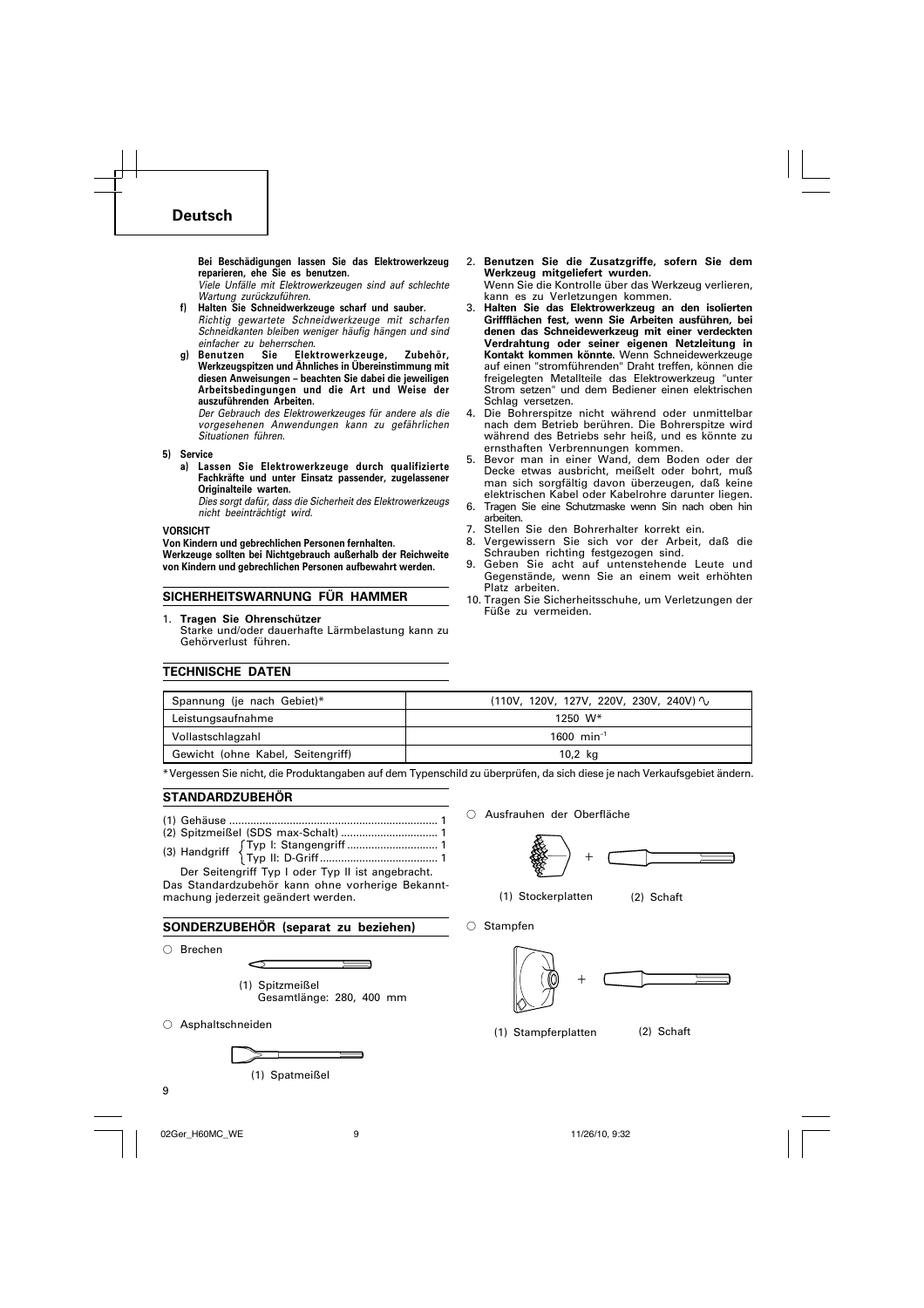## Deutsch

Bei Beschädigungen lassen Sie das Elektrowerkzeug reparieren, ehe Sie es benutzen.

*Viele Unfälle mit Elektrowerkzeugen sind auf schlechte Wartung zurückzuführen.*

**f) Halten Sie Schneidwerkzeuge scharf und sauber.**

*Richtig gewartete Schneidwerkzeuge mit scharfen Schneidkanten bleiben weniger häufig hängen und sind einfacher zu beherrschen.*

**g) Benutzen Sie Elektrowerkzeuge, Zubehör, Werkzeugspitzen und Ähnliches in Übereinstimmung mit diesen Anweisungen – beachten Sie dabei die jeweiligen Arbeitsbedingungen und die Art und Weise der auszuführenden Arbeiten.**

*Der Gebrauch des Elektrowerkzeuges für andere als die vorgesehenen Anwendungen kann zu gefährlichen Situationen führen.*

**5) Service**

**a) Lassen Sie Elektrowerkzeuge durch qualifizierte Fachkräfte und unter Einsatz passender, zugelassener Originalteile warten.**

*Dies sorgt dafür, dass die Sicherheit des Elektrowerkzeugs nicht beeinträchtigt wird.*

**VORSICHT**

**Von Kindern und gebrechlichen Personen fernhalten.**

**Werkzeuge sollten bei Nichtgebrauch außerhalb der Reichweite von Kindern und gebrechlichen Personen aufbewahrt werden.**

## SICHERHEITSWARNUNG FÜR HAMMER

1. **Tragen Sie Ohrenschützer**
   Starke und/oder dauerhafte Lärmbelastung kann zu Gehörverlust führen.
2. **Benutzen Sie die Zusatzgriffe, sofern Sie dem Werkzeug mitgeliefert wurden.**
   Wenn Sie die Kontrolle über das Werkzeug verlieren, kann es zu Verletzungen kommen.
3. **Halten Sie das Elektrowerkzeug an den isolierten Griffflächen fest, wenn Sie Arbeiten ausführen, bei denen das Schneidewerkzeug mit einer verdeckten Verdrahtung oder seiner eigenen Netzleitung in Kontakt kommen könnte.** Wenn Schneidewerkzeuge auf einen "stromführenden" Draht treffen, können die freigelegten Metallteile das Elektrowerkzeug "unter Strom setzen" und dem Bediener einen elektrischen Schlag versetzen.
4. Die Bohrerspitze nicht während oder unmittelbar nach dem Betrieb berühren. Die Bohrerspitze wird während des Betriebs sehr heiß, und es könnte zu ernsthaften Verbrennungen kommen.
5. Bevor man in einer Wand, dem Boden oder der Decke etwas ausbricht, meißelt oder bohrt, muß man sich sorgfältig davon überzeugen, daß keine elektrischen Kabel oder Kabelrohre darunter liegen.
6. Tragen Sie eine Schutzmaske wenn Sin nach oben hin arbeiten.
7. Stellen Sie den Bohrerhalter korrekt ein.
8. Vergewissern Sie sich vor der Arbeit, daß die Schrauben richting festgezogen sind.
9. Geben Sie acht auf untenstehende Leute und Gegenstände, wenn Sie an einem weit erhöhten Platz arbeiten.
10. Tragen Sie Sicherheitsschuhe, um Verletzungen der Füße zu vermeiden.

## TECHNISCHE DATEN

| Spannung (je nach Gebiet)* | (110V, 120V, 127V, 220V, 230V, 240V) ∿ |
|---|---|
| Leistungsaufnahme | 1250 W* |
| Vollastschlagzahl | 1600 $min^{-1}$ |
| Gewicht (ohne Kabel, Seitengriff) | 10,2 kg |

*Vergessen Sie nicht, die Produktangaben auf dem Typenschild zu überprüfen, da sich diese je nach Verkaufsgebiet ändern.

## STANDARDZUBEHÖR

(1) Gehäuse .................................................................... 1
(2) Spitzmeißel (SDS max-Schalt) ................................ 1
(3) Handgriff { Typ I: Stangengriff .............................. 1
Typ II: D-Griff ....................................... 1 }

Der Seitengriff Typ I oder Typ II ist angebracht.

Das Standardzubehör kann ohne vorherige Bekanntmachung jederzeit geändert werden.

## SONDERZUBEHÖR (separat zu beziehen)

○ Brechen

(1) Spitzmeißel
Gesamtlänge: 280, 400 mm

○ Asphaltschneiden

(1) Spatmeißel

○ Ausfrauhen der Oberfläche

(1) Stockerplatten (2) Schaft

○ Stampfen

(1) Stampferplatten (2) Schaft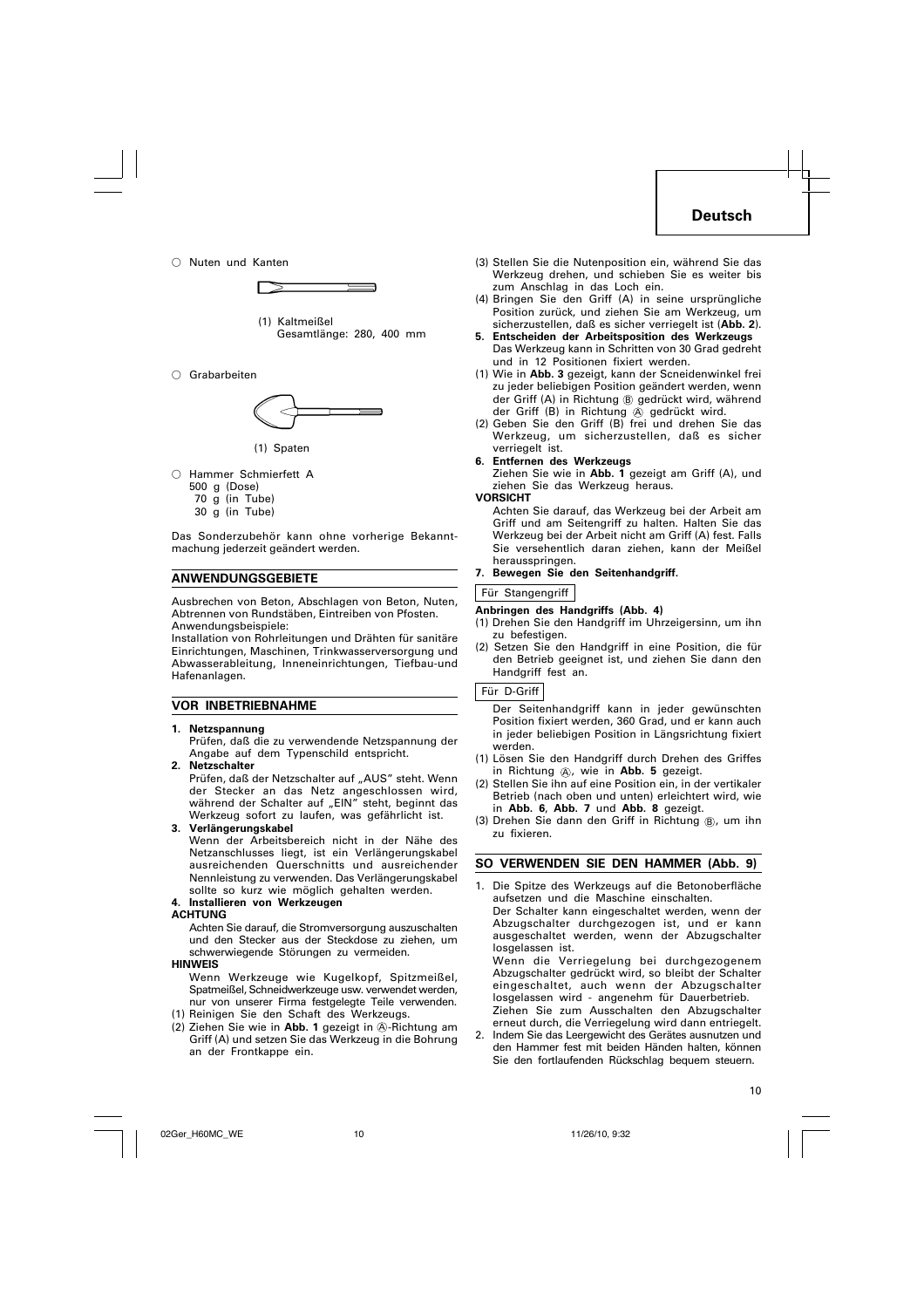○ Nuten und Kanten

(1) Kaltmeißel
Gesamtlänge: 280, 400 mm

○ Grabarbeiten

(1) Spaten

○ Hammer Schmierfett A
500 g (Dose)
70 g (in Tube)
30 g (in Tube)

Das Sonderzubehör kann ohne vorherige Bekanntmachung jederzeit geändert werden.

## ANWENDUNGSGEBIETE

Ausbrechen von Beton, Abschlagen von Beton, Nuten, Abtrennen von Rundstäben, Eintreiben von Pfosten.
Anwendungsbeispiele:
Installation von Rohrleitungen und Drähten für sanitäre Einrichtungen, Maschinen, Trinkwasserversorgung und Abwasserableitung, Inneneinrichtungen, Tiefbau-und Hafenanlagen.

## VOR INBETRIEBNAHME

**1. Netzspannung**
Prüfen, daß die zu verwendende Netzspannung der Angabe auf dem Typenschild entspricht.

**2. Netzschalter**
Prüfen, daß der Netzschalter auf „AUS" steht. Wenn der Stecker an das Netz angeschlossen wird, während der Schalter auf „EIN" steht, beginnt das Werkzeug sofort zu laufen, was gefährlicht ist.

**3. Verlängerungskabel**
Wenn der Arbeitsbereich nicht in der Nähe des Netzanschlusses liegt, ist ein Verlängerungskabel ausreichenden Querschnitts und ausreichender Nennleistung zu verwenden. Das Verlängerungskabel sollte so kurz wie möglich gehalten werden.

**4. Installieren von Werkzeugen**

**ACHTUNG**
Achten Sie darauf, die Stromversorgung auszuschalten und den Stecker aus der Steckdose zu ziehen, um schwerwiegende Störungen zu vermeiden.

**HINWEIS**
Wenn Werkzeuge wie Kugelkopf, Spitzmeißel, Spatmeißel, Schneidwerkzeuge usw. verwendet werden, nur von unserer Firma festgelegte Teile verwenden.

(1) Reinigen Sie den Schaft des Werkzeugs.
(2) Ziehen Sie wie in **Abb. 1** gezeigt in Ⓐ-Richtung am Griff (A) und setzen Sie das Werkzeug in die Bohrung an der Frontkappe ein.
(3) Stellen Sie die Nutenposition ein, während Sie das Werkzeug drehen, und schieben Sie es weiter bis zum Anschlag in das Loch ein.
(4) Bringen Sie den Griff (A) in seine ursprüngliche Position zurück, und ziehen Sie am Werkzeug, um sicherzustellen, daß es sicher verriegelt ist (**Abb. 2**).

**5. Entscheiden der Arbeitsposition des Werkzeugs**
Das Werkzeug kann in Schritten von 30 Grad gedreht und in 12 Positionen fixiert werden.

(1) Wie in **Abb. 3** gezeigt, kann der Scneidenwinkel frei zu jeder beliebigen Position geändert werden, wenn der Griff (A) in Richtung Ⓑ gedrückt wird, während der Griff (B) in Richtung Ⓐ gedrückt wird.
(2) Geben Sie den Griff (B) frei und drehen Sie das Werkzeug, um sicherzustellen, daß es sicher verriegelt ist.

**6. Entfernen des Werkzeugs**
Ziehen Sie wie in **Abb. 1** gezeigt am Griff (A), und ziehen Sie das Werkzeug heraus.

**VORSICHT**
Achten Sie darauf, das Werkzeug bei der Arbeit am Griff und am Seitengriff zu halten. Halten Sie das Werkzeug bei der Arbeit nicht am Griff (A) fest. Falls Sie versehentlich daran ziehen, kann der Meißel herausspringen.

**7. Bewegen Sie den Seitenhandgriff.**

Für Stangengriff

**Anbringen des Handgriffs (Abb. 4)**
(1) Drehen Sie den Handgriff im Uhrzeigersinn, um ihn zu befestigen.
(2) Setzen Sie den Handgriff in eine Position, die für den Betrieb geeignet ist, und ziehen Sie dann den Handgriff fest an.

Für D-Griff

Der Seitenhandgriff kann in jeder gewünschten Position fixiert werden, 360 Grad, und er kann auch in jeder beliebigen Position in Längsrichtung fixiert werden.

(1) Lösen Sie den Handgriff durch Drehen des Griffes in Richtung Ⓐ, wie in **Abb. 5** gezeigt.
(2) Stellen Sie ihn auf eine Position ein, in der vertikaler Betrieb (nach oben und unten) erleichtert wird, wie in **Abb. 6**, **Abb. 7** und **Abb. 8** gezeigt.
(3) Drehen Sie dann den Griff in Richtung Ⓑ, um ihn zu fixieren.

## SO VERWENDEN SIE DEN HAMMER (Abb. 9)

1. Die Spitze des Werkzeugs auf die Betonoberfläche aufsetzen und die Maschine einschalten.
   Der Schalter kann eingeschaltet werden, wenn der Abzugschalter durchgezogen ist, und er kann ausgeschaltet werden, wenn der Abzugschalter losgelassen ist.
   Wenn die Verriegelung bei durchgezogenem Abzugschalter gedrückt wird, so bleibt der Schalter eingeschaltet, auch wenn der Abzugschalter losgelassen wird - angenehm für Dauerbetrieb.
   Ziehen Sie zum Ausschalten den Abzugschalter erneut durch, die Verriegelung wird dann entriegelt.
2. Indem Sie das Leergewicht des Gerätes ausnutzen und den Hammer fest mit beiden Händen halten, können Sie den fortlaufenden Rückschlag bequem steuern.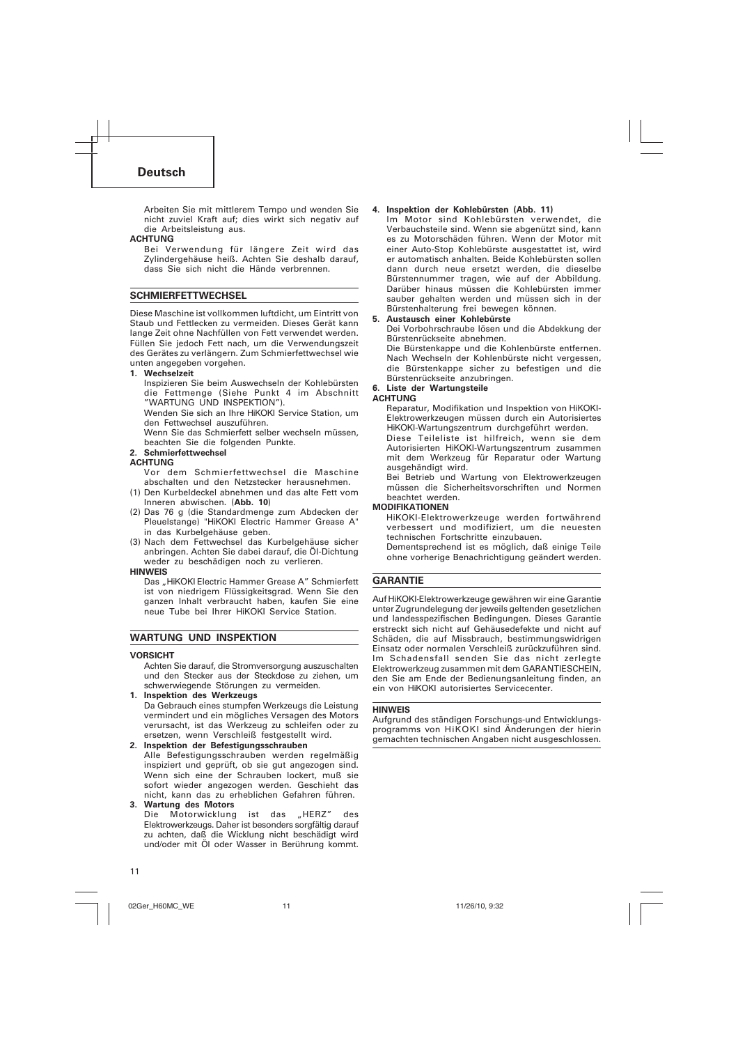Arbeiten Sie mit mittlerem Tempo und wenden Sie nicht zuviel Kraft auf; dies wirkt sich negativ auf die Arbeitsleistung aus.

**ACHTUNG**

Bei Verwendung für längere Zeit wird das Zylindergehäuse heiß. Achten Sie deshalb darauf, dass Sie sich nicht die Hände verbrennen.

## SCHMIERFETTWECHSEL

Diese Maschine ist vollkommen luftdicht, um Eintritt von Staub und Fettlecken zu vermeiden. Dieses Gerät kann lange Zeit ohne Nachfüllen von Fett verwendet werden. Füllen Sie jedoch Fett nach, um die Verwendungszeit des Gerätes zu verlängern. Zum Schmierfettwechsel wie unten angegeben vorgehen.

**1. Wechselzeit**

Inspizieren Sie beim Auswechseln der Kohlebürsten die Fettmenge (Siehe Punkt 4 im Abschnitt "WARTUNG UND INSPEKTION").

Wenden Sie sich an Ihre HiKOKI Service Station, um den Fettwechsel auszuführen.

Wenn Sie das Schmierfett selber wechseln müssen, beachten Sie die folgenden Punkte.

**2. Schmierfettwechsel**

**ACHTUNG**

Vor dem Schmierfettwechsel die Maschine abschalten und den Netzstecker herausnehmen.

(1) Den Kurbeldeckel abnehmen und das alte Fett vom Inneren abwischen. (**Abb. 10**)

(2) Das 76 g (die Standardmenge zum Abdecken der Pleuelstange) "HiKOKI Electric Hammer Grease A" in das Kurbelgehäuse geben.

(3) Nach dem Fettwechsel das Kurbelgehäuse sicher anbringen. Achten Sie dabei darauf, die Öl-Dichtung weder zu beschädigen noch zu verlieren.

**HINWEIS**

Das „HiKOKI Electric Hammer Grease A" Schmierfett ist von niedrigem Flüssigkeitsgrad. Wenn Sie den ganzen Inhalt verbraucht haben, kaufen Sie eine neue Tube bei Ihrer HiKOKI Service Station.

## WARTUNG UND INSPEKTION

**VORSICHT**

Achten Sie darauf, die Stromversorgung auszuschalten und den Stecker aus der Steckdose zu ziehen, um schwerwiegende Störungen zu vermeiden.

**1. Inspektion des Werkzeugs**

Da Gebrauch eines stumpfen Werkzeugs die Leistung vermindert und ein mögliches Versagen des Motors verursacht, ist das Werkzeug zu schleifen oder zu ersetzen, wenn Verschleiß festgestellt wird.

**2. Inspektion der Befestigungsschrauben**

Alle Befestigungsschrauben werden regelmäßig inspiziert und geprüft, ob sie gut angezogen sind. Wenn sich eine der Schrauben lockert, muß sie sofort wieder angezogen werden. Geschieht das nicht, kann das zu erheblichen Gefahren führen.

**3. Wartung des Motors**

Die Motorwicklung ist das „HERZ" des Elektrowerkzeugs. Daher ist besonders sorgfältig darauf zu achten, daß die Wicklung nicht beschädigt wird und/oder mit Öl oder Wasser in Berührung kommt.

**4. Inspektion der Kohlebürsten (Abb. 11)**

Im Motor sind Kohlebürsten verwendet, die Verbauchsteile sind. Wenn sie abgenützt sind, kann es zu Motorschäden führen. Wenn der Motor mit einer Auto-Stop Kohlebürste ausgestattet ist, wird er automatisch anhalten. Beide Kohlebürsten sollen dann durch neue ersetzt werden, die dieselbe Bürstennummer tragen, wie auf der Abbildung. Darüber hinaus müssen die Kohlebürsten immer sauber gehalten werden und müssen sich in der Bürstenhalterung frei bewegen können.

**5. Austausch einer Kohlebürste**

Dei Vorbohrschraube lösen und die Abdekkung der Bürstenrückseite abnehmen.

Die Bürstenkappe und die Kohlenbürste entfernen. Nach Wechseln der Kohlenbürste nicht vergessen, die Bürstenkappe sicher zu befestigen und die Bürstenrückseite anzubringen.

**6. Liste der Wartungsteile**

**ACHTUNG**

Reparatur, Modifikation und Inspektion von HiKOKI-Elektrowerkzeugen müssen durch ein Autorisiertes HiKOKI-Wartungszentrum durchgeführt werden.

Diese Teileliste ist hilfreich, wenn sie dem Autorisierten HiKOKI-Wartungszentrum zusammen mit dem Werkzeug für Reparatur oder Wartung ausgehändigt wird.

Bei Betrieb und Wartung von Elektrowerkzeugen müssen die Sicherheitsvorschriften und Normen beachtet werden.

**MODIFIKATIONEN**

HiKOKI-Elektrowerkzeuge werden fortwährend verbessert und modifiziert, um die neuesten technischen Fortschritte einzubauen.

Dementsprechend ist es möglich, daß einige Teile ohne vorherige Benachrichtigung geändert werden.

## GARANTIE

Auf HiKOKI-Elektrowerkzeuge gewähren wir eine Garantie unter Zugrundelegung der jeweils geltenden gesetzlichen und landesspezifischen Bedingungen. Dieses Garantie erstreckt sich nicht auf Gehäusedefekte und nicht auf Schäden, die auf Missbrauch, bestimmungswidrigen Einsatz oder normalen Verschleiß zurückzuführen sind. Im Schadensfall senden Sie das nicht zerlegte Elektrowerkzeug zusammen mit dem GARANTIESCHEIN, den Sie am Ende der Bedienungsanleitung finden, an ein von HiKOKI autorisiertes Servicecenter.

**HINWEIS**

Aufgrund des ständigen Forschungs-und Entwicklungsprogramms von HiKOKI sind Änderungen der hierin gemachten technischen Angaben nicht ausgeschlossen.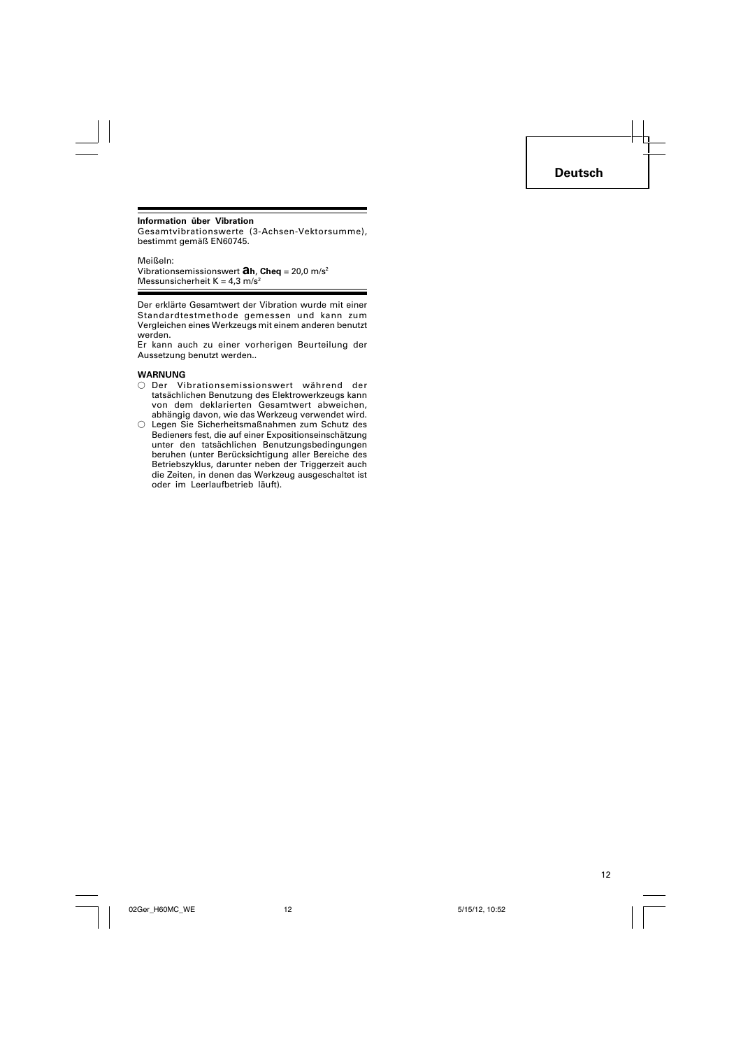**Information über Vibration**

Gesamtvibrationswerte (3-Achsen-Vektorsumme), bestimmt gemäß EN60745.

Meißeln:
Vibrationsemissionswert $a_h$, **Cheq** = 20,0 $m/s^2$
Messunsicherheit K = 4,3 $m/s^2$

Der erklärte Gesamtwert der Vibration wurde mit einer Standardtestmethode gemessen und kann zum Vergleichen eines Werkzeugs mit einem anderen benutzt werden.
Er kann auch zu einer vorherigen Beurteilung der Aussetzung benutzt werden..

**WARNUNG**

- Der Vibrationsemissionswert während der tatsächlichen Benutzung des Elektrowerkzeugs kann von dem deklarierten Gesamtwert abweichen, abhängig davon, wie das Werkzeug verwendet wird.
- Legen Sie Sicherheitsmaßnahmen zum Schutz des Bedieners fest, die auf einer Expositionseinschätzung unter den tatsächlichen Benutzungsbedingungen beruhen (unter Berücksichtigung aller Bereiche des Betriebszyklus, darunter neben der Triggerzeit auch die Zeiten, in denen das Werkzeug ausgeschaltet ist oder im Leerlaufbetrieb läuft).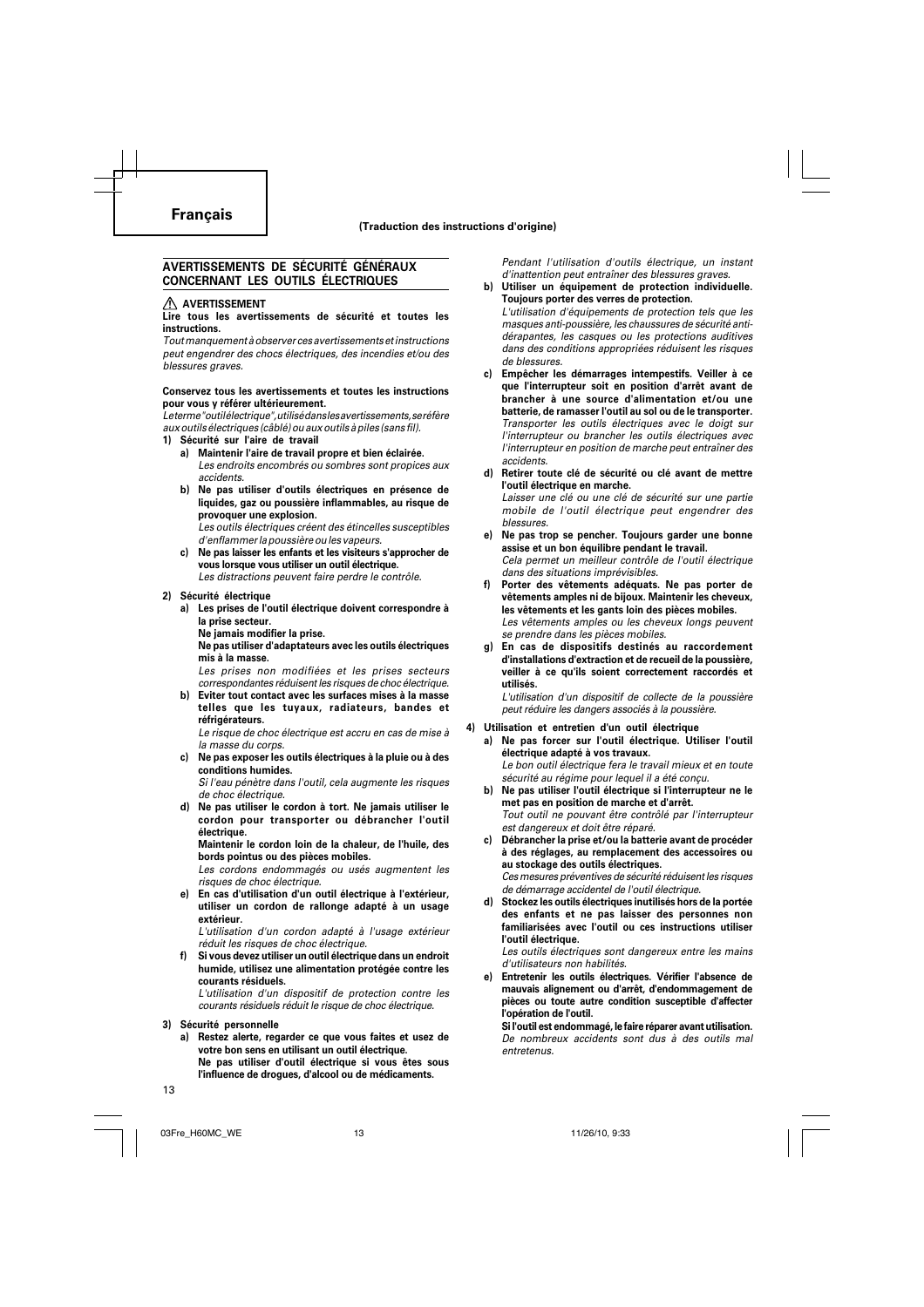Français

**(Traduction des instructions d'origine)**

## AVERTISSEMENTS DE SÉCURITÉ GÉNÉRAUX CONCERNANT LES OUTILS ÉLECTRIQUES

⚠ **AVERTISSEMENT**

**Lire tous les avertissements de sécurité et toutes les instructions.**

*Tout manquement à observer ces avertissements et instructions peut engendrer des chocs électriques, des incendies et/ou des blessures graves.*

**Conservez tous les avertissements et toutes les instructions pour vous y référer ultérieurement.**

*Le terme "outil électrique", utilisé dans les avertissements, se réfère aux outils électriques (câblé) ou aux outils à piles (sans fil).*

1) **Sécurité sur l'aire de travail**
   a) **Maintenir l'aire de travail propre et bien éclairée.**
      *Les endroits encombrés ou sombres sont propices aux accidents.*
   b) **Ne pas utiliser d'outils électriques en présence de liquides, gaz ou poussière inflammables, au risque de provoquer une explosion.**
      *Les outils électriques créent des étincelles susceptibles d'enflammer la poussière ou les vapeurs.*
   c) **Ne pas laisser les enfants et les visiteurs s'approcher de vous lorsque vous utiliser un outil électrique.**
      *Les distractions peuvent faire perdre le contrôle.*

2) **Sécurité électrique**
   a) **Les prises de l'outil électrique doivent correspondre à la prise secteur.**
      **Ne jamais modifier la prise.**
      **Ne pas utiliser d'adaptateurs avec les outils électriques mis à la masse.**
      *Les prises non modifiées et les prises secteurs correspondantes réduisent les risques de choc électrique.*
   b) **Eviter tout contact avec les surfaces mises à la masse telles que les tuyaux, radiateurs, bandes et réfrigérateurs.**
      *Le risque de choc électrique est accru en cas de mise à la masse du corps.*
   c) **Ne pas exposer les outils électriques à la pluie ou à des conditions humides.**
      *Si l'eau pénètre dans l'outil, cela augmente les risques de choc électrique.*
   d) **Ne pas utiliser le cordon à tort. Ne jamais utiliser le cordon pour transporter ou débrancher l'outil électrique.**
      **Maintenir le cordon loin de la chaleur, de l'huile, des bords pointus ou des pièces mobiles.**
      *Les cordons endommagés ou usés augmentent les risques de choc électrique.*
   e) **En cas d'utilisation d'un outil électrique à l'extérieur, utiliser un cordon de rallonge adapté à un usage extérieur.**
      *L'utilisation d'un cordon adapté à l'usage extérieur réduit les risques de choc électrique.*
   f) **Si vous devez utiliser un outil électrique dans un endroit humide, utilisez une alimentation protégée contre les courants résiduels.**
      *L'utilisation d'un dispositif de protection contre les courants résiduels réduit le risque de choc électrique.*

3) **Sécurité personnelle**
   a) **Restez alerte, regarder ce que vous faites et usez de votre bon sens en utilisant un outil électrique.**
      **Ne pas utiliser d'outil électrique si vous êtes sous l'influence de drogues, d'alcool ou de médicaments.**
      *Pendant l'utilisation d'outils électrique, un instant d'inattention peut entraîner des blessures graves.*
   b) **Utiliser un équipement de protection individuelle. Toujours porter des verres de protection.**
      *L'utilisation d'équipements de protection tels que les masques anti-poussière, les chaussures de sécurité anti-dérapantes, les casques ou les protections auditives dans des conditions appropriées réduisent les risques de blessures.*
   c) **Empêcher les démarrages intempestifs. Veiller à ce que l'interrupteur soit en position d'arrêt avant de brancher à une source d'alimentation et/ou une batterie, de ramasser l'outil au sol ou de le transporter.**
      *Transporter les outils électriques avec le doigt sur l'interrupteur ou brancher les outils électriques avec l'interrupteur en position de marche peut entraîner des accidents.*
   d) **Retirer toute clé de sécurité ou clé avant de mettre l'outil électrique en marche.**
      *Laisser une clé ou une clé de sécurité sur une partie mobile de l'outil électrique peut engendrer des blessures.*
   e) **Ne pas trop se pencher. Toujours garder une bonne assise et un bon équilibre pendant le travail.**
      *Cela permet un meilleur contrôle de l'outil électrique dans des situations imprévisibles.*
   f) **Porter des vêtements adéquats. Ne pas porter de vêtements amples ni de bijoux. Maintenir les cheveux, les vêtements et les gants loin des pièces mobiles.**
      *Les vêtements amples ou les cheveux longs peuvent se prendre dans les pièces mobiles.*
   g) **En cas de dispositifs destinés au raccordement d'installations d'extraction et de recueil de la poussière, veiller à ce qu'ils soient correctement raccordés et utilisés.**
      *L'utilisation d'un dispositif de collecte de la poussière peut réduire les dangers associés à la poussière.*

4) **Utilisation et entretien d'un outil électrique**
   a) **Ne pas forcer sur l'outil électrique. Utiliser l'outil électrique adapté à vos travaux.**
      *Le bon outil électrique fera le travail mieux et en toute sécurité au régime pour lequel il a été conçu.*
   b) **Ne pas utiliser l'outil électrique si l'interrupteur ne le met pas en position de marche et d'arrêt.**
      *Tout outil ne pouvant être contrôlé par l'interrupteur est dangereux et doit être réparé.*
   c) **Débrancher la prise et/ou la batterie avant de procéder à des réglages, au remplacement des accessoires ou au stockage des outils électriques.**
      *Ces mesures préventives de sécurité réduisent les risques de démarrage accidentel de l'outil électrique.*
   d) **Stockez les outils électriques inutilisés hors de la portée des enfants et ne pas laisser des personnes non familiarisées avec l'outil ou ces instructions utiliser l'outil électrique.**
      *Les outils électriques sont dangereux entre les mains d'utilisateurs non habilités.*
   e) **Entretenir les outils électriques. Vérifier l'absence de mauvais alignement ou d'arrêt, d'endommagement de pièces ou toute autre condition susceptible d'affecter l'opération de l'outil.**
      **Si l'outil est endommagé, le faire réparer avant utilisation.**
      *De nombreux accidents sont dus à des outils mal entretenus.*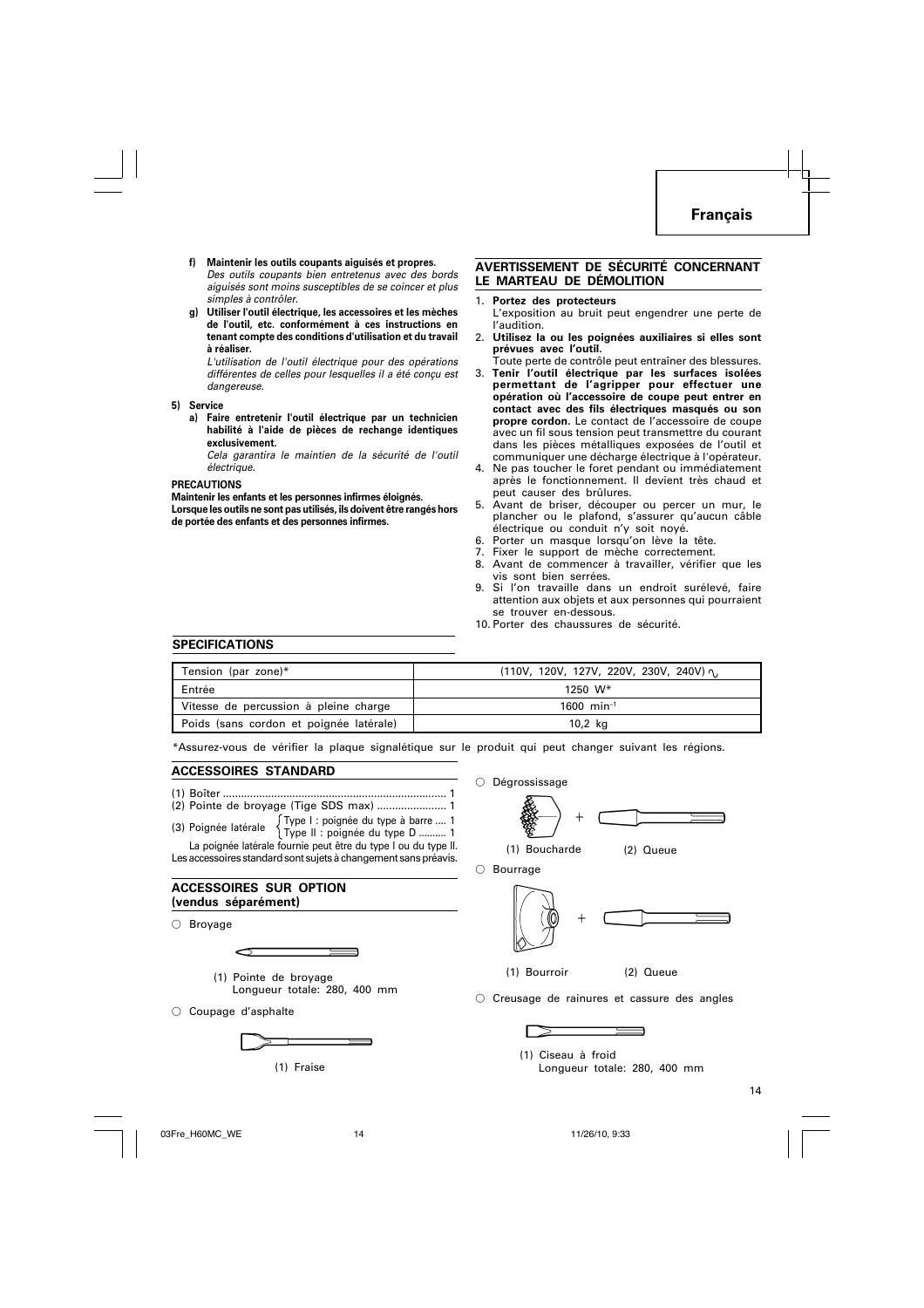**f) Maintenir les outils coupants aiguisés et propres.**
*Des outils coupants bien entretenus avec des bords aiguisés sont moins susceptibles de se coincer et plus simples à contrôler.*

**g) Utiliser l'outil électrique, les accessoires et les mèches de l'outil, etc. conformément à ces instructions en tenant compte des conditions d'utilisation et du travail à réaliser.**
*L'utilisation de l'outil électrique pour des opérations différentes de celles pour lesquelles il a été conçu est dangereuse.*

**5) Service**

**a) Faire entretenir l'outil électrique par un technicien habilité à l'aide de pièces de rechange identiques exclusivement.**
*Cela garantira le maintien de la sécurité de l'outil électrique.*

**PRECAUTIONS**

**Maintenir les enfants et les personnes infirmes éloignés.**
**Lorsque les outils ne sont pas utilisés, ils doivent être rangés hors de portée des enfants et des personnes infirmes.**

## AVERTISSEMENT DE SÉCURITÉ CONCERNANT LE MARTEAU DE DÉMOLITION

1. **Portez des protecteurs**
   L'exposition au bruit peut engendrer une perte de l'audition.
2. **Utilisez la ou les poignées auxiliaires si elles sont prévues avec l'outil.**
   Toute perte de contrôle peut entraîner des blessures.
3. **Tenir l'outil électrique par les surfaces isolées permettant de l'agripper pour effectuer une opération où l'accessoire de coupe peut entrer en contact avec des fils électriques masqués ou son propre cordon.** Le contact de l'accessoire de coupe avec un fil sous tension peut transmettre du courant dans les pièces métalliques exposées de l'outil et communiquer une décharge électrique à l'opérateur.
4. Ne pas toucher le foret pendant ou immédiatement après le fonctionnement. Il devient très chaud et peut causer des brûlures.
5. Avant de briser, découper ou percer un mur, le plancher ou le plafond, s'assurer qu'aucun câble électrique ou conduit n'y soit noyé.
6. Porter un masque lorsqu'on lève la tête.
7. Fixer le support de mèche correctement.
8. Avant de commencer à travailler, vérifier que les vis sont bien serrées.
9. Si l'on travaille dans un endroit surélevé, faire attention aux objets et aux personnes qui pourraient se trouver en-dessous.
10. Porter des chaussures de sécurité.

## SPECIFICATIONS

| | |
|---|---|
| Tension (par zone)* | (110V, 120V, 127V, 220V, 230V, 240V) ∿ |
| Entrée | 1250 W* |
| Vitesse de percussion à pleine charge | 1600 $min^{-1}$ |
| Poids (sans cordon et poignée latérale) | 10,2 kg |

*Assurez-vous de vérifier la plaque signalétique sur le produit qui peut changer suivant les régions.

## ACCESSOIRES STANDARD

(1) Boîter ........................................................................ 1
(2) Pointe de broyage (Tige SDS max) ....................... 1
(3) Poignée latérale { Type I : poignée du type à barre .... 1 / Type II : poignée du type D .......... 1

La poignée latérale fournie peut être du type I ou du type II.
Les accessoires standard sont sujets à changement sans préavis.

## ACCESSOIRES SUR OPTION (vendus séparément)

○ Broyage

(1) Pointe de broyage
Longueur totale: 280, 400 mm

○ Coupage d'asphalte

(1) Fraise

○ Dégrossissage

(1) Boucharde + (2) Queue

○ Bourrage

(1) Bourroir + (2) Queue

○ Creusage de rainures et cassure des angles

(1) Ciseau à froid
Longueur totale: 280, 400 mm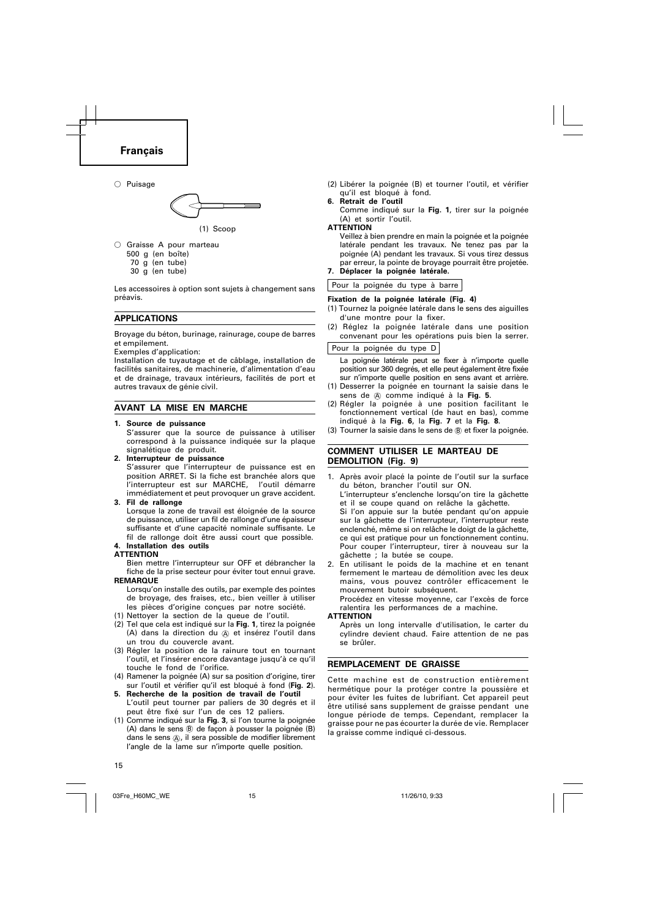## Français

○ Puisage

(1) Scoop

○ Graisse A pour marteau
500 g (en boîte)
70 g (en tube)
30 g (en tube)

Les accessoires à option sont sujets à changement sans préavis.

## APPLICATIONS

Broyage du béton, burinage, rainurage, coupe de barres et empilement.

Exemples d'application:

Installation de tuyautage et de câblage, installation de facilités sanitaires, de machinerie, d'alimentation d'eau et de drainage, travaux intérieurs, facilités de port et autres travaux de génie civil.

## AVANT LA MISE EN MARCHE

**1. Source de puissance**
S'assurer que la source de puissance à utiliser correspond à la puissance indiquée sur la plaque signalétique de produit.

**2. Interrupteur de puissance**
S'assurer que l'interrupteur de puissance est en position ARRET. Si la fiche est branchée alors que l'interrupteur est sur MARCHE, l'outil démarre immédiatement et peut provoquer un grave accident.

**3. Fil de rallonge**
Lorsque la zone de travail est éloignée de la source de puissance, utiliser un fil de rallonge d'une épaisseur suffisante et d'une capacité nominale suffisante. Le fil de rallonge doit être aussi court que possible.

**4. Installation des outils**

**ATTENTION**
Bien mettre l'interrupteur sur OFF et débrancher la fiche de la prise secteur pour éviter tout ennui grave.

**REMARQUE**
Lorsqu'on installe des outils, par exemple des pointes de broyage, des fraises, etc., bien veiller à utiliser les pièces d'origine conçues par notre société.

(1) Nettoyer la section de la queue de l'outil.
(2) Tel que cela est indiqué sur la **Fig. 1**, tirez la poignée (A) dans la direction du Ⓐ et insérez l'outil dans un trou du couvercle avant.
(3) Régler la position de la rainure tout en tournant l'outil, et l'insérer encore davantage jusqu'à ce qu'il touche le fond de l'orifice.
(4) Ramener la poignée (A) sur sa position d'origine, tirer sur l'outil et vérifier qu'il est bloqué à fond (**Fig. 2**).

**5. Recherche de la position de travail de l'outil**
L'outil peut tourner par paliers de 30 degrés et il peut être fixé sur l'un de ces 12 paliers.

(1) Comme indiqué sur la **Fig. 3**, si l'on tourne la poignée (A) dans le sens Ⓑ de façon à pousser la poignée (B) dans le sens Ⓐ, il sera possible de modifier librement l'angle de la lame sur n'importe quelle position.
(2) Libérer la poignée (B) et tourner l'outil, et vérifier qu'il est bloqué à fond.

**6. Retrait de l'outil**
Comme indiqué sur la **Fig. 1**, tirer sur la poignée (A) et sortir l'outil.

**ATTENTION**
Veillez à bien prendre en main la poignée et la poignée latérale pendant les travaux. Ne tenez pas par la poignée (A) pendant les travaux. Si vous tirez dessus par erreur, la pointe de broyage pourrait être projetée.

**7. Déplacer la poignée latérale.**

Pour la poignée du type à barre

**Fixation de la poignée latérale (Fig. 4)**

(1) Tournez la poignée latérale dans le sens des aiguilles d'une montre pour la fixer.
(2) Réglez la poignée latérale dans une position convenant pour les opérations puis bien la serrer.

Pour la poignée du type D

La poignée latérale peut se fixer à n'importe quelle position sur 360 degrés, et elle peut également être fixée sur n'importe quelle position en sens avant et arrière.

(1) Desserrer la poignée en tournant la saisie dans le sens de Ⓐ comme indiqué à la **Fig. 5**.
(2) Régler la poignée à une position facilitant le fonctionnement vertical (de haut en bas), comme indiqué à la **Fig. 6**, la **Fig. 7** et la **Fig. 8**.
(3) Tourner la saisie dans le sens de Ⓑ et fixer la poignée.

## COMMENT UTILISER LE MARTEAU DE DEMOLITION (Fig. 9)

1. Après avoir placé la pointe de l'outil sur la surface du béton, brancher l'outil sur ON.
L'interrupteur s'enclenche lorsqu'on tire la gâchette et il se coupe quand on relâche la gâchette.
Si l'on appuie sur la butée pendant qu'on appuie sur la gâchette de l'interrupteur, l'interrupteur reste enclenché, même si on relâche le doigt de la gâchette, ce qui est pratique pour un fonctionnement continu. Pour couper l'interrupteur, tirer à nouveau sur la gâchette ; la butée se coupe.
2. En utilisant le poids de la machine et en tenant fermement le marteau de démolition avec les deux mains, vous pouvez contrôler efficacement le mouvement butoir subséquent.
Procédez en vitesse moyenne, car l'excès de force ralentira les performances de a machine.

**ATTENTION**
Après un long intervalle d'utilisation, le carter du cylindre devient chaud. Faire attention de ne pas se brûler.

## REMPLACEMENT DE GRAISSE

Cette machine est de construction entièrement hermétique pour la protéger contre la poussière et pour éviter les fuites de lubrifiant. Cet appareil peut être utilisé sans supplement de graisse pendant une longue période de temps. Cependant, remplacer la graisse pour ne pas écourter la durée de vie. Remplacer la graisse comme indiqué ci-dessous.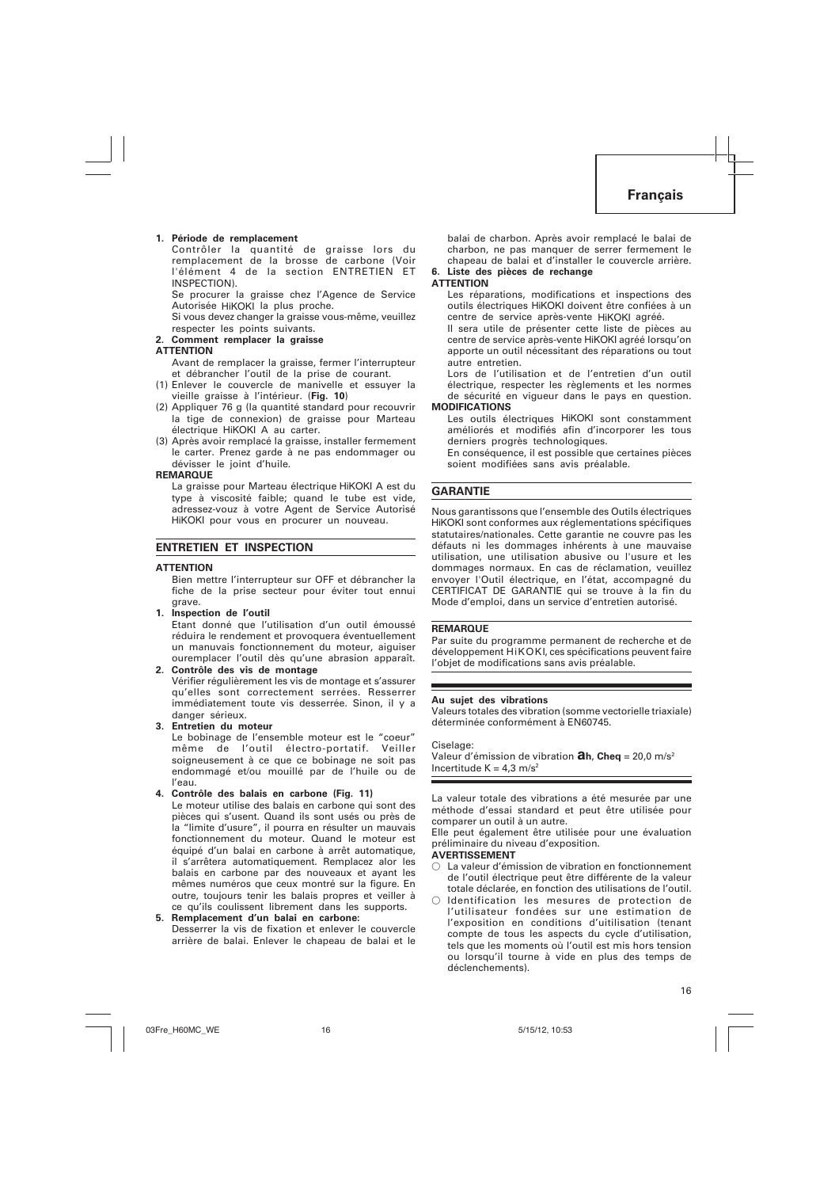1. **Période de remplacement**
   Contrôler la quantité de graisse lors du remplacement de la brosse de carbone (Voir l'élément 4 de la section ENTRETIEN ET INSPECTION).
   Se procurer la graisse chez l'Agence de Service Autorisée HiKOKI la plus proche.
   Si vous devez changer la graisse vous-même, veuillez respecter les points suivants.
2. **Comment remplacer la graisse**

**ATTENTION**

Avant de remplacer la graisse, fermer l'interrupteur et débrancher l'outil de la prise de courant.

(1) Enlever le couvercle de manivelle et essuyer la vieille graisse à l'intérieur. (**Fig. 10**)
(2) Appliquer 76 g (la quantité standard pour recouvrir la tige de connexion) de graisse pour Marteau électrique HiKOKI A au carter.
(3) Après avoir remplacé la graisse, installer fermement le carter. Prenez garde à ne pas endommager ou dévisser le joint d'huile.

**REMARQUE**

La graisse pour Marteau électrique HiKOKI A est du type à viscosité faible; quand le tube est vide, adressez-vouz à votre Agent de Service Autorisé HiKOKI pour vous en procurer un nouveau.

## ENTRETIEN ET INSPECTION

**ATTENTION**

Bien mettre l'interrupteur sur OFF et débrancher la fiche de la prise secteur pour éviter tout ennui grave.

1. **Inspection de l'outil**
   Etant donné que l'utilisation d'un outil émoussé réduira le rendement et provoquera éventuellement un manuvais fonctionnement du moteur, aiguiser ourem­placer l'outil dès qu'une abrasion apparaît.
2. **Contrôle des vis de montage**
   Vérifier régulièrement les vis de montage et s'assurer qu'elles sont correctement serrées. Resserrer immédiatement toute vis desserrée. Sinon, il y a danger sérieux.
3. **Entretien du moteur**
   Le bobinage de l'ensemble moteur est le "coeur" même de l'outil électro-portatif. Veiller soigneusement à ce que ce bobinage ne soit pas endommagé et/ou mouillé par de l'huile ou de l'eau.
4. **Contrôle des balais en carbone (Fig. 11)**
   Le moteur utilise des balais en carbone qui sont des pièces qui s'usent. Quand ils sont usés ou près de la "limite d'usure", il pourra en résulter un mauvais fonctionnement du moteur. Quand le moteur est équipé d'un balai en carbone à arrêt automatique, il s'arrêtera automatiquement. Remplacez alor les balais en carbone par des nouveaux et ayant les mêmes numéros que ceux montré sur la figure. En outre, toujours tenir les balais propres et veiller à ce qu'ils coulissent librement dans les supports.
5. **Remplacement d'un balai en carbone:**
   Desserrer la vis de fixation et enlever le couvercle arrière de balai. Enlever le chapeau de balai et le balai de charbon. Après avoir remplacé le balai de charbon, ne pas manquer de serrer fermement le chapeau de balai et d'installer le couvercle arrière.
6. **Liste des pièces de rechange**

**ATTENTION**

Les réparations, modifications et inspections des outils électriques HiKOKI doivent être confiées à un centre de service après-vente HiKOKI agréé.

Il sera utile de présenter cette liste de pièces au centre de service après-vente HiKOKI agréé lorsqu'on apporte un outil nécessitant des réparations ou tout autre entretien.

Lors de l'utilisation et de l'entretien d'un outil électrique, respecter les règlements et les normes de sécurité en vigueur dans le pays en question.

**MODIFICATIONS**

Les outils électriques HiKOKI sont constamment améliorés et modifiés afin d'incorporer les tous derniers progrès technologiques.

En conséquence, il est possible que certaines pièces soient modifiées sans avis préalable.

## GARANTIE

Nous garantissons que l'ensemble des Outils électriques HiKOKI sont conformes aux réglementations spécifiques statutaires/nationales. Cette garantie ne couvre pas les défauts ni les dommages inhérents à une mauvaise utilisation, une utilisation abusive ou l'usure et les dommages normaux. En cas de réclamation, veuillez envoyer l'Outil électrique, en l'état, accompagné du CERTIFICAT DE GARANTIE qui se trouve à la fin du Mode d'emploi, dans un service d'entretien autorisé.

**REMARQUE**

Par suite du programme permanent de recherche et de développement HiKOKI, ces spécifications peuvent faire l'objet de modifications sans avis préalable.

**Au sujet des vibrations**

Valeurs totales des vibration (somme vectorielle triaxiale) déterminée conformément à EN60745.

Ciselage:
Valeur d'émission de vibration $a_{h, Cheq}$ = 20,0 $m/s^2$
Incertitude K = 4,3 $m/s^2$

La valeur totale des vibrations a été mesurée par une méthode d'essai standard et peut être utilisée pour comparer un outil à un autre.

Elle peut également être utilisée pour une évaluation préliminaire du niveau d'exposition.

**AVERTISSEMENT**

- La valeur d'émission de vibration en fonctionnement de l'outil électrique peut être différente de la valeur totale déclarée, en fonction des utilisations de l'outil.
- Identification les mesures de protection de l'utilisateur fondées sur une estimation de l'exposition en conditions d'uitilisation (tenant compte de tous les aspects du cycle d'utilisation, tels que les moments où l'outil est mis hors tension ou lorsqu'il tourne à vide en plus des temps de déclenchements).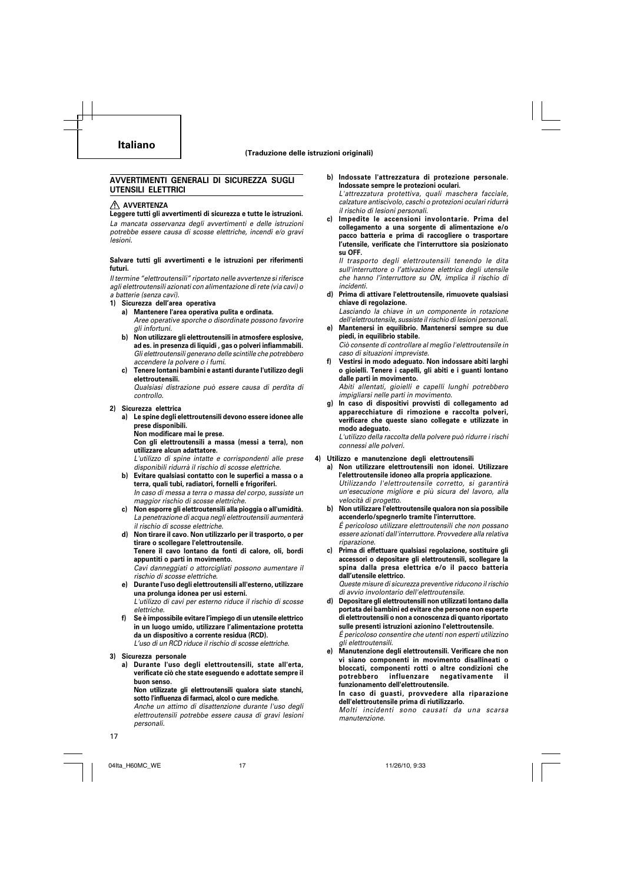# Italiano

**(Traduzione delle istruzioni originali)**

## AVVERTIMENTI GENERALI DI SICUREZZA SUGLI UTENSILI ELETTRICI

### ⚠ AVVERTENZA

**Leggere tutti gli avvertimenti di sicurezza e tutte le istruzioni.**

*La mancata osservanza degli avvertimenti e delle istruzioni potrebbe essere causa di scosse elettriche, incendi e/o gravi lesioni.*

**Salvare tutti gli avvertimenti e le istruzioni per riferimenti futuri.**

*Il termine "elettroutensili" riportato nelle avvertenze si riferisce agli elettroutensili azionati con alimentazione di rete (via cavi) o a batterie (senza cavi).*

1) **Sicurezza dell'area operativa**
   a) **Mantenere l'area operativa pulita e ordinata.**
   *Aree operative sporche o disordinate possono favorire gli infortuni.*
   b) **Non utilizzare gli elettroutensili in atmosfere esplosive, ad es. in presenza di liquidi , gas o polveri infiammabili.**
   *Gli elettroutensili generano delle scintille che potrebbero accendere la polvere o i fumi.*
   c) **Tenere lontani bambini e astanti durante l'utilizzo degli elettroutensili.**
   *Qualsiasi distrazione può essere causa di perdita di controllo.*

2) **Sicurezza elettrica**
   a) **Le spine degli elettroutensili devono essere idonee alle prese disponibili.**
   **Non modificare mai le prese.**
   **Con gli elettroutensili a massa (messi a terra), non utilizzare alcun adattatore.**
   *L'utilizzo di spine intatte e corrispondenti alle prese disponibili ridurrà il rischio di scosse elettriche.*
   b) **Evitare qualsiasi contatto con le superfici a massa o a terra, quali tubi, radiatori, fornelli e frigoriferi.**
   *In caso di messa a terra o massa del corpo, sussiste un maggior rischio di scosse elettriche.*
   c) **Non esporre gli elettroutensili alla pioggia o all'umidità.**
   *La penetrazione di acqua negli elettroutensili aumenterà il rischio di scosse elettriche.*
   d) **Non tirare il cavo. Non utilizzarlo per il trasporto, o per tirare o scollegare l'elettroutensile.**
   **Tenere il cavo lontano da fonti di calore, oli, bordi appuntiti o parti in movimento.**
   *Cavi danneggiati o attorcigliati possono aumentare il rischio di scosse elettriche.*
   e) **Durante l'uso degli elettroutensili all'esterno, utilizzare una prolunga idonea per usi esterni.**
   *L'utilizzo di cavi per esterno riduce il rischio di scosse elettriche.*
   f) **Se è impossibile evitare l'impiego di un utensile elettrico in un luogo umido, utilizzare l'alimentazione protetta da un dispositivo a corrente residua (RCD).**
   *L'uso di un RCD riduce il rischio di scosse elettriche.*

3) **Sicurezza personale**
   a) **Durante l'uso degli elettroutensili, state all'erta, verificate ciò che state eseguendo e adottate sempre il buon senso.**
   **Non utilizzate gli elettroutensili qualora siate stanchi, sotto l'influenza di farmaci, alcol o cure mediche.**
   *Anche un attimo di disattenzione durante l'uso degli elettroutensili potrebbe essere causa di gravi lesioni personali.*
   b) **Indossate l'attrezzatura di protezione personale. Indossate sempre le protezioni oculari.**
   *L'attrezzatura protettiva, quali maschera facciale, calzature antiscivolo, caschi o protezioni oculari ridurrà il rischio di lesioni personali.*
   c) **Impedite le accensioni involontarie. Prima del collegamento a una sorgente di alimentazione e/o pacco batteria e prima di raccogliere o trasportare l'utensile, verificate che l'interruttore sia posizionato su OFF.**
   *Il trasporto degli elettroutensili tenendo le dita sull'interruttore o l'attivazione elettrica degli utensile che hanno l'interruttore su ON, implica il rischio di incidenti.*
   d) **Prima di attivare l'elettroutensile, rimuovete qualsiasi chiave di regolazione.**
   *Lasciando la chiave in un componente in rotazione dell'elettroutensile, sussiste il rischio di lesioni personali.*
   e) **Mantenersi in equilibrio. Mantenersi sempre su due piedi, in equilibrio stabile.**
   *Ciò consente di controllare al meglio l'elettroutensile in caso di situazioni impreviste.*
   f) **Vestirsi in modo adeguato. Non indossare abiti larghi o gioielli. Tenere i capelli, gli abiti e i guanti lontano dalle parti in movimento.**
   *Abiti allentati, gioielli e capelli lunghi potrebbero impigliarsi nelle parti in movimento.*
   g) **In caso di dispositivi provvisti di collegamento ad apparecchiature di rimozione e raccolta polveri, verificare che queste siano collegate e utilizzate in modo adeguato.**
   *L'utilizzo della raccolta della polvere può ridurre i rischi connessi alle polveri.*

4) **Utilizzo e manutenzione degli elettroutensili**
   a) **Non utilizzare elettroutensili non idonei. Utilizzare l'elettroutensile idoneo alla propria applicazione.**
   *Utilizzando l'elettroutensile corretto, si garantirà un'esecuzione migliore e più sicura del lavoro, alla velocità di progetto.*
   b) **Non utilizzare l'elettroutensile qualora non sia possibile accenderlo/spegnerlo tramite l'interruttore.**
   *È pericoloso utilizzare elettroutensili che non possano essere azionati dall'interruttore. Provvedere alla relativa riparazione.*
   c) **Prima di effettuare qualsiasi regolazione, sostituire gli accessori o depositare gli elettroutensili, scollegare la spina dalla presa elettrica e/o il pacco batteria dall'utensile elettrico.**
   *Queste misure di sicurezza preventive riducono il rischio di avvio involontario dell'elettroutensile.*
   d) **Depositare gli elettroutensili non utilizzati lontano dalla portata dei bambini ed evitare che persone non esperte di elettroutensili o non a conoscenza di quanto riportato sulle presenti istruzioni azionino l'elettroutensile.**
   *È pericoloso consentire che utenti non esperti utilizzino gli elettroutensili.*
   e) **Manutenzione degli elettroutensili. Verificare che non vi siano componenti in movimento disallineati o bloccati, componenti rotti o altre condizioni che potrebbero influenzare negativamente il funzionamento dell'elettroutensile.**
   **In caso di guasti, provvedere alla riparazione dell'elettroutensile prima di riutilizzarlo.**
   *Molti incidenti sono causati da una scarsa manutenzione.*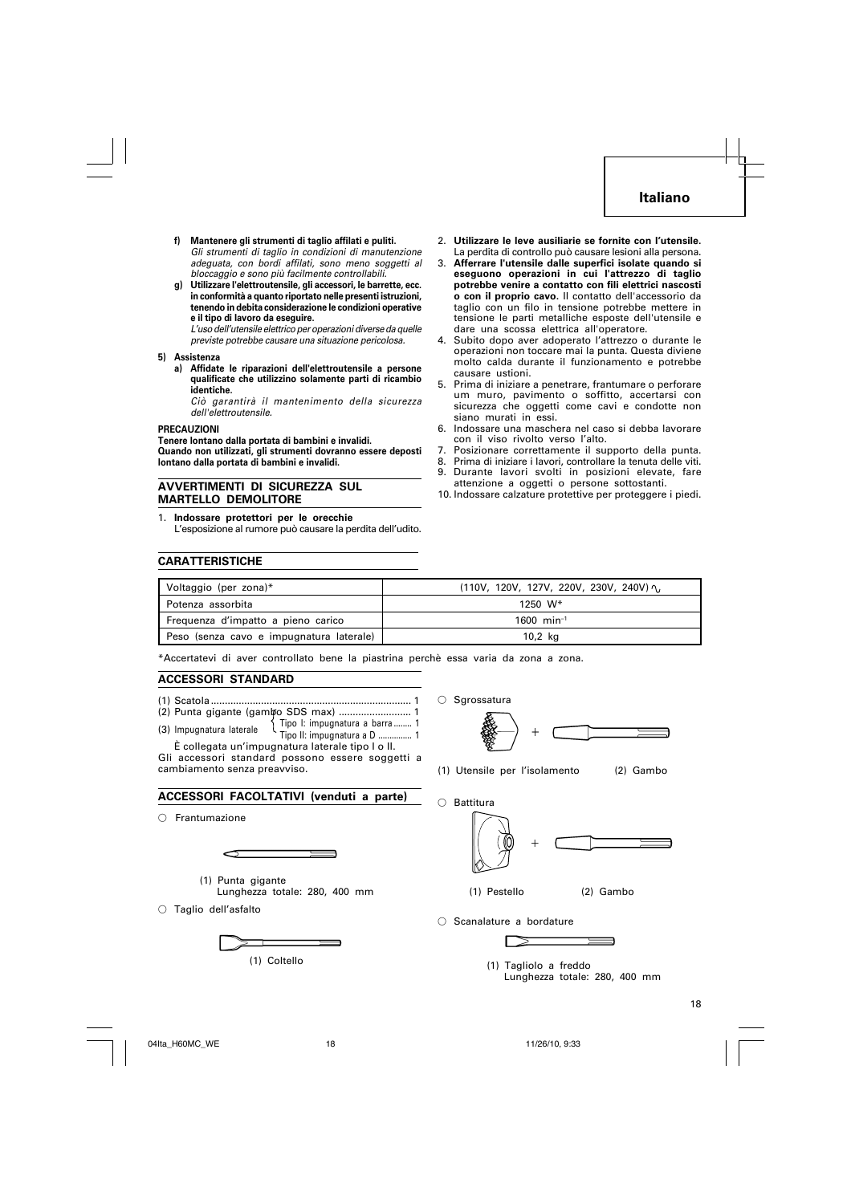## Italiano

**f) Mantenere gli strumenti di taglio affilati e puliti.**
*Gli strumenti di taglio in condizioni di manutenzione adeguata, con bordi affilati, sono meno soggetti al bloccaggio e sono più facilmente controllabili.*

**g) Utilizzare l'elettroutensile, gli accessori, le barrette, ecc. in conformità a quanto riportato nelle presenti istruzioni, tenendo in debita considerazione le condizioni operative e il tipo di lavoro da eseguire.**
*L'uso dell'utensile elettrico per operazioni diverse da quelle previste potrebbe causare una situazione pericolosa.*

**5) Assistenza**

**a) Affidate le riparazioni dell'elettroutensile a persone qualificate che utilizzino solamente parti di ricambio identiche.**
*Ciò garantirà il mantenimento della sicurezza dell'elettroutensile.*

**PRECAUZIONI**

**Tenere lontano dalla portata di bambini e invalidi.**
**Quando non utilizzati, gli strumenti dovranno essere depositi lontano dalla portata di bambini e invalidi.**

### AVVERTIMENTI DI SICUREZZA SUL MARTELLO DEMOLITORE

1. **Indossare protettori per le orecchie**
   L'esposizione al rumore può causare la perdita dell'udito.
2. **Utilizzare le leve ausiliarie se fornite con l'utensile.**
   La perdita di controllo può causare lesioni alla persona.
3. **Afferrare l'utensile dalle superfici isolate quando si eseguono operazioni in cui l'attrezzo di taglio potrebbe venire a contatto con fili elettrici nascosti o con il proprio cavo.** Il contatto dell'accessorio da taglio con un filo in tensione potrebbe mettere in tensione le parti metalliche esposte dell'utensile e dare una scossa elettrica all'operatore.
4. Subito dopo aver adoperato l'attrezzo o durante le operazioni non toccare mai la punta. Questa diviene molto calda durante il funzionamento e potrebbe causare ustioni.
5. Prima di iniziare a penetrare, frantumare o perforare um muro, pavimento o soffitto, accertarsi con sicurezza che oggetti come cavi e condotte non siano murati in essi.
6. Indossare una maschera nel caso si debba lavorare con il viso rivolto verso l'alto.
7. Posizionare correttamente il supporto della punta.
8. Prima di iniziare i lavori, controllare la tenuta delle viti.
9. Durante lavori svolti in posizioni elevate, fare attenzione a oggetti o persone sottostanti.
10. Indossare calzature protettive per proteggere i piedi.

### CARATTERISTICHE

| | |
|---|---|
| Voltaggio (per zona)* | (110V, 120V, 127V, 220V, 230V, 240V) ∿ |
| Potenza assorbita | 1250 W* |
| Frequenza d'impatto a pieno carico | 1600 $min^{-1}$ |
| Peso (senza cavo e impugnatura laterale) | 10,2 kg |

*Accertatevi di aver controllato bene la piastrina perchè essa varia da zona a zona.

### ACCESSORI STANDARD

(1) Scatola ........................................................................ 1
(2) Punta gigante (gambo SDS max) .......................... 1
(3) Impugnatura laterale { Tipo I: impugnatura a barra ........ 1 / Tipo II: impugnatura a D .............. 1 }

È collegata un'impugnatura laterale tipo I o II.

Gli accessori standard possono essere soggetti a cambiamento senza preavviso.

### ACCESSORI FACOLTATIVI (venduti a parte)

○ Frantumazione

(1) Punta gigante
Lunghezza totale: 280, 400 mm

○ Taglio dell'asfalto

(1) Coltello

○ Sgrossatura

(1) Utensile per l'isolamento (2) Gambo

○ Battitura

(1) Pestello (2) Gambo

○ Scanalature a bordature

(1) Tagliolo a freddo
Lunghezza totale: 280, 400 mm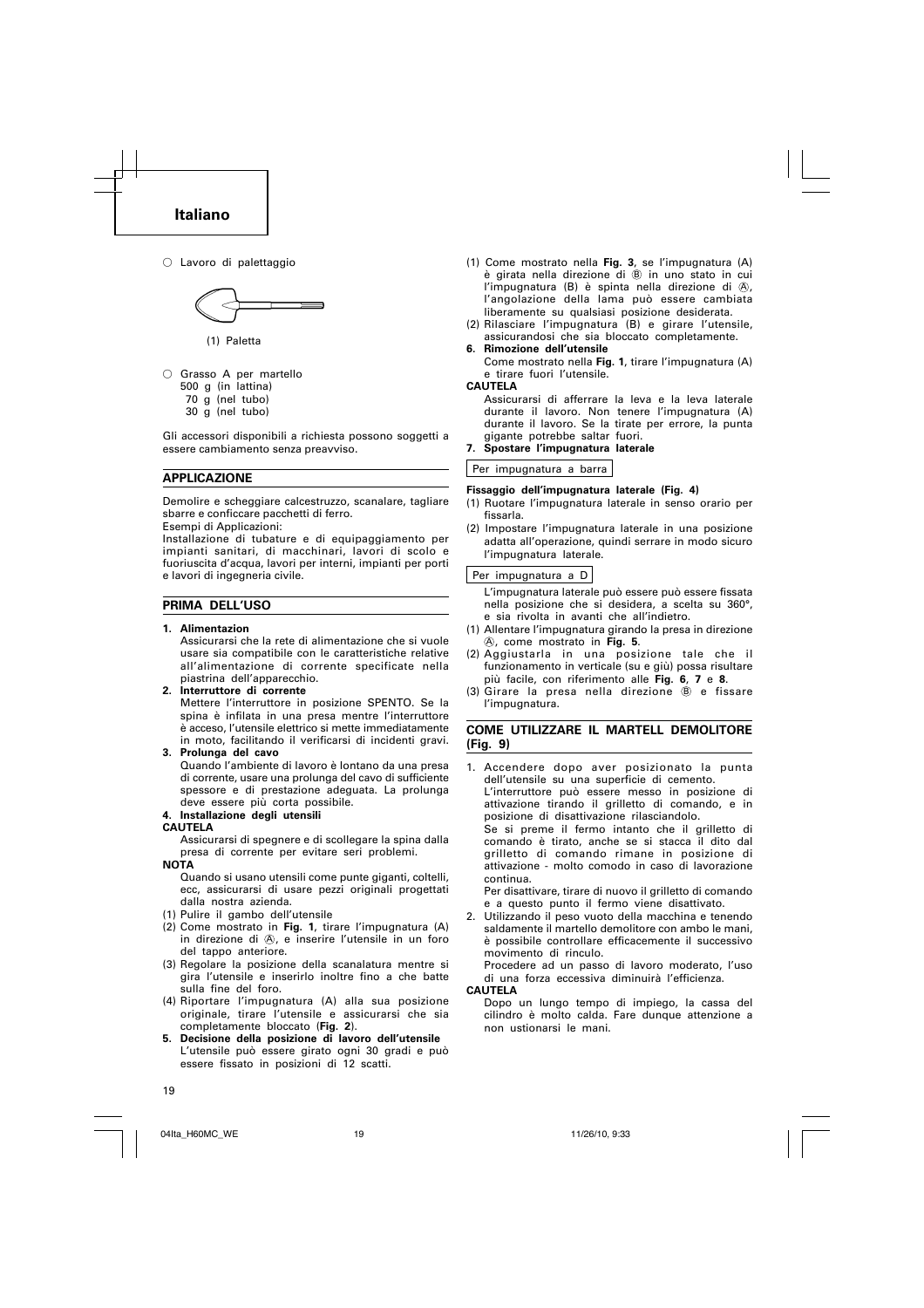## Italiano

○ Lavoro di palettaggio

(1) Paletta

○ Grasso A per martello
500 g (in lattina)
70 g (nel tubo)
30 g (nel tubo)

Gli accessori disponibili a richiesta possono soggetti a essere cambiamento senza preavviso.

### APPLICAZIONE

Demolire e scheggiare calcestruzzo, scanalare, tagliare sbarre e conficcare pacchetti di ferro.
Esempi di Applicazioni:
Installazione di tubature e di equipaggiamento per impianti sanitari, di macchinari, lavori di scolo e fuoriuscita d'acqua, lavori per interni, impianti per porti e lavori di ingegneria civile.

### PRIMA DELL'USO

**1. Alimentazion**
Assicurarsi che la rete di alimentazione che si vuole usare sia compatibile con le caratteristiche relative all'alimentazione di corrente specificate nella piastrina dell'apparecchio.

**2. Interruttore di corrente**
Mettere l'interruttore in posizione SPENTO. Se la spina è infilata in una presa mentre l'interruttore è acceso, l'utensile elettrico si mette immediatamente in moto, facilitando il verificarsi di incidenti gravi.

**3. Prolunga del cavo**
Quando l'ambiente di lavoro è lontano da una presa di corrente, usare una prolunga del cavo di sufficiente spessore e di prestazione adeguata. La prolunga deve essere più corta possibile.

**4. Installazione degli utensili**

**CAUTELA**
Assicurarsi di spegnere e di scollegare la spina dalla presa di corrente per evitare seri problemi.

**NOTA**
Quando si usano utensili come punte giganti, coltelli, ecc, assicurarsi di usare pezzi originali progettati dalla nostra azienda.

(1) Pulire il gambo dell'utensile
(2) Come mostrato in **Fig. 1**, tirare l'impugnatura (A) in direzione di Ⓐ, e inserire l'utensile in un foro del tappo anteriore.
(3) Regolare la posizione della scanalatura mentre si gira l'utensile e inserirlo inoltre fino a che batte sulla fine del foro.
(4) Riportare l'impugnatura (A) alla sua posizione originale, tirare l'utensile e assicurarsi che sia completamente bloccato (**Fig. 2**).

**5. Decisione della posizione di lavoro dell'utensile**
L'utensile può essere girato ogni 30 gradi e può essere fissato in posizioni di 12 scatti.

(1) Come mostrato nella **Fig. 3**, se l'impugnatura (A) è girata nella direzione di Ⓑ in uno stato in cui l'impugnatura (B) è spinta nella direzione di Ⓐ, l'angolazione della lama può essere cambiata liberamente su qualsiasi posizione desiderata.
(2) Rilasciare l'impugnatura (B) e girare l'utensile, assicurandosi che sia bloccato completamente.

**6. Rimozione dell'utensile**
Come mostrato nella **Fig. 1**, tirare l'impugnatura (A) e tirare fuori l'utensile.

**CAUTELA**
Assicurarsi di afferrare la leva e la leva laterale durante il lavoro. Non tenere l'impugnatura (A) durante il lavoro. Se la tirate per errore, la punta gigante potrebbe saltar fuori.

**7. Spostare l'impugnatura laterale**

Per impugnatura a barra

**Fissaggio dell'impugnatura laterale (Fig. 4)**
(1) Ruotare l'impugnatura laterale in senso orario per fissarla.
(2) Impostare l'impugnatura laterale in una posizione adatta all'operazione, quindi serrare in modo sicuro l'impugnatura laterale.

Per impugnatura a D

L'impugnatura laterale può essere può essere fissata nella posizione che si desidera, a scelta su 360°, e sia rivolta in avanti che all'indietro.
(1) Allentare l'impugnatura girando la presa in direzione Ⓐ, come mostrato in **Fig. 5**.
(2) Aggiustarla in una posizione tale che il funzionamento in verticale (su e giù) possa risultare più facile, con riferimento alle **Fig. 6**, **7** e **8**.
(3) Girare la presa nella direzione Ⓑ e fissare l'impugnatura.

### COME UTILIZZARE IL MARTELL DEMOLITORE (Fig. 9)

1. Accendere dopo aver posizionato la punta dell'utensile su una superficie di cemento.
L'interruttore può essere messo in posizione di attivazione tirando il grilletto di comando, e in posizione di disattivazione rilasciandolo.
Se si preme il fermo intanto che il grilletto di comando è tirato, anche se si stacca il dito dal grilletto di comando rimane in posizione di attivazione - molto comodo in caso di lavorazione continua.
Per disattivare, tirare di nuovo il grilletto di comando e a questo punto il fermo viene disattivato.
2. Utilizzando il peso vuoto della macchina e tenendo saldamente il martello demolitore con ambo le mani, è possibile controllare efficacemente il successivo movimento di rinculo.
Procedere ad un passo di lavoro moderato, l'uso di una forza eccessiva diminuirà l'efficienza.

**CAUTELA**
Dopo un lungo tempo di impiego, la cassa del cilindro è molto calda. Fare dunque attenzione a non ustionarsi le mani.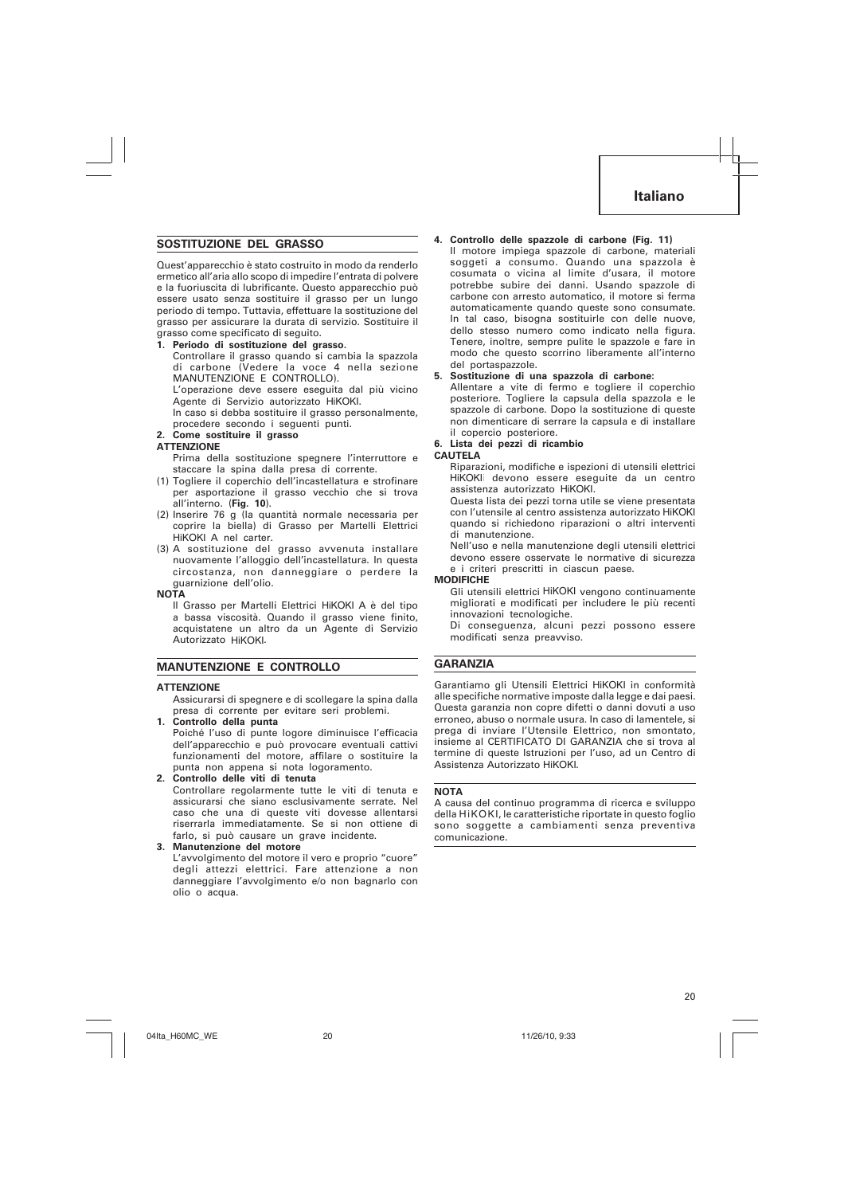## SOSTITUZIONE DEL GRASSO

Quest'apparecchio è stato costruito in modo da renderlo ermetico all'aria allo scopo di impedire l'entrata di polvere e la fuoriuscita di lubrificante. Questo apparecchio può essere usato senza sostituire il grasso per un lungo periodo di tempo. Tuttavia, effettuare la sostituzione del grasso per assicurare la durata di servizio. Sostituire il grasso come specificato di seguito.

1. **Periodo di sostituzione del grasso.**
   Controllare il grasso quando si cambia la spazzola di carbone (Vedere la voce 4 nella sezione MANUTENZIONE E CONTROLLO).
   L'operazione deve essere eseguita dal più vicino Agente di Servizio autorizzato HiKOKI.
   In caso si debba sostituire il grasso personalmente, procedere secondo i seguenti punti.
2. **Come sostituire il grasso**

**ATTENZIONE**

Prima della sostituzione spegnere l'interruttore e staccare la spina dalla presa di corrente.

(1) Togliere il coperchio dell'incastellatura e strofinare per asportazione il grasso vecchio che si trova all'interno. (**Fig. 10**).
(2) Inserire 76 g (la quantità normale necessaria per coprire la biella) di Grasso per Martelli Elettrici HiKOKI A nel carter.
(3) A sostituzione del grasso avvenuta installare nuovamente l'alloggio dell'incastellatura. In questa circostanza, non danneggiare o perdere la guarnizione dell'olio.

**NOTA**

Il Grasso per Martelli Elettrici HiKOKI A è del tipo a bassa viscosità. Quando il grasso viene finito, acquistatene un altro da un Agente di Servizio Autorizzato HiKOKI.

## MANUTENZIONE E CONTROLLO

**ATTENZIONE**

Assicurarsi di spegnere e di scollegare la spina dalla presa di corrente per evitare seri problemi.

1. **Controllo della punta**
   Poiché l'uso di punte logore diminuisce l'efficacia dell'apparecchio e può provocare eventuali cattivi funzionamenti del motore, affilare o sostituire la punta non appena si nota logoramento.
2. **Controllo delle viti di tenuta**
   Controllare regolarmente tutte le viti di tenuta e assicurarsi che siano esclusivamente serrate. Nel caso che una di queste viti dovesse allentarsi riserrarla immediatamente. Se si non ottiene di farlo, si può causare un grave incidente.
3. **Manutenzione del motore**
   L'avvolgimento del motore il vero e proprio "cuore" degli attezzi elettrici. Fare attenzione a non danneggiare l'avvolgimento e/o non bagnarlo con olio o acqua.
4. **Controllo delle spazzole di carbone (Fig. 11)**
   Il motore impiega spazzole di carbone, materiali soggeti a consumo. Quando una spazzola è cosumata o vicina al limite d'usara, il motore potrebbe subire dei danni. Usando spazzole di carbone con arresto automatico, il motore si ferma automaticamente quando queste sono consumate. In tal caso, bisogna sostituirle con delle nuove, dello stesso numero como indicato nella figura. Tenere, inoltre, sempre pulite le spazzole e fare in modo che questo scorrino liberamente all'interno del portaspazzole.
5. **Sostituzione di una spazzola di carbone:**
   Allentare a vite di fermo e togliere il coperchio posteriore. Togliere la capsula della spazzola e le spazzole di carbone. Dopo la sostituzione di queste non dimenticare di serrare la capsula e di installare il copercio posteriore.
6. **Lista dei pezzi di ricambio**

**CAUTELA**

Riparazioni, modifiche e ispezioni di utensili elettrici HiKOKI devono essere eseguite da un centro assistenza autorizzato HiKOKI.

Questa lista dei pezzi torna utile se viene presentata con l'utensile al centro assistenza autorizzato HiKOKI quando si richiedono riparazioni o altri interventi di manutenzione.

Nell'uso e nella manutenzione degli utensili elettrici devono essere osservate le normative di sicurezza e i criteri prescritti in ciascun paese.

**MODIFICHE**

Gli utensili elettrici HiKOKI vengono continuamente migliorati e modificati per includere le più recenti innovazioni tecnologiche.

Di conseguenza, alcuni pezzi possono essere modificati senza preavviso.

## GARANZIA

Garantiamo gli Utensili Elettrici HiKOKI in conformità alle specifiche normative imposte dalla legge e dai paesi. Questa garanzia non copre difetti o danni dovuti a uso erroneo, abuso o normale usura. In caso di lamentele, si prega di inviare l'Utensile Elettrico, non smontato, insieme al CERTIFICATO DI GARANZIA che si trova al termine di queste Istruzioni per l'uso, ad un Centro di Assistenza Autorizzato HiKOKI.

**NOTA**

A causa del continuo programma di ricerca e sviluppo della HiKOKI, le caratteristiche riportate in questo foglio sono soggette a cambiamenti senza preventiva comunicazione.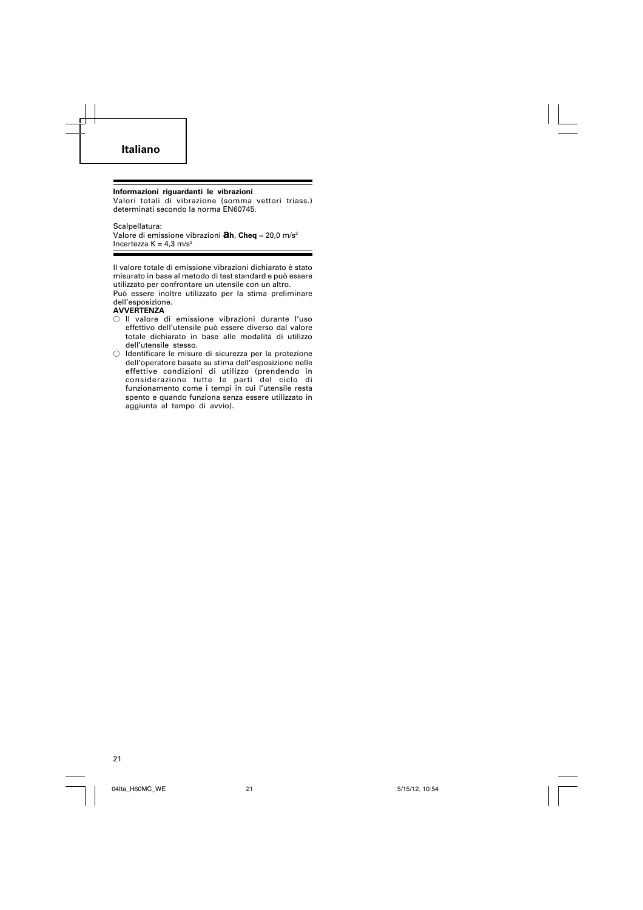## Italiano

**Informazioni riguardanti le vibrazioni**

Valori totali di vibrazione (somma vettori triass.) determinati secondo la norma EN60745.

Scalpellatura:
Valore di emissione vibrazioni $a_h$, **Cheq** = 20,0 m/s$^2$
Incertezza K = 4,3 m/s$^2$

Il valore totale di emissione vibrazioni dichiarato è stato misurato in base al metodo di test standard e può essere utilizzato per confrontare un utensile con un altro.
Può essere inoltre utilizzato per la stima preliminare dell'esposizione.

**AVVERTENZA**

- Il valore di emissione vibrazioni durante l'uso effettivo dell'utensile può essere diverso dal valore totale dichiarato in base alle modalità di utilizzo dell'utensile stesso.
- Identificare le misure di sicurezza per la protezione dell'operatore basate su stima dell'esposizione nelle effettive condizioni di utilizzo (prendendo in considerazione tutte le parti del ciclo di funzionamento come i tempi in cui l'utensile resta spento e quando funziona senza essere utilizzato in aggiunta al tempo di avvio).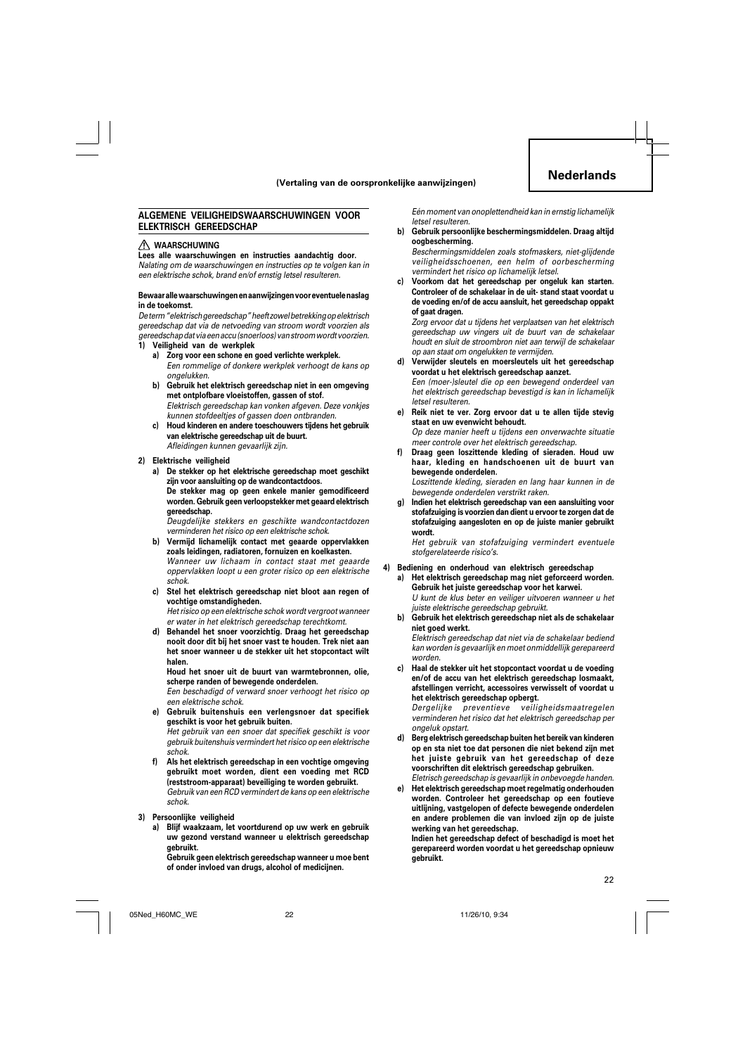**(Vertaling van de oorspronkelijke aanwijzingen)**

# Nederlands

## ALGEMENE VEILIGHEIDSWAARSCHUWINGEN VOOR ELEKTRISCH GEREEDSCHAP

### ⚠ WAARSCHUWING

**Lees alle waarschuwingen en instructies aandachtig door.**
*Nalating om de waarschuwingen en instructies op te volgen kan in een elektrische schok, brand en/of ernstig letsel resulteren.*

**Bewaar alle waarschuwingen en aanwijzingen voor eventuele naslag in de toekomst.**

*De term "elektrisch gereedschap" heeft zowel betrekking op elektrisch gereedschap dat via de netvoeding van stroom wordt voorzien als gereedschap dat via een accu (snoerloos) van stroom wordt voorzien.*

1) **Veiligheid van de werkplek**
   a) **Zorg voor een schone en goed verlichte werkplek.**
      *Een rommelige of donkere werkplek verhoogt de kans op ongelukken.*
   b) **Gebruik het elektrisch gereedschap niet in een omgeving met ontplofbare vloeistoffen, gassen of stof.**
      *Elektrisch gereedschap kan vonken afgeven. Deze vonkjes kunnen stofdeeltjes of gassen doen ontbranden.*
   c) **Houd kinderen en andere toeschouwers tijdens het gebruik van elektrische gereedschap uit de buurt.**
      *Afleidingen kunnen gevaarlijk zijn.*

2) **Elektrische veiligheid**
   a) **De stekker op het elektrische gereedschap moet geschikt zijn voor aansluiting op de wandcontactdoos.**
      **De stekker mag op geen enkele manier gemodificeerd worden. Gebruik geen verloopstekker met geaard elektrisch gereedschap.**
      *Deugdelijke stekkers en geschikte wandcontactdozen verminderen het risico op een elektrische schok.*
   b) **Vermijd lichamelijk contact met geaarde oppervlakken zoals leidingen, radiatoren, fornuizen en koelkasten.**
      *Wanneer uw lichaam in contact staat met geaarde oppervlakken loopt u een groter risico op een elektrische schok.*
   c) **Stel het elektrisch gereedschap niet bloot aan regen of vochtige omstandigheden.**
      *Het risico op een elektrische schok wordt vergroot wanneer er water in het elektrisch gereedschap terechtkomt.*
   d) **Behandel het snoer voorzichtig. Draag het gereedschap nooit door dit bij het snoer vast te houden. Trek niet aan het snoer wanneer u de stekker uit het stopcontact wilt halen.**
      **Houd het snoer uit de buurt van warmtebronnen, olie, scherpe randen of bewegende onderdelen.**
      *Een beschadigd of verward snoer verhoogt het risico op een elektrische schok.*
   e) **Gebruik buitenshuis een verlengsnoer dat specifiek geschikt is voor het gebruik buiten.**
      *Het gebruik van een snoer dat specifiek geschikt is voor gebruik buitenshuis vermindert het risico op een elektrische schok.*
   f) **Als het elektrisch gereedschap in een vochtige omgeving gebruikt moet worden, dient een voeding met RCD (reststroom-apparaat) beveiliging te worden gebruikt.**
      *Gebruik van een RCD vermindert de kans op een elektrische schok.*

3) **Persoonlijke veiligheid**
   a) **Blijf waakzaam, let voortdurend op uw werk en gebruik uw gezond verstand wanneer u elektrisch gereedschap gebruikt.**
      **Gebruik geen elektrisch gereedschap wanneer u moe bent of onder invloed van drugs, alcohol of medicijnen.**
      *Eén moment van onoplettendheid kan in ernstig lichamelijk letsel resulteren.*
   b) **Gebruik persoonlijke beschermingsmiddelen. Draag altijd oogbescherming.**
      *Beschermingsmiddelen zoals stofmaskers, niet-glijdende veiligheidsschoenen, een helm of oorbescherming vermindert het risico op lichamelijk letsel.*
   c) **Voorkom dat het gereedschap per ongeluk kan starten. Controleer of de schakelaar in de uit- stand staat voordat u de voeding en/of de accu aansluit, het gereedschap oppakt of gaat dragen.**
      *Zorg ervoor dat u tijdens het verplaatsen van het elektrisch gereedschap uw vingers uit de buurt van de schakelaar houdt en sluit de stroombron niet aan terwijl de schakelaar op aan staat om ongelukken te vermijden.*
   d) **Verwijder sleutels en moersleutels uit het gereedschap voordat u het elektrisch gereedschap aanzet.**
      *Een (moer-)sleutel die op een bewegend onderdeel van het elektrisch gereedschap bevestigd is kan in lichamelijk letsel resulteren.*
   e) **Reik niet te ver. Zorg ervoor dat u te allen tijde stevig staat en uw evenwicht behoudt.**
      *Op deze manier heeft u tijdens een onverwachte situatie meer controle over het elektrisch gereedschap.*
   f) **Draag geen loszittende kleding of sieraden. Houd uw haar, kleding en handschoenen uit de buurt van bewegende onderdelen.**
      *Loszittende kleding, sieraden en lang haar kunnen in de bewegende onderdelen verstrikt raken.*
   g) **Indien het elektrisch gereedschap van een aansluiting voor stofafzuiging is voorzien dan dient u ervoor te zorgen dat de stofafzuiging aangesloten en op de juiste manier gebruikt wordt.**
      *Het gebruik van stofafzuiging vermindert eventuele stofgerelateerde risico's.*

4) **Bediening en onderhoud van elektrisch gereedschap**
   a) **Het elektrisch gereedschap mag niet geforceerd worden. Gebruik het juiste gereedschap voor het karwei.**
      *U kunt de klus beter en veiliger uitvoeren wanneer u het juiste elektrische gereedschap gebruikt.*
   b) **Gebruik het elektrisch gereedschap niet als de schakelaar niet goed werkt.**
      *Elektrisch gereedschap dat niet via de schakelaar bediend kan worden is gevaarlijk en moet onmiddellijk gerepareerd worden.*
   c) **Haal de stekker uit het stopcontact voordat u de voeding en/of de accu van het elektrisch gereedschap losmaakt, afstellingen verricht, accessoires verwisselt of voordat u het elektrisch gereedschap opbergt.**
      *Dergelijke preventieve veiligheidsmaatregelen verminderen het risico dat het elektrisch gereedschap per ongeluk opstart.*
   d) **Berg elektrisch gereedschap buiten het bereik van kinderen op en sta niet toe dat personen die niet bekend zijn met het juiste gebruik van het gereedschap of deze voorschriften dit elektrisch gereedschap gebruiken.**
      *Eletrisch gereedschap is gevaarlijk in onbevoegde handen.*
   e) **Het elektrisch gereedschap moet regelmatig onderhouden worden. Controleer het gereedschap op een foutieve uitlijning, vastgelopen of defecte bewegende onderdelen en andere problemen die van invloed zijn op de juiste werking van het gereedschap.**
      **Indien het gereedschap defect of beschadigd is moet het gerepareerd worden voordat u het gereedschap opnieuw gebruikt.**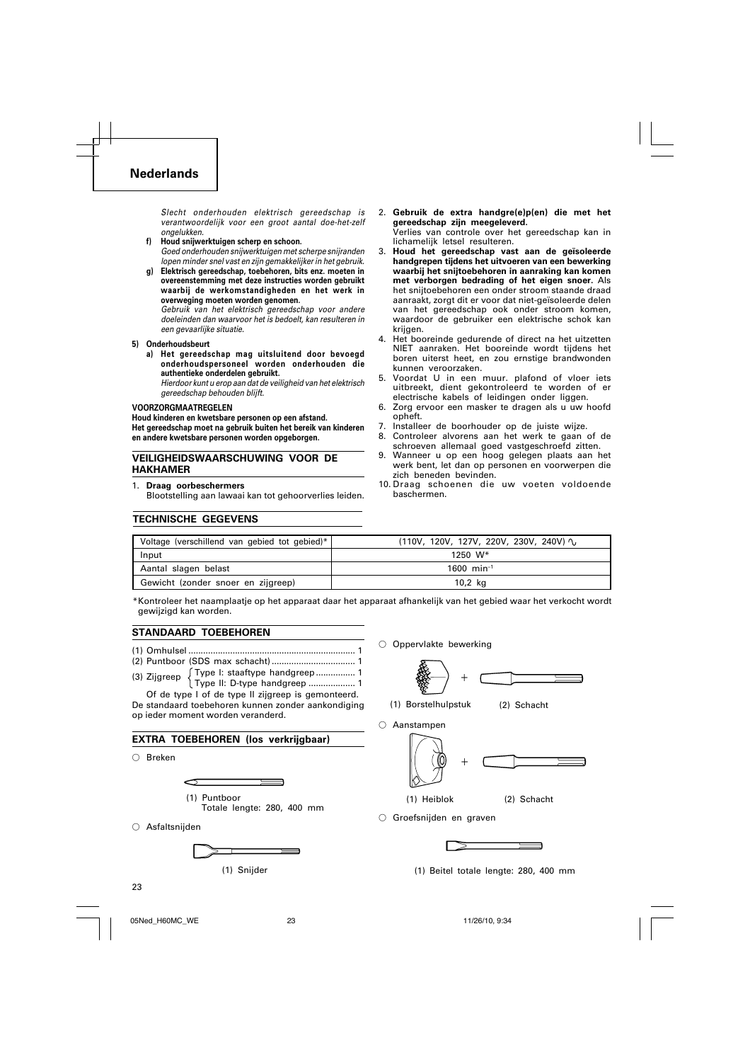## Nederlands

*Slecht onderhouden elektrisch gereedschap is verantwoordelijk voor een groot aantal doe-het-zelf ongelukken.*

**f) Houd snijwerktuigen scherp en schoon.**
*Goed onderhouden snijwerktuigen met scherpe snijranden lopen minder snel vast en zijn gemakkelijker in het gebruik.*

**g) Elektrisch gereedschap, toebehoren, bits enz. moeten in overeenstemming met deze instructies worden gebruikt waarbij de werkomstandigheden en het werk in overweging moeten worden genomen.**
*Gebruik van het elektrisch gereedschap voor andere doeleinden dan waarvoor het is bedoelt, kan resulteren in een gevaarlijke situatie.*

**5) Onderhoudsbeurt**

**a) Het gereedschap mag uitsluitend door bevoegd onderhoudspersoneel worden onderhouden die authentieke onderdelen gebruikt.**
*Hierdoor kunt u erop aan dat de veiligheid van het elektrisch gereedschap behouden blijft.*

**VOORZORGMAATREGELEN**

**Houd kinderen en kwetsbare personen op een afstand.**
**Het gereedschap moet na gebruik buiten het bereik van kinderen en andere kwetsbare personen worden opgeborgen.**

### VEILIGHEIDSWAARSCHUWING VOOR DE HAKHAMER

1. **Draag oorbeschermers**
   Blootstelling aan lawaai kan tot gehoorverlies leiden.
2. **Gebruik de extra handgre(e)p(en) die met het gereedschap zijn meegeleverd.**
   Verlies van controle over het gereedschap kan in lichamelijk letsel resulteren.
3. **Houd het gereedschap vast aan de geïsoleerde handgrepen tijdens het uitvoeren van een bewerking waarbij het snijtoebehoren in aanraking kan komen met verborgen bedrading of het eigen snoer.** Als het snijtoebehoren een onder stroom staande draad aanraakt, zorgt dit er voor dat niet-geïsoleerde delen van het gereedschap ook onder stroom komen, waardoor de gebruiker een elektrische schok kan krijgen.
4. Het booreinde gedurende of direct na het uitzetten NIET aanraken. Het booreinde wordt tijdens het boren uiterst heet, en zou ernstige brandwonden kunnen veroorzaken.
5. Voordat U in een muur. plafond of vloer iets uitbreekt, dient gekontroleerd te worden of er electrische kabels of leidingen onder liggen.
6. Zorg ervoor een masker te dragen als u uw hoofd opheft.
7. Installeer de boorhouder op de juiste wijze.
8. Controleer alvorens aan het werk te gaan of de schroeven allemaal goed vastgeschroefd zitten.
9. Wanneer u op een hoog gelegen plaats aan het werk bent, let dan op personen en voorwerpen die zich beneden bevinden.
10. Draag schoenen die uw voeten voldoende baschermen.

### TECHNISCHE GEGEVENS

| Voltage (verschillend van gebied tot gebied)* | (110V, 120V, 127V, 220V, 230V, 240V) ∿ |
|---|---|
| Input | 1250 W* |
| Aantal slagen belast | 1600 $min^{-1}$ |
| Gewicht (zonder snoer en zijgreep) | 10,2 kg |

*Kontroleer het naamplaatje op het apparaat daar het apparaat afhankelijk van het gebied waar het verkocht wordt gewijzigd kan worden.

### STANDAARD TOEBEHOREN

(1) Omhulsel .......... 1
(2) Puntboor (SDS max schacht) .......... 1
(3) Zijgreep
- Type I: staaftype handgreep .......... 1
- Type II: D-type handgreep .......... 1

Of de type I of de type II zijgreep is gemonteerd.
De standaard toebehoren kunnen zonder aankondiging op ieder moment worden veranderd.

### EXTRA TOEBEHOREN (los verkrijgbaar)

○ Breken

(1) Puntboor
Totale lengte: 280, 400 mm

○ Asfaltsnijden

(1) Snijder

○ Oppervlakte bewerking

(1) Borstelhulpstuk + (2) Schacht

○ Aanstampen

(1) Heiblok + (2) Schacht

○ Groefsnijden en graven

(1) Beitel totale lengte: 280, 400 mm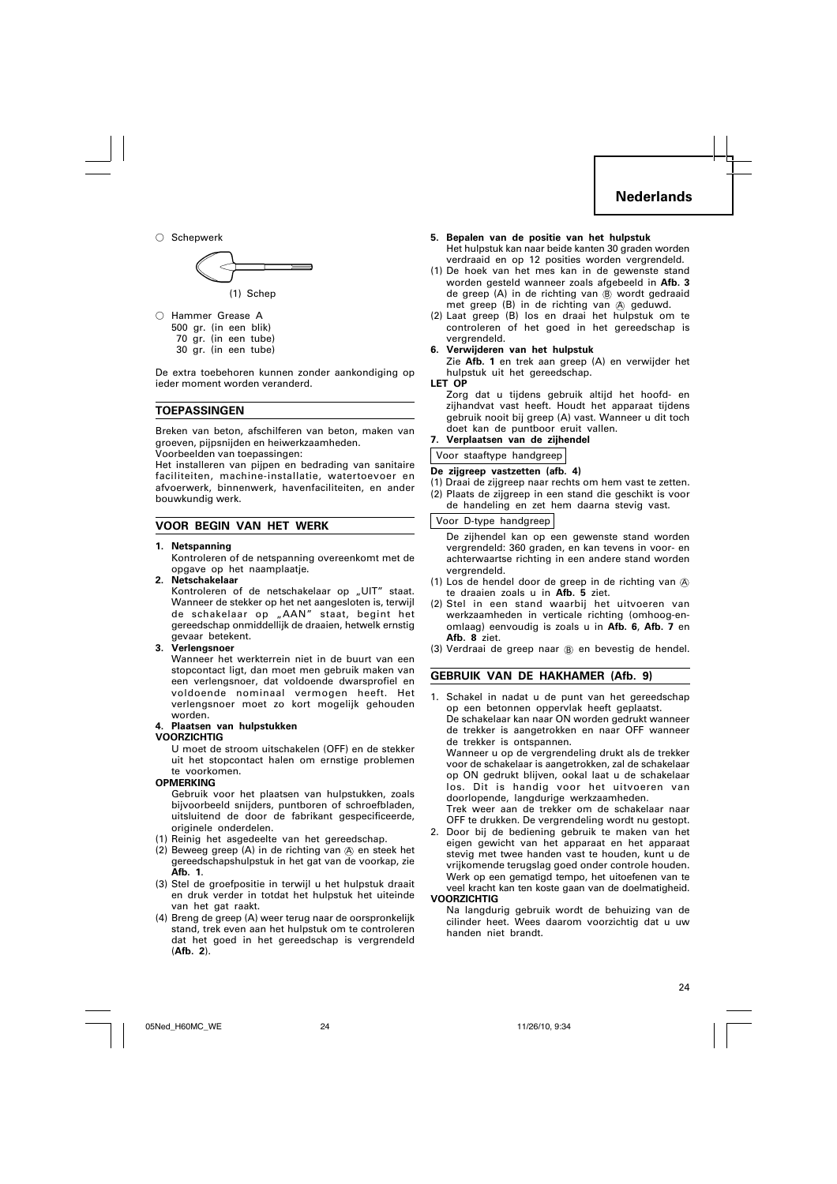○ Schepwerk

(1) Schep

○ Hammer Grease A
500 gr. (in een blik)
70 gr. (in een tube)
30 gr. (in een tube)

De extra toebehoren kunnen zonder aankondiging op ieder moment worden veranderd.

## TOEPASSINGEN

Breken van beton, afschilferen van beton, maken van groeven, pijpsnijden en heiwerkzaamheden.
Voorbeelden van toepassingen:
Het installeren van pijpen en bedrading van sanitaire faciliteiten, machine-installatie, watertoevoer en afvoerwerk, binnenwerk, havenfaciliteiten, en ander bouwkundig werk.

## VOOR BEGIN VAN HET WERK

**1. Netspanning**
Kontroleren of de netspanning overeenkomt met de opgave op het naamplaatje.

**2. Netschakelaar**
Kontroleren of de netschakelaar op „UIT" staat. Wanneer de stekker op het net aangesloten is, terwijl de schakelaar op „AAN" staat, begint het gereedschap onmiddellijk de draaien, hetwelk ernstig gevaar betekent.

**3. Verlengsnoer**
Wanneer het werkterrein niet in de buurt van een stopcontact ligt, dan moet men gebruik maken van een verlengsnoer, dat voldoende dwarsprofiel en voldoende nominaal vermogen heeft. Het verlengsnoer moet zo kort mogelijk gehouden worden.

**4. Plaatsen van hulpstukken**

**VOORZICHTIG**
U moet de stroom uitschakelen (OFF) en de stekker uit het stopcontact halen om ernstige problemen te voorkomen.

**OPMERKING**
Gebruik voor het plaatsen van hulpstukken, zoals bijvoorbeeld snijders, puntboren of schroefbladen, uitsluitend de door de fabrikant gespecificeerde, originele onderdelen.

(1) Reinig het asgedeelte van het gereedschap.
(2) Beweeg greep (A) in de richting van Ⓐ en steek het gereedschapshulpstuk in het gat van de voorkap, zie **Afb. 1**.
(3) Stel de groefpositie in terwijl u het hulpstuk draait en druk verder in totdat het hulpstuk het uiteinde van het gat raakt.
(4) Breng de greep (A) weer terug naar de oorspronkelijk stand, trek even aan het hulpstuk om te controleren dat het goed in het gereedschap is vergrendeld (**Afb. 2**).

**5. Bepalen van de positie van het hulpstuk**
Het hulpstuk kan naar beide kanten 30 graden worden verdraaid en op 12 posities worden vergrendeld.

(1) De hoek van het mes kan in de gewenste stand worden gesteld wanneer zoals afgebeeld in **Afb. 3** de greep (A) in de richting van Ⓑ wordt gedraaid met greep (B) in de richting van Ⓐ geduwd.
(2) Laat greep (B) los en draai het hulpstuk om te controleren of het goed in het gereedschap is vergrendeld.

**6. Verwijderen van het hulpstuk**
Zie **Afb. 1** en trek aan greep (A) en verwijder het hulpstuk uit het gereedschap.

**LET OP**
Zorg dat u tijdens gebruik altijd het hoofd- en zijhandvat vast heeft. Houdt het apparaat tijdens gebruik nooit bij greep (A) vast. Wanneer u dit toch doet kan de puntboor eruit vallen.

**7. Verplaatsen van de zijhendel**

Voor staaftype handgreep

**De zijgreep vastzetten (afb. 4)**
(1) Draai de zijgreep naar rechts om hem vast te zetten.
(2) Plaats de zijgreep in een stand die geschikt is voor de handeling en zet hem daarna stevig vast.

Voor D-type handgreep

De zijhendel kan op een gewenste stand worden vergrendeld: 360 graden, en kan tevens in voor- en achterwaartse richting in een andere stand worden vergrendeld.
(1) Los de hendel door de greep in de richting van Ⓐ te draaien zoals u in **Afb. 5** ziet.
(2) Stel in een stand waarbij het uitvoeren van werkzaamheden in verticale richting (omhoog-en-omlaag) eenvoudig is zoals u in **Afb. 6**, **Afb. 7** en **Afb. 8** ziet.
(3) Verdraai de greep naar Ⓑ en bevestig de hendel.

## GEBRUIK VAN DE HAKHAMER (Afb. 9)

1. Schakel in nadat u de punt van het gereedschap op een betonnen oppervlak heeft geplaatst.
De schakelaar kan naar ON worden gedrukt wanneer de trekker is aangetrokken en naar OFF wanneer de trekker is ontspannen.
Wanneer u op de vergrendeling drukt als de trekker voor de schakelaar is aangetrokken, zal de schakelaar op ON gedrukt blijven, ookal laat u de schakelaar los. Dit is handig voor het uitvoeren van doorlopende, langdurige werkzaamheden.
Trek weer aan de trekker om de schakelaar naar OFF te drukken. De vergrendeling wordt nu gestopt.
2. Door bij de bediening gebruik te maken van het eigen gewicht van het apparaat en het apparaat stevig met twee handen vast te houden, kunt u de vrijkomende terugslag goed onder controle houden. Werk op een gematigd tempo, het uitoefenen van te veel kracht kan ten koste gaan van de doelmatigheid.

**VOORZICHTIG**
Na langdurig gebruik wordt de behuizing van de cilinder heet. Wees daarom voorzichtig dat u uw handen niet brandt.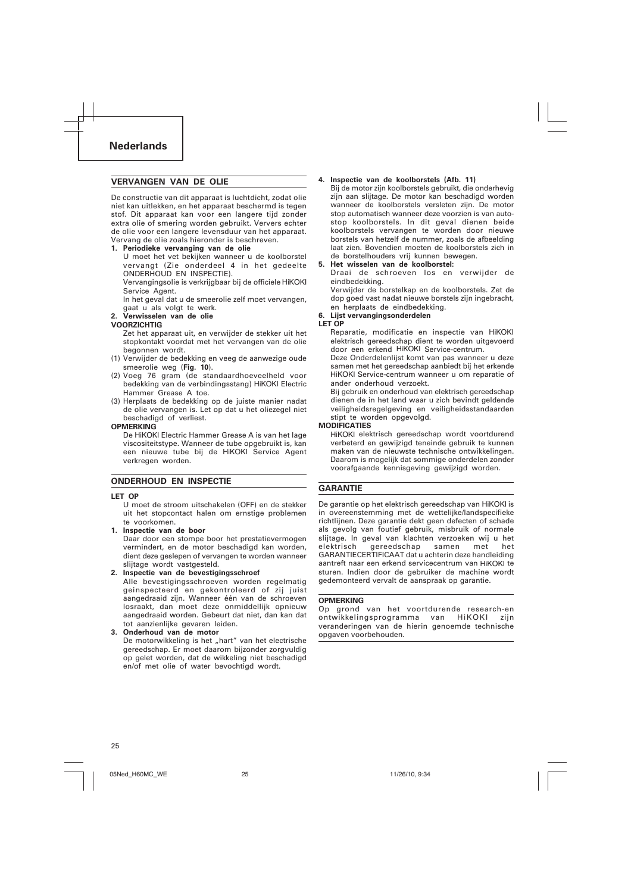## Nederlands

### VERVANGEN VAN DE OLIE

De constructie van dit apparaat is luchtdicht, zodat olie niet kan uitlekken, en het apparaat beschermd is tegen stof. Dit apparaat kan voor een langere tijd zonder extra olie of smering worden gebruikt. Ververs echter de olie voor een langere levensduur van het apparaat. Vervang de olie zoals hieronder is beschreven.

**1. Periodieke vervanging van de olie**

U moet het vet bekijken wanneer u de koolborstel vervangt (Zie onderdeel 4 in het gedeelte ONDERHOUD EN INSPECTIE).

Vervangingsolie is verkrijgbaar bij de officiele HiKOKI Service Agent.

In het geval dat u de smeerolie zelf moet vervangen, gaat u als volgt te werk.

**2. Verwisselen van de olie**

**VOORZICHTIG**

Zet het apparaat uit, en verwijder de stekker uit het stopkontakt voordat met het vervangen van de olie begonnen wordt.

(1) Verwijder de bedekking en veeg de aanwezige oude smeerolie weg (**Fig. 10**).

(2) Voeg 76 gram (de standaardhoeveelheid voor bedekking van de verbindingsstang) HiKOKI Electric Hammer Grease A toe.

(3) Herplaats de bedekking op de juiste manier nadat de olie vervangen is. Let op dat u het oliezegel niet beschadigd of verliest.

**OPMERKING**

De HiKOKI Electric Hammer Grease A is van het lage viscositeitstype. Wanneer de tube opgebruikt is, kan een nieuwe tube bij de HiKOKI Service Agent verkregen worden.

### ONDERHOUD EN INSPECTIE

**LET OP**

U moet de stroom uitschakelen (OFF) en de stekker uit het stopcontact halen om ernstige problemen te voorkomen.

**1. Inspectie van de boor**

Daar door een stompe boor het prestatievermogen vermindert, en de motor beschadigd kan worden, dient deze geslepen of vervangen te worden wanneer slijtage wordt vastgesteld.

**2. Inspectie van de bevestigingsschroef**

Alle bevestigingsschroeven worden regelmatig geinspecteerd en gekontroleerd of zij juist aangedraaid zijn. Wanneer één van de schroeven losraakt, dan moet deze onmiddellijk opnieuw aangedraaid worden. Gebeurt dat niet, dan kan dat tot aanzienlijke gevaren leiden.

**3. Onderhoud van de motor**

De motorwikkeling is het „hart" van het electrische gereedschap. Er moet daarom bijzonder zorgvuldig op gelet worden, dat de wikkeling niet beschadigd en/of met olie of water bevochtigd wordt.

**4. Inspectie van de koolborstels (Afb. 11)**

Bij de motor zijn koolborstels gebruikt, die onderhevig zijn aan slijtage. De motor kan beschadigd worden wanneer de koolborstels versleten zijn. De motor stop automatisch wanneer deze voorzien is van autostop koolborstels. In dit geval dienen beide koolborstels vervangen te worden door nieuwe borstels van hetzelfde nummer, zoals de afbeelding laat zien. Bovendien moeten de koolborstels zich in de borstelhouders vrij kunnen bewegen.

**5. Het wisselen van de koolborstel:**

Draai de schroeven los en verwijder de eindbedekking.

Verwijder de borstelkap en de koolborstels. Zet de dop goed vast nadat nieuwe borstels zijn ingebracht, en herplaats de eindbedekking.

**6. Lijst vervangingsonderdelen**

**LET OP**

Reparatie, modificatie en inspectie van HiKOKI elektrisch gereedschap dient te worden uitgevoerd door een erkend HiKOKI Service-centrum.

Deze Onderdelenlijst komt van pas wanneer u deze samen met het gereedschap aanbiedt bij het erkende HiKOKI Service-centrum wanneer u om reparatie of ander onderhoud verzoekt.

Bij gebruik en onderhoud van elektrisch gereedschap dienen de in het land waar u zich bevindt geldende veiligheidsregelgeving en veiligheidsstandaarden stipt te worden opgevolgd.

**MODIFICATIES**

HiKOKI elektrisch gereedschap wordt voortdurend verbeterd en gewijzigd teneinde gebruik te kunnen maken van de nieuwste technische ontwikkelingen. Daarom is mogelijk dat sommige onderdelen zonder voorafgaande kennisgeving gewijzigd worden.

### GARANTIE

De garantie op het elektrisch gereedschap van HiKOKI is in overeenstemming met de wettelijke/landspecifieke richtlijnen. Deze garantie dekt geen defecten of schade als gevolg van foutief gebruik, misbruik of normale slijtage. In geval van klachten verzoeken wij u het elektrisch gereedschap samen met het GARANTIECERTIFICAAT dat u achterin deze handleiding aantreft naar een erkend servicecentrum van HiKOKI te sturen. Indien door de gebruiker de machine wordt gedemonteerd vervalt de aanspraak op garantie.

**OPMERKING**

Op grond van het voortdurende research-en ontwikkelingsprogramma van HiKOKI zijn veranderingen van de hierin genoemde technische opgaven voorbehouden.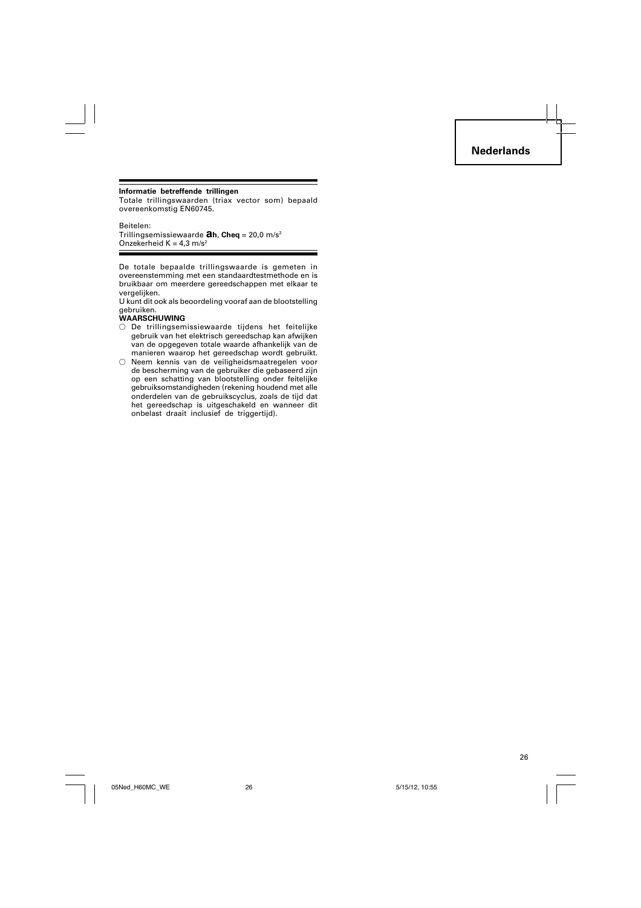Nederlands

**Informatie betreffende trillingen**

Totale trillingswaarden (triax vector som) bepaald overeenkomstig EN60745.

Beitelen:
Trillingsemissiewaarde $a_h$, **Cheq** = 20,0 m/s²
Onzekerheid K = 4,3 m/s²

De totale bepaalde trillingswaarde is gemeten in overeenstemming met een standaardtestmethode en is bruikbaar om meerdere gereedschappen met elkaar te vergelijken.

U kunt dit ook als beoordeling vooraf aan de blootstelling gebruiken.

**WAARSCHUWING**

- De trillingsemissiewaarde tijdens het feitelijke gebruik van het elektrisch gereedschap kan afwijken van de opgegeven totale waarde afhankelijk van de manieren waarop het gereedschap wordt gebruikt.
- Neem kennis van de veiligheidsmaatregelen voor de bescherming van de gebruiker die gebaseerd zijn op een schatting van blootstelling onder feitelijke gebruiksomstandigheden (rekening houdend met alle onderdelen van de gebruikscyclus, zoals de tijd dat het gereedschap is uitgeschakeld en wanneer dit onbelast draait inclusief de triggertijd).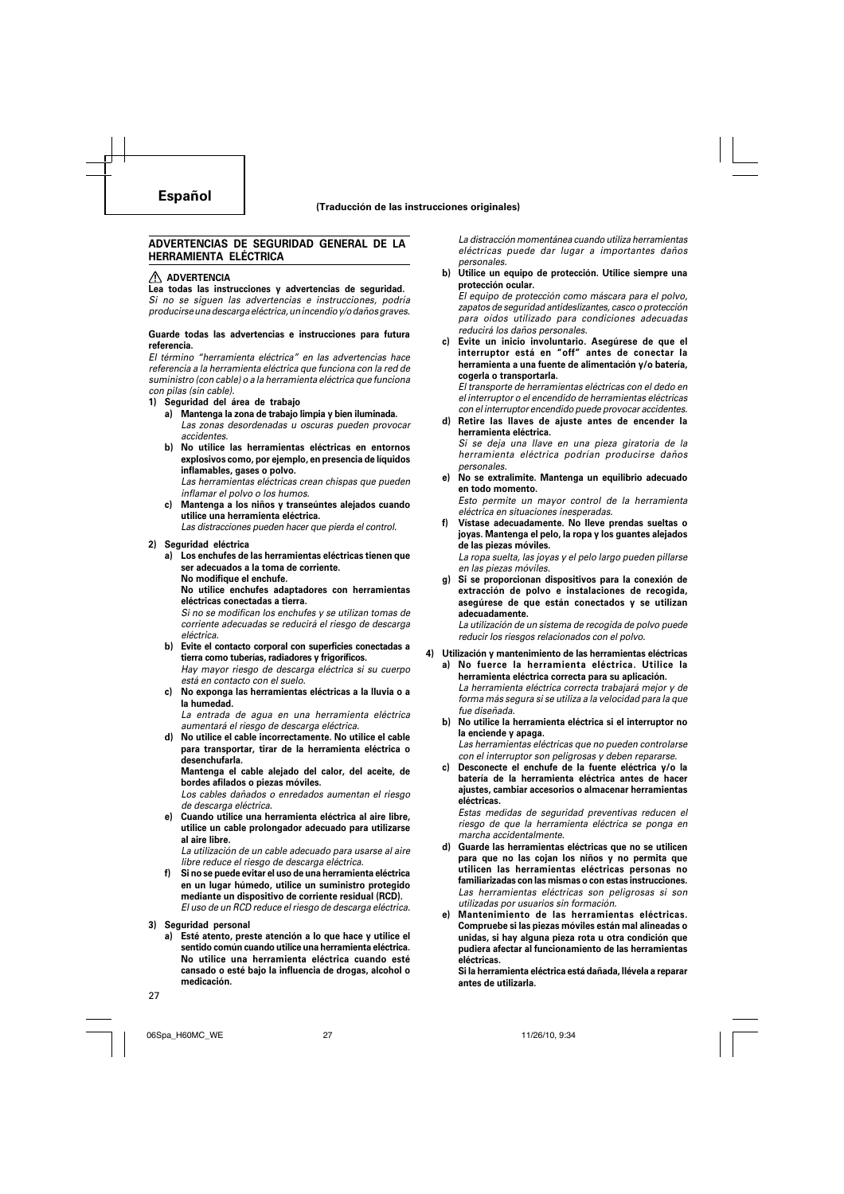# Español

**(Traducción de las instrucciones originales)**

## ADVERTENCIAS DE SEGURIDAD GENERAL DE LA HERRAMIENTA ELÉCTRICA

**⚠ ADVERTENCIA**

**Lea todas las instrucciones y advertencias de seguridad.**
*Si no se siguen las advertencias e instrucciones, podría producirse una descarga eléctrica, un incendio y/o daños graves.*

**Guarde todas las advertencias e instrucciones para futura referencia.**

*El término "herramienta eléctrica" en las advertencias hace referencia a la herramienta eléctrica que funciona con la red de suministro (con cable) o a la herramienta eléctrica que funciona con pilas (sin cable).*

**1) Seguridad del área de trabajo**

a) **Mantenga la zona de trabajo limpia y bien iluminada.**
*Las zonas desordenadas u oscuras pueden provocar accidentes.*

b) **No utilice las herramientas eléctricas en entornos explosivos como, por ejemplo, en presencia de líquidos inflamables, gases o polvo.**
*Las herramientas eléctricas crean chispas que pueden inflamar el polvo o los humos.*

c) **Mantenga a los niños y transeúntes alejados cuando utilice una herramienta eléctrica.**
*Las distracciones pueden hacer que pierda el control.*

**2) Seguridad eléctrica**

a) **Los enchufes de las herramientas eléctricas tienen que ser adecuados a la toma de corriente.**
**No modifique el enchufe.**
**No utilice enchufes adaptadores con herramientas eléctricas conectadas a tierra.**
*Si no se modifican los enchufes y se utilizan tomas de corriente adecuadas se reducirá el riesgo de descarga eléctrica.*

b) **Evite el contacto corporal con superficies conectadas a tierra como tuberías, radiadores y frigoríficos.**
*Hay mayor riesgo de descarga eléctrica si su cuerpo está en contacto con el suelo.*

c) **No exponga las herramientas eléctricas a la lluvia o a la humedad.**
*La entrada de agua en una herramienta eléctrica aumentará el riesgo de descarga eléctrica.*

d) **No utilice el cable incorrectamente. No utilice el cable para transportar, tirar de la herramienta eléctrica o desenchufarla.**
**Mantenga el cable alejado del calor, del aceite, de bordes afilados o piezas móviles.**
*Los cables dañados o enredados aumentan el riesgo de descarga eléctrica.*

e) **Cuando utilice una herramienta eléctrica al aire libre, utilice un cable prolongador adecuado para utilizarse al aire libre.**
*La utilización de un cable adecuado para usarse al aire libre reduce el riesgo de descarga eléctrica.*

f) **Si no se puede evitar el uso de una herramienta eléctrica en un lugar húmedo, utilice un suministro protegido mediante un dispositivo de corriente residual (RCD).**
*El uso de un RCD reduce el riesgo de descarga eléctrica.*

**3) Seguridad personal**

a) **Esté atento, preste atención a lo que hace y utilice el sentido común cuando utilice una herramienta eléctrica. No utilice una herramienta eléctrica cuando esté cansado o esté bajo la influencia de drogas, alcohol o medicación.**
*La distracción momentánea cuando utiliza herramientas eléctricas puede dar lugar a importantes daños personales.*

b) **Utilice un equipo de protección. Utilice siempre una protección ocular.**
*El equipo de protección como máscara para el polvo, zapatos de seguridad antideslizantes, casco o protección para oídos utilizado para condiciones adecuadas reducirá los daños personales.*

c) **Evite un inicio involuntario. Asegúrese de que el interruptor está en "off" antes de conectar la herramienta a una fuente de alimentación y/o batería, cogerla o transportarla.**
*El transporte de herramientas eléctricas con el dedo en el interruptor o el encendido de herramientas eléctricas con el interruptor encendido puede provocar accidentes.*

d) **Retire las llaves de ajuste antes de encender la herramienta eléctrica.**
*Si se deja una llave en una pieza giratoria de la herramienta eléctrica podrían producirse daños personales.*

e) **No se extralimite. Mantenga un equilibrio adecuado en todo momento.**
*Esto permite un mayor control de la herramienta eléctrica en situaciones inesperadas.*

f) **Vístase adecuadamente. No lleve prendas sueltas o joyas. Mantenga el pelo, la ropa y los guantes alejados de las piezas móviles.**
*La ropa suelta, las joyas y el pelo largo pueden pillarse en las piezas móviles.*

g) **Si se proporcionan dispositivos para la conexión de extracción de polvo e instalaciones de recogida, asegúrese de que están conectados y se utilizan adecuadamente.**
*La utilización de un sistema de recogida de polvo puede reducir los riesgos relacionados con el polvo.*

**4) Utilización y mantenimiento de las herramientas eléctricas**

a) **No fuerce la herramienta eléctrica. Utilice la herramienta eléctrica correcta para su aplicación.**
*La herramienta eléctrica correcta trabajará mejor y de forma más segura si se utiliza a la velocidad para la que fue diseñada.*

b) **No utilice la herramienta eléctrica si el interruptor no la enciende y apaga.**
*Las herramientas eléctricas que no pueden controlarse con el interruptor son peligrosas y deben repararse.*

c) **Desconecte el enchufe de la fuente eléctrica y/o la batería de la herramienta eléctrica antes de hacer ajustes, cambiar accesorios o almacenar herramientas eléctricas.**
*Estas medidas de seguridad preventivas reducen el riesgo de que la herramienta eléctrica se ponga en marcha accidentalmente.*

d) **Guarde las herramientas eléctricas que no se utilicen para que no las cojan los niños y no permita que utilicen las herramientas eléctricas personas no familiarizadas con las mismas o con estas instrucciones.**
*Las herramientas eléctricas son peligrosas si son utilizadas por usuarios sin formación.*

e) **Mantenimiento de las herramientas eléctricas. Compruebe si las piezas móviles están mal alineadas o unidas, si hay alguna pieza rota u otra condición que pudiera afectar al funcionamiento de las herramientas eléctricas.**
**Si la herramienta eléctrica está dañada, llévela a reparar antes de utilizarla.**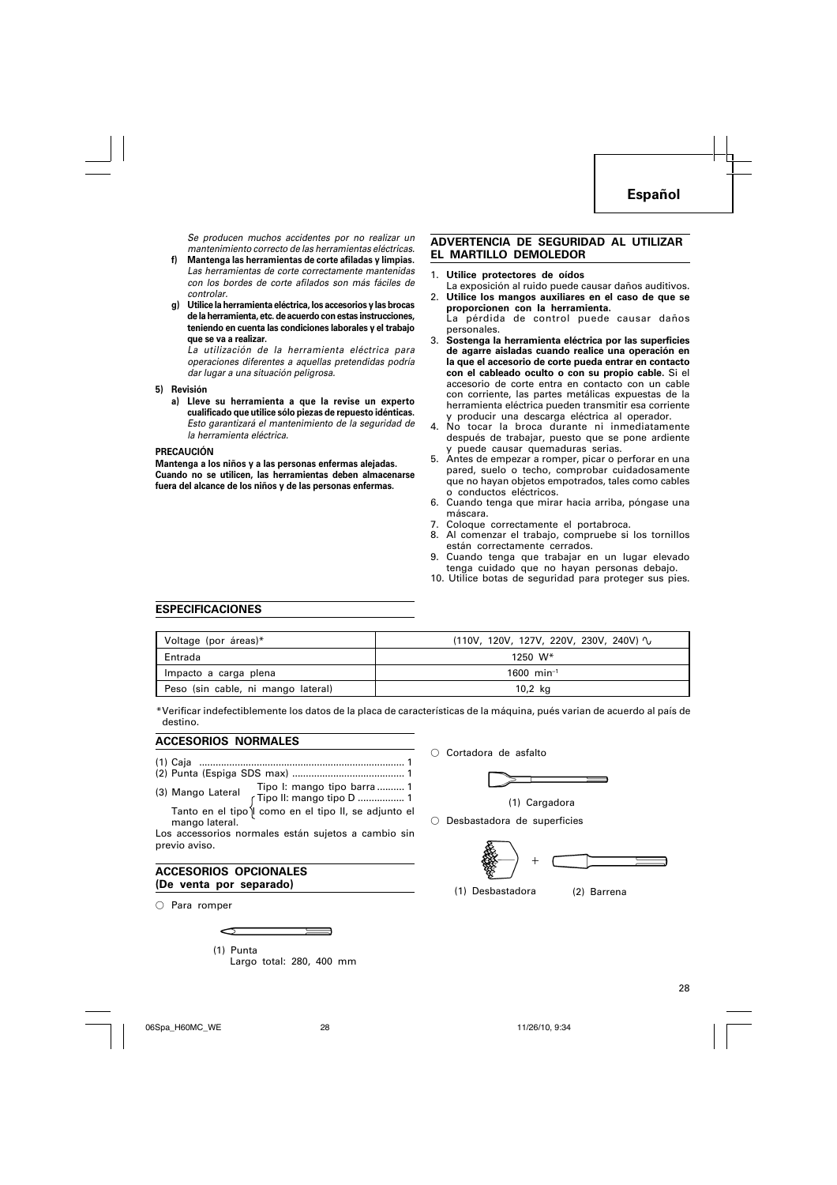*Se producen muchos accidentes por no realizar un mantenimiento correcto de las herramientas eléctricas.*

**f) Mantenga las herramientas de corte afiladas y limpias.**
*Las herramientas de corte correctamente mantenidas con los bordes de corte afilados son más fáciles de controlar.*

**g) Utilice la herramienta eléctrica, los accesorios y las brocas de la herramienta, etc. de acuerdo con estas instrucciones, teniendo en cuenta las condiciones laborales y el trabajo que se va a realizar.**
*La utilización de la herramienta eléctrica para operaciones diferentes a aquellas pretendidas podría dar lugar a una situación peligrosa.*

**5) Revisión**

**a) Lleve su herramienta a que la revise un experto cualificado que utilice sólo piezas de repuesto idénticas.**
*Esto garantizará el mantenimiento de la seguridad de la herramienta eléctrica.*

**PRECAUCIÓN**

**Mantenga a los niños y a las personas enfermas alejadas. Cuando no se utilicen, las herramientas deben almacenarse fuera del alcance de los niños y de las personas enfermas.**

## ADVERTENCIA DE SEGURIDAD AL UTILIZAR EL MARTILLO DEMOLEDOR

1. **Utilice protectores de oídos**
   La exposición al ruido puede causar daños auditivos.
2. **Utilice los mangos auxiliares en el caso de que se proporcionen con la herramienta.**
   La pérdida de control puede causar daños personales.
3. **Sostenga la herramienta eléctrica por las superficies de agarre aisladas cuando realice una operación en la que el accesorio de corte pueda entrar en contacto con el cableado oculto o con su propio cable.** Si el accesorio de corte entra en contacto con un cable con corriente, las partes metálicas expuestas de la herramienta eléctrica pueden transmitir esa corriente y producir una descarga eléctrica al operador.
4. No tocar la broca durante ni inmediatamente después de trabajar, puesto que se pone ardiente y puede causar quemaduras serias.
5. Antes de empezar a romper, picar o perforar en una pared, suelo o techo, comprobar cuidadosamente que no hayan objetos empotrados, tales como cables o conductos eléctricos.
6. Cuando tenga que mirar hacia arriba, póngase una máscara.
7. Coloque correctamente el portabroca.
8. Al comenzar el trabajo, compruebe si los tornillos están correctamente cerrados.
9. Cuando tenga que trabajar en un lugar elevado tenga cuidado que no hayan personas debajo.
10. Utilice botas de seguridad para proteger sus pies.

## ESPECIFICACIONES

| Voltage (por áreas)* | (110V, 120V, 127V, 220V, 230V, 240V) ∿ |
|---|---|
| Entrada | 1250 W* |
| Impacto a carga plena | 1600 $min^{-1}$ |
| Peso (sin cable, ni mango lateral) | 10,2 kg |

*Verificar indefectiblemente los datos de la placa de características de la máquina, pués varian de acuerdo al país de destino.

## ACCESORIOS NORMALES

(1) Caja ........................................................................ 1
(2) Punta (Espiga SDS max) ........................................ 1
(3) Mango Lateral
   Tipo I: mango tipo barra .......... 1
   Tipo II: mango tipo D ................. 1

Tanto en el tipo I como en el tipo II, se adjunto el mango lateral.

Los accessorios normales están sujetos a cambio sin previo aviso.

## ACCESORIOS OPCIONALES (De venta por separado)

○ Para romper

(1) Punta
Largo total: 280, 400 mm

○ Cortadora de asfalto

(1) Cargadora

○ Desbastadora de superficies

(1) Desbastadora (2) Barrena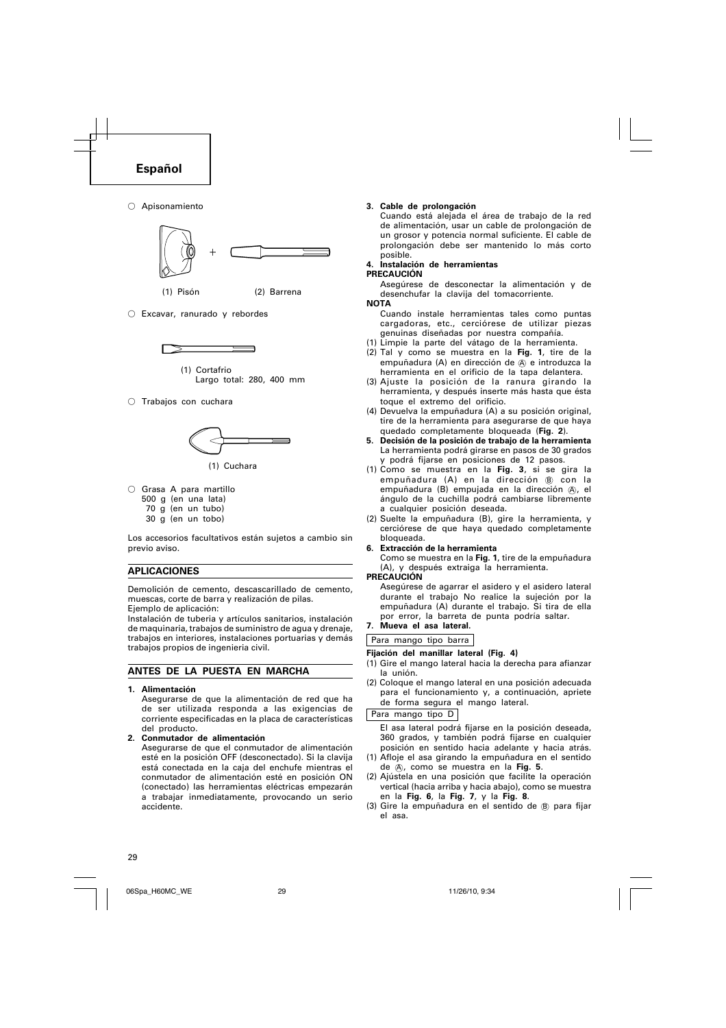# Español

○ Apisonamiento

(1) Pisón (2) Barrena

○ Excavar, ranurado y rebordes

(1) Cortafrio
Largo total: 280, 400 mm

○ Trabajos con cuchara

(1) Cuchara

○ Grasa A para martillo
500 g (en una lata)
70 g (en un tubo)
30 g (en un tobo)

Los accesorios facultativos están sujetos a cambio sin previo aviso.

## APLICACIONES

Demolición de cemento, descascarillado de cemento, muescas, corte de barra y realización de pilas.
Ejemplo de aplicación:
Instalación de tuberia y artículos sanitarios, instalación de maquinaria, trabajos de suministro de agua y drenaje, trabajos en interiores, instalaciones portuarias y demás trabajos propios de ingenieria civil.

## ANTES DE LA PUESTA EN MARCHA

**1. Alimentación**
Asegurarse de que la alimentación de red que ha de ser utilizada responda a las exigencias de corriente especificadas en la placa de características del producto.

**2. Conmutador de alimentación**
Asegurarse de que el conmutador de alimentación esté en la posición OFF (desconectado). Si la clavija está conectada en la caja del enchufe mientras el conmutador de alimentación esté en posición ON (conectado) las herramientas eléctricas empezarán a trabajar inmediatamente, provocando un serio accidente.

**3. Cable de prolongación**
Cuando está alejada el área de trabajo de la red de alimentación, usar un cable de prolongación de un grosor y potencia normal suficiente. El cable de prolongación debe ser mantenido lo más corto posible.

**4. Instalación de herramientas**

**PRECAUCIÓN**
Asegúrese de desconectar la alimentación y de desenchufar la clavija del tomacorriente.

**NOTA**
Cuando instale herramientas tales como puntas cargadoras, etc., cerciórese de utilizar piezas genuinas diseñadas por nuestra compañía.

(1) Limpie la parte del vátago de la herramienta.
(2) Tal y como se muestra en la **Fig. 1**, tire de la empuñadura (A) en dirección de Ⓐ e introduzca la herramienta en el orificio de la tapa delantera.
(3) Ajuste la posición de la ranura girando la herramienta, y después inserte más hasta que ésta toque el extremo del orificio.
(4) Devuelva la empuñadura (A) a su posición original, tire de la herramienta para asegurarse de que haya quedado completamente bloqueada (**Fig. 2**).

**5. Decisión de la posición de trabajo de la herramienta**
La herramienta podrá girarse en pasos de 30 grados y podrá fijarse en posiciones de 12 pasos.

(1) Como se muestra en la **Fig. 3**, si se gira la empuñadura (A) en la dirección Ⓑ con la empuñadura (B) empujada en la dirección Ⓐ, el ángulo de la cuchilla podrá cambiarse libremente a cualquier posición deseada.
(2) Suelte la empuñadura (B), gire la herramienta, y cerciórese de que haya quedado completamente bloqueada.

**6. Extracción de la herramienta**
Como se muestra en la **Fig. 1**, tire de la empuñadura (A), y después extraiga la herramienta.

**PRECAUCIÓN**
Asegúrese de agarrar el asidero y el asidero lateral durante el trabajo No realice la sujeción por la empuñadura (A) durante el trabajo. Si tira de ella por error, la barreta de punta podría saltar.

**7. Mueva el asa lateral.**

Para mango tipo barra

**Fijación del manillar lateral (Fig. 4)**

(1) Gire el mango lateral hacia la derecha para afianzar la unión.
(2) Coloque el mango lateral en una posición adecuada para el funcionamiento y, a continuación, apriete de forma segura el mango lateral.

Para mango tipo D

El asa lateral podrá fijarse en la posición deseada, 360 grados, y también podrá fijarse en cualquier posición en sentido hacia adelante y hacia atrás.

(1) Afloje el asa girando la empuñadura en el sentido de Ⓐ, como se muestra en la **Fig. 5**.
(2) Ajústela en una posición que facilite la operación vertical (hacia arriba y hacia abajo), como se muestra en la **Fig. 6**, la **Fig. 7**, y la **Fig. 8**.
(3) Gire la empuñadura en el sentido de Ⓑ para fijar el asa.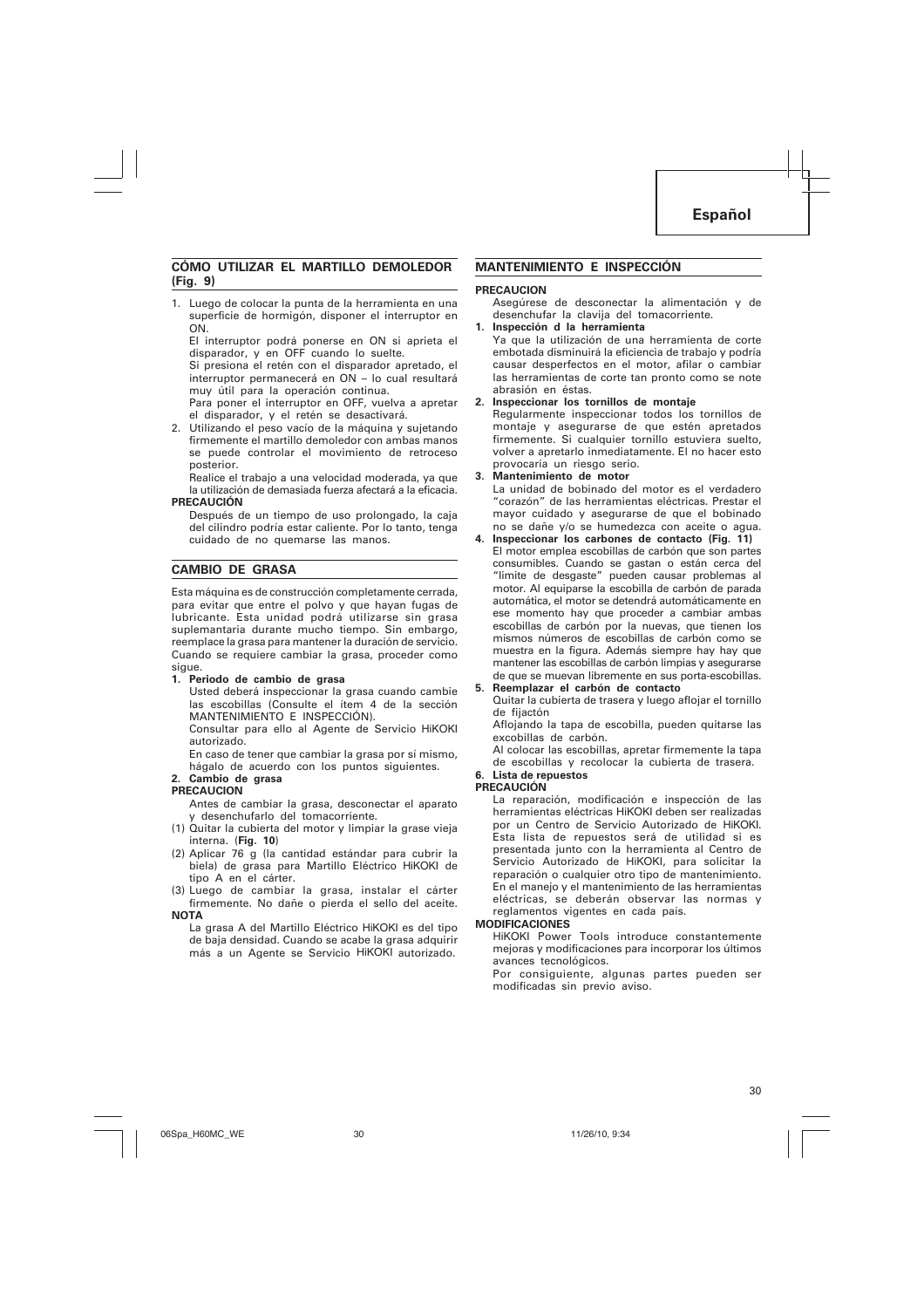## CÓMO UTILIZAR EL MARTILLO DEMOLEDOR (Fig. 9)

1. Luego de colocar la punta de la herramienta en una superficie de hormigón, disponer el interruptor en ON.

   El interruptor podrá ponerse en ON si aprieta el disparador, y en OFF cuando lo suelte.

   Si presiona el retén con el disparador apretado, el interruptor permanecerá en ON – lo cual resultará muy útil para la operación continua.

   Para poner el interruptor en OFF, vuelva a apretar el disparador, y el retén se desactivará.

2. Utilizando el peso vacío de la máquina y sujetando firmemente el martillo demoledor con ambas manos se puede controlar el movimiento de retroceso posterior.

   Realice el trabajo a una velocidad moderada, ya que la utilización de demasiada fuerza afectará a la eficacia.

**PRECAUCIÓN**

Después de un tiempo de uso prolongado, la caja del cilindro podría estar caliente. Por lo tanto, tenga cuidado de no quemarse las manos.

## CAMBIO DE GRASA

Esta máquina es de construcción completamente cerrada, para evitar que entre el polvo y que hayan fugas de lubricante. Esta unidad podrá utilizarse sin grasa suplemantaria durante mucho tiempo. Sin embargo, reemplace la grasa para mantener la duración de servicio. Cuando se requiere cambiar la grasa, proceder como sigue.

**1. Periodo de cambio de grasa**

Usted deberá inspeccionar la grasa cuando cambie las escobillas (Consulte el ítem 4 de la sección MANTENIMIENTO E INSPECCIÓN).

Consultar para ello al Agente de Servicio HiKOKI autorizado.

En caso de tener que cambiar la grasa por sí mismo, hágalo de acuerdo con los puntos siguientes.

**2. Cambio de grasa**

**PRECAUCION**

Antes de cambiar la grasa, desconectar el aparato y desenchufarlo del tomacorriente.

(1) Quitar la cubierta del motor y limpiar la grase vieja interna. (**Fig. 10**)

(2) Aplicar 76 g (la cantidad estándar para cubrir la biela) de grasa para Martillo Eléctrico HiKOKI de tipo A en el cárter.

(3) Luego de cambiar la grasa, instalar el cárter firmemente. No dañe o pierda el sello del aceite.

**NOTA**

La grasa A del Martillo Eléctrico HiKOKI es del tipo de baja densidad. Cuando se acabe la grasa adquirir más a un Agente se Servicio HiKOKI autorizado.

## MANTENIMIENTO E INSPECCIÓN

**PRECAUCION**

Asegúrese de desconectar la alimentación y de desenchufar la clavija del tomacorriente.

**1. Inspección d la herramienta**

Ya que la utilización de una herramienta de corte embotada disminuirá la eficiencia de trabajo y podría causar desperfectos en el motor, afilar o cambiar las herramientas de corte tan pronto como se note abrasión en éstas.

**2. Inspeccionar los tornillos de montaje**

Regularmente inspeccionar todos los tornillos de montaje y asegurarse de que estén apretados firmemente. Si cualquier tornillo estuviera suelto, volver a apretarlo inmediatamente. El no hacer esto provocaría un riesgo serio.

**3. Mantenimiento de motor**

La unidad de bobinado del motor es el verdadero "corazón" de las herramientas eléctricas. Prestar el mayor cuidado y asegurarse de que el bobinado no se dañe y/o se humedezca con aceite o agua.

**4. Inspeccionar los carbones de contacto (Fig. 11)**

El motor emplea escobillas de carbón que son partes consumibles. Cuando se gastan o están cerca del "límite de desgaste" pueden causar problemas al motor. Al equiparse la escobilla de carbón de parada automática, el motor se detendrá automáticamente en ese momento hay que proceder a cambiar ambas escobillas de carbón por la nuevas, que tienen los mismos números de escobillas de carbón como se muestra en la figura. Además siempre hay hay que mantener las escobillas de carbón limpias y asegurarse de que se muevan libremente en sus porta-escobillas.

**5. Reemplazar el carbón de contacto**

Quitar la cubierta de trasera y luego aflojar el tornillo de fijactón

Aflojando la tapa de escobilla, pueden quitarse las excobillas de carbón.

Al colocar las escobillas, apretar firmemente la tapa de escobillas y recolocar la cubierta de trasera.

**6. Lista de repuestos**

**PRECAUCIÓN**

La reparación, modificación e inspección de las herramientas eléctricas HiKOKI deben ser realizadas por un Centro de Servicio Autorizado de HiKOKI. Esta lista de repuestos será de utilidad si es presentada junto con la herramienta al Centro de Servicio Autorizado de HiKOKI, para solicitar la reparación o cualquier otro tipo de mantenimiento. En el manejo y el mantenimiento de las herramientas eléctricas, se deberán observar las normas y reglamentos vigentes en cada país.

**MODIFICACIONES**

HiKOKI Power Tools introduce constantemente mejoras y modificaciones para incorporar los últimos avances tecnológicos.

Por consiguiente, algunas partes pueden ser modificadas sin previo aviso.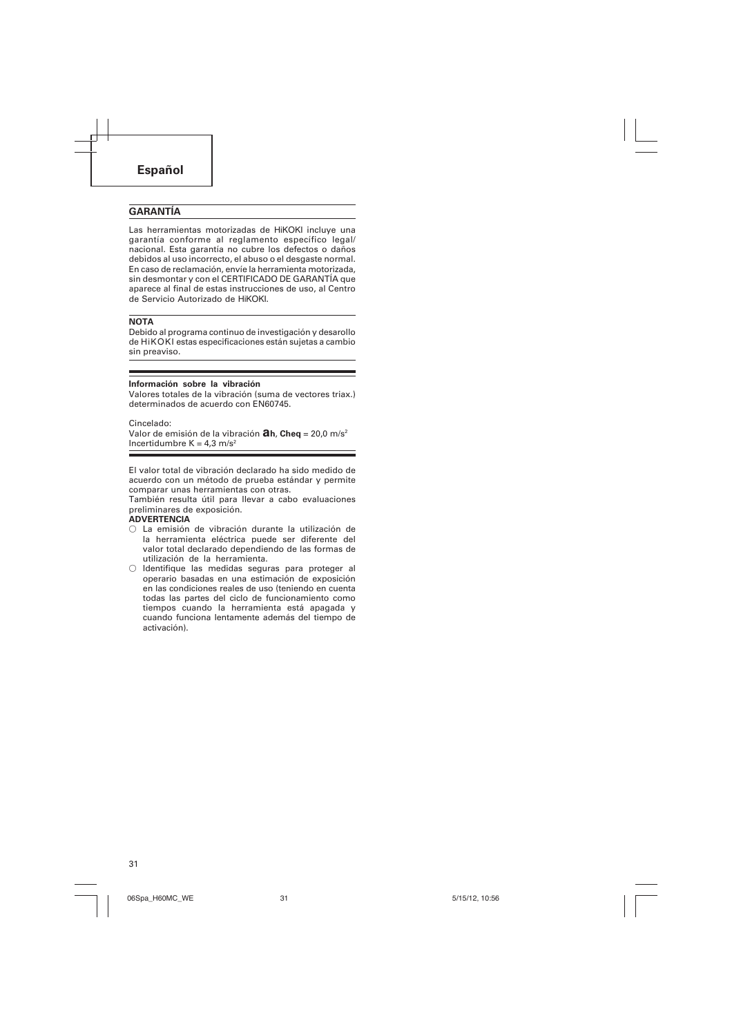# Español

## GARANTÍA

Las herramientas motorizadas de HiKOKI incluye una garantía conforme al reglamento específico legal/nacional. Esta garantía no cubre los defectos o daños debidos al uso incorrecto, el abuso o el desgaste normal. En caso de reclamación, envíe la herramienta motorizada, sin desmontar y con el CERTIFICADO DE GARANTÍA que aparece al final de estas instrucciones de uso, al Centro de Servicio Autorizado de HiKOKI.

**NOTA**

Debido al programa continuo de investigación y desarrollo de HiKOKI estas especificaciones están sujetas a cambio sin preaviso.

**Información sobre la vibración**

Valores totales de la vibración (suma de vectores triax.) determinados de acuerdo con EN60745.

Cincelado:
Valor de emisión de la vibración $a_h$, **Cheq** = 20,0 $m/s^2$
Incertidumbre K = 4,3 $m/s^2$

El valor total de vibración declarado ha sido medido de acuerdo con un método de prueba estándar y permite comparar unas herramientas con otras.
También resulta útil para llevar a cabo evaluaciones preliminares de exposición.

**ADVERTENCIA**

- ○ La emisión de vibración durante la utilización de la herramienta eléctrica puede ser diferente del valor total declarado dependiendo de las formas de utilización de la herramienta.
- ○ Identifique las medidas seguras para proteger al operario basadas en una estimación de exposición en las condiciones reales de uso (teniendo en cuenta todas las partes del ciclo de funcionamiento como tiempos cuando la herramienta está apagada y cuando funciona lentamente además del tiempo de activación).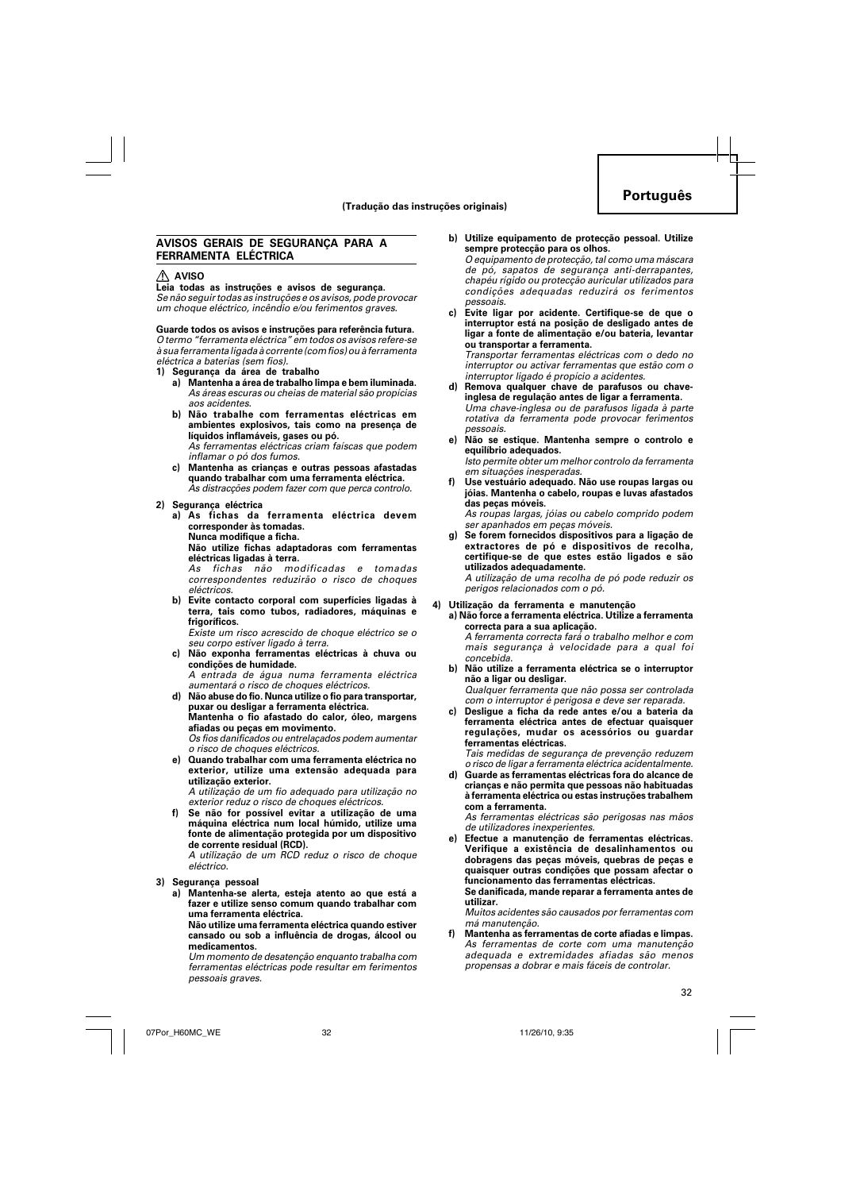**Português**

**(Tradução das instruções originais)**

## AVISOS GERAIS DE SEGURANÇA PARA A FERRAMENTA ELÉCTRICA

⚠ **AVISO**

**Leia todas as instruções e avisos de segurança.**
*Se não seguir todas as instruções e os avisos, pode provocar um choque eléctrico, incêndio e/ou ferimentos graves.*

**Guarde todos os avisos e instruções para referência futura.**
*O termo "ferramenta eléctrica" em todos os avisos refere-se à sua ferramenta ligada à corrente (com fios) ou à ferramenta eléctrica a baterias (sem fios).*

**1) Segurança da área de trabalho**

a) **Mantenha a área de trabalho limpa e bem iluminada.**
*As áreas escuras ou cheias de material são propícias aos acidentes.*

b) **Não trabalhe com ferramentas eléctricas em ambientes explosivos, tais como na presença de líquidos inflamáveis, gases ou pó.**
*As ferramentas eléctricas criam faíscas que podem inflamar o pó dos fumos.*

c) **Mantenha as crianças e outras pessoas afastadas quando trabalhar com uma ferramenta eléctrica.**
*As distracções podem fazer com que perca controlo.*

**2) Segurança eléctrica**

a) **As fichas da ferramenta eléctrica devem corresponder às tomadas.**
**Nunca modifique a ficha.**
**Não utilize fichas adaptadoras com ferramentas eléctricas ligadas à terra.**
*As fichas não modificadas e tomadas correspondentes reduzirão o risco de choques eléctricos.*

b) **Evite contacto corporal com superfícies ligadas à terra, tais como tubos, radiadores, máquinas e frigoríficos.**
*Existe um risco acrescido de choque eléctrico se o seu corpo estiver ligado à terra.*

c) **Não exponha ferramentas eléctricas à chuva ou condições de humidade.**
*A entrada de água numa ferramenta eléctrica aumentará o risco de choques eléctricos.*

d) **Não abuse do fio. Nunca utilize o fio para transportar, puxar ou desligar a ferramenta eléctrica.**
**Mantenha o fio afastado do calor, óleo, margens afiadas ou peças em movimento.**
*Os fios danificados ou entrelaçados podem aumentar o risco de choques eléctricos.*

e) **Quando trabalhar com uma ferramenta eléctrica no exterior, utilize uma extensão adequada para utilização exterior.**
*A utilização de um fio adequado para utilização no exterior reduz o risco de choques eléctricos.*

f) **Se não for possível evitar a utilização de uma máquina eléctrica num local húmido, utilize uma fonte de alimentação protegida por um dispositivo de corrente residual (RCD).**
*A utilização de um RCD reduz o risco de choque eléctrico.*

**3) Segurança pessoal**

a) **Mantenha-se alerta, esteja atento ao que está a fazer e utilize senso comum quando trabalhar com uma ferramenta eléctrica.**
**Não utilize uma ferramenta eléctrica quando estiver cansado ou sob a influência de drogas, álcool ou medicamentos.**
*Um momento de desatenção enquanto trabalha com ferramentas eléctricas pode resultar em ferimentos pessoais graves.*

b) **Utilize equipamento de protecção pessoal. Utilize sempre protecção para os olhos.**
*O equipamento de protecção, tal como uma máscara de pó, sapatos de segurança anti-derrapantes, chapéu rígido ou protecção auricular utilizados para condições adequadas reduzirá os ferimentos pessoais.*

c) **Evite ligar por acidente. Certifique-se de que o interruptor está na posição de desligado antes de ligar a fonte de alimentação e/ou bateria, levantar ou transportar a ferramenta.**
*Transportar ferramentas eléctricas com o dedo no interruptor ou activar ferramentas que estão com o interruptor ligado é propício a acidentes.*

d) **Remova qualquer chave de parafusos ou chave-inglesa de regulação antes de ligar a ferramenta.**
*Uma chave-inglesa ou de parafusos ligada à parte rotativa da ferramenta pode provocar ferimentos pessoais.*

e) **Não se estique. Mantenha sempre o controlo e equilíbrio adequados.**
*Isto permite obter um melhor controlo da ferramenta em situações inesperadas.*

f) **Use vestuário adequado. Não use roupas largas ou jóias. Mantenha o cabelo, roupas e luvas afastados das peças móveis.**
*As roupas largas, jóias ou cabelo comprido podem ser apanhados em peças móveis.*

g) **Se forem fornecidos dispositivos para a ligação de extractores de pó e dispositivos de recolha, certifique-se de que estes estão ligados e são utilizados adequadamente.**
*A utilização de uma recolha de pó pode reduzir os perigos relacionados com o pó.*

**4) Utilização da ferramenta e manutenção**

a) **Não force a ferramenta eléctrica. Utilize a ferramenta correcta para a sua aplicação.**
*A ferramenta correcta fará o trabalho melhor e com mais segurança à velocidade para a qual foi concebida.*

b) **Não utilize a ferramenta eléctrica se o interruptor não a ligar ou desligar.**
*Qualquer ferramenta que não possa ser controlada com o interruptor é perigosa e deve ser reparada.*

c) **Desligue a ficha da rede antes e/ou a bateria da ferramenta eléctrica antes de efectuar quaisquer regulações, mudar os acessórios ou guardar ferramentas eléctricas.**
*Tais medidas de segurança de prevenção reduzem o risco de ligar a ferramenta eléctrica acidentalmente.*

d) **Guarde as ferramentas eléctricas fora do alcance de crianças e não permita que pessoas não habituadas à ferramenta eléctrica ou estas instruções trabalhem com a ferramenta.**
*As ferramentas eléctricas são perigosas nas mãos de utilizadores inexperientes.*

e) **Efectue a manutenção de ferramentas eléctricas. Verifique a existência de desalinhamentos ou dobragens das peças móveis, quebras de peças e quaisquer outras condições que possam afectar o funcionamento das ferramentas eléctricas.**
**Se danificada, mande reparar a ferramenta antes de utilizar.**
*Muitos acidentes são causados por ferramentas com má manutenção.*

f) **Mantenha as ferramentas de corte afiadas e limpas.**
*As ferramentas de corte com uma manutenção adequada e extremidades afiadas são menos propensas a dobrar e mais fáceis de controlar.*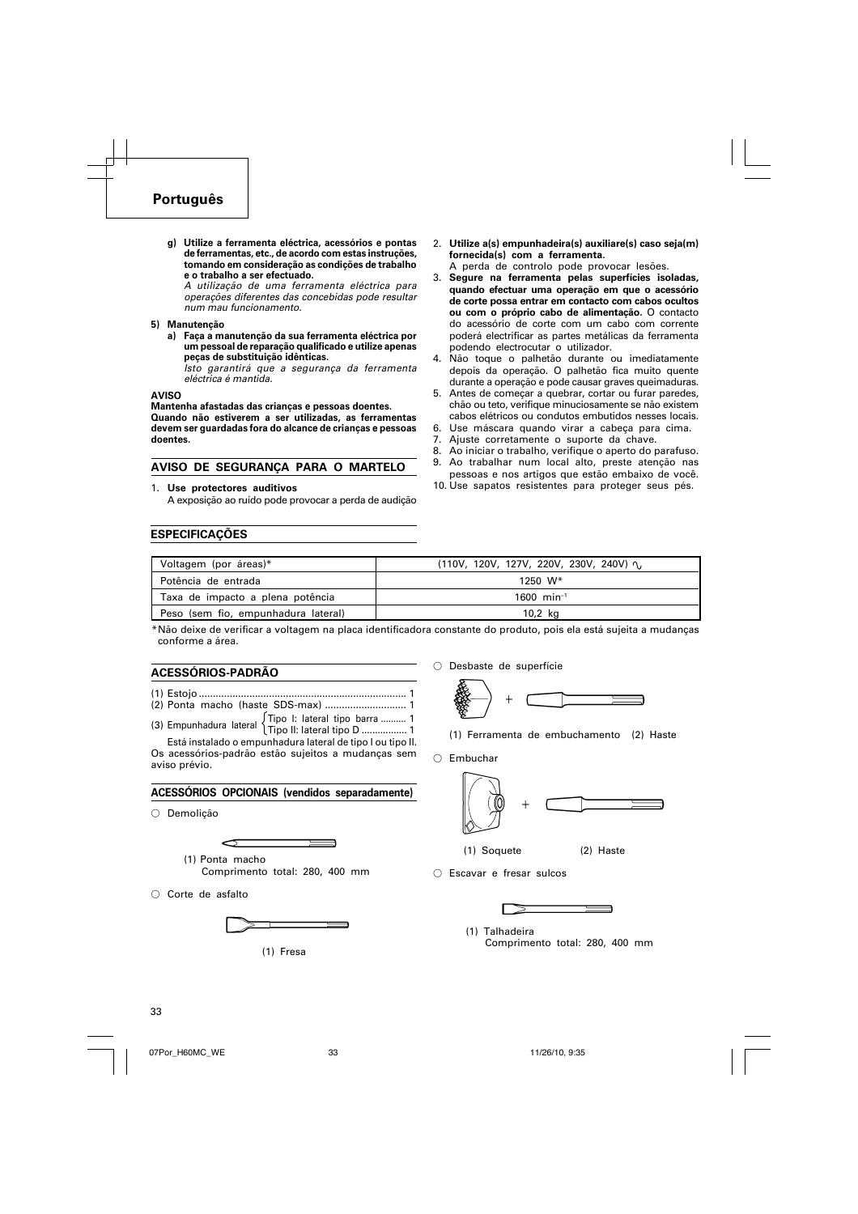## Português

g) **Utilize a ferramenta eléctrica, acessórios e pontas de ferramentas, etc., de acordo com estas instruções, tomando em consideração as condições de trabalho e o trabalho a ser efectuado.**
*A utilização de uma ferramenta eléctrica para operações diferentes das concebidas pode resultar num mau funcionamento.*

**5) Manutenção**

a) **Faça a manutenção da sua ferramenta eléctrica por um pessoal de reparação qualificado e utilize apenas peças de substituição idênticas.**
*Isto garantirá que a segurança da ferramenta eléctrica é mantida.*

**AVISO**
**Mantenha afastadas das crianças e pessoas doentes.**
**Quando não estiverem a ser utilizadas, as ferramentas devem ser guardadas fora do alcance de crianças e pessoas doentes.**

### AVISO DE SEGURANÇA PARA O MARTELO

1. **Use protectores auditivos**
A exposição ao ruído pode provocar a perda de audição
2. **Utilize a(s) empunhadeira(s) auxiliare(s) caso seja(m) fornecida(s) com a ferramenta.**
A perda de controlo pode provocar lesões.
3. **Segure na ferramenta pelas superfícies isoladas, quando efectuar uma operação em que o acessório de corte possa entrar em contacto com cabos ocultos ou com o próprio cabo de alimentação.** O contacto do acessório de corte com um cabo com corrente poderá electrificar as partes metálicas da ferramenta podendo electrocutar o utilizador.
4. Não toque o palhetão durante ou imediatamente depois da operação. O palhetão fica muito quente durante a operação e pode causar graves queimaduras.
5. Antes de começar a quebrar, cortar ou furar paredes, chão ou teto, verifique minuciosamente se não existem cabos elétricos ou condutos embutidos nesses locais.
6. Use máscara quando virar a cabeça para cima.
7. Ajuste corretamente o suporte da chave.
8. Ao iniciar o trabalho, verifique o aperto do parafuso.
9. Ao trabalhar num local alto, preste atenção nas pessoas e nos artigos que estão embaixo de você.
10. Use sapatos resistentes para proteger seus pés.

### ESPECIFICAÇÕES

| Voltagem (por áreas)* | (110V, 120V, 127V, 220V, 230V, 240V) ∿ |
|---|---|
| Potência de entrada | 1250 W* |
| Taxa de impacto a plena potência | 1600 $min^{-1}$ |
| Peso (sem fio, empunhadura lateral) | 10,2 kg |

*Não deixe de verificar a voltagem na placa identificadora constante do produto, pois ela está sujeita a mudanças conforme a área.

### ACESSÓRIOS-PADRÃO

(1) Estojo ........................................................................ 1
(2) Ponta macho (haste SDS-max) ............................ 1
(3) Empunhadura lateral { Tipo I: lateral tipo barra .......... 1 / Tipo II: lateral tipo D ................. 1 }

Está instalado o empunhadura lateral de tipo I ou tipo II.
Os acessórios-padrão estão sujeitos a mudanças sem aviso prévio.

### ACESSÓRIOS OPCIONAIS (vendidos separadamente)

○ Demolição

(1) Ponta macho
Comprimento total: 280, 400 mm

○ Corte de asfalto

(1) Fresa

○ Desbaste de superfície

(1) Ferramenta de embuchamento (2) Haste

○ Embuchar

(1) Soquete (2) Haste

○ Escavar e fresar sulcos

(1) Talhadeira
Comprimento total: 280, 400 mm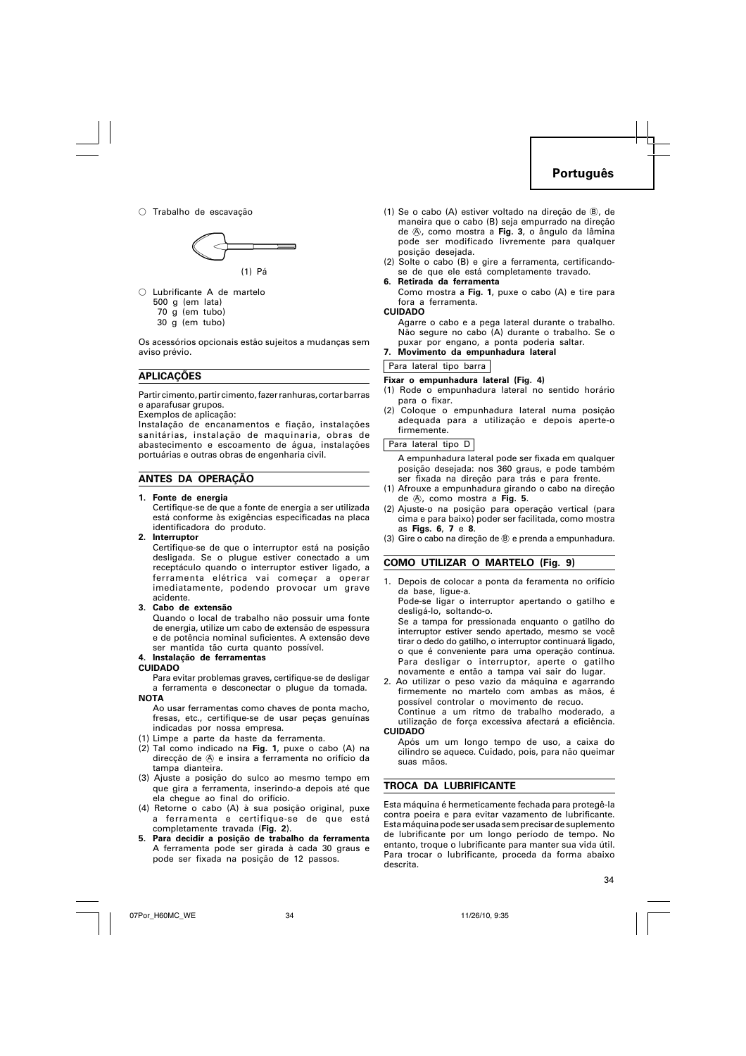○ Trabalho de escavação

(1) Pá

○ Lubrificante A de martelo
500 g (em lata)
70 g (em tubo)
30 g (em tubo)

Os acessórios opcionais estão sujeitos a mudanças sem aviso prévio.

## APLICAÇÕES

Partir cimento, partir cimento, fazer ranhuras, cortar barras e aparafusar grupos.
Exemplos de aplicação:
Instalação de encanamentos e fiação, instalações sanitárias, instalação de maquinaria, obras de abastecimento e escoamento de água, instalações portuárias e outras obras de engenharia civil.

## ANTES DA OPERAÇÃO

**1. Fonte de energia**
Certifique-se de que a fonte de energia a ser utilizada está conforme às exigências especificadas na placa identificadora do produto.

**2. Interruptor**
Certifique-se de que o interruptor está na posição desligada. Se o plugue estiver conectado a um receptáculo quando o interruptor estiver ligado, a ferramenta elétrica vai começar a operar imediatamente, podendo provocar um grave acidente.

**3. Cabo de extensão**
Quando o local de trabalho não possuir uma fonte de energia, utilize um cabo de extensão de espessura e de potência nominal suficientes. A extensão deve ser mantida tão curta quanto possível.

**4. Instalação de ferramentas**

**CUIDADO**
Para evitar problemas graves, certifique-se de desligar a ferramenta e desconectar o plugue da tomada.

**NOTA**
Ao usar ferramentas como chaves de ponta macho, fresas, etc., certifique-se de usar peças genuínas indicadas por nossa empresa.

(1) Limpe a parte da haste da ferramenta.
(2) Tal como indicado na **Fig. 1**, puxe o cabo (A) na direcção de Ⓐ e insira a ferramenta no orifício da tampa dianteira.
(3) Ajuste a posição do sulco ao mesmo tempo em que gira a ferramenta, inserindo-a depois até que ela chegue ao final do orifício.
(4) Retorne o cabo (A) à sua posição original, puxe a ferramenta e certifique-se de que está completamente travada (**Fig. 2**).

**5. Para decidir a posição de trabalho da ferramenta**
A ferramenta pode ser girada à cada 30 graus e pode ser fixada na posição de 12 passos.

(1) Se o cabo (A) estiver voltado na direção de Ⓑ, de maneira que o cabo (B) seja empurrado na direção de Ⓐ, como mostra a **Fig. 3**, o ângulo da lâmina pode ser modificado livremente para qualquer posição desejada.
(2) Solte o cabo (B) e gire a ferramenta, certificando-se de que ele está completamente travado.

**6. Retirada da ferramenta**
Como mostra a **Fig. 1**, puxe o cabo (A) e tire para fora a ferramenta.

**CUIDADO**
Agarre o cabo e a pega lateral durante o trabalho. Não segure no cabo (A) durante o trabalho. Se o puxar por engano, a ponta poderia saltar.

**7. Movimento da empunhadura lateral**

Para lateral tipo barra

**Fixar o empunhadura lateral (Fig. 4)**
(1) Rode o empunhadura lateral no sentido horário para o fixar.
(2) Coloque o empunhadura lateral numa posição adequada para a utilização e depois aperte-o firmemente.

Para lateral tipo D

A empunhadura lateral pode ser fixada em qualquer posição desejada: nos 360 graus, e pode também ser fixada na direção para trás e para frente.
(1) Afrouxe a empunhadura girando o cabo na direção de Ⓐ, como mostra a **Fig. 5**.
(2) Ajuste-o na posição para operação vertical (para cima e para baixo) poder ser facilitada, como mostra as **Figs. 6**, **7** e **8**.
(3) Gire o cabo na direção de Ⓑ e prenda a empunhadura.

## COMO UTILIZAR O MARTELO (Fig. 9)

1. Depois de colocar a ponta da feramenta no orifício da base, ligue-a.
Pode-se ligar o interruptor apertando o gatilho e desligá-lo, soltando-o.
Se a tampa for pressionada enquanto o gatilho do interruptor estiver sendo apertado, mesmo se você tirar o dedo do gatilho, o interruptor continuará ligado, o que é conveniente para uma operação contínua. Para desligar o interruptor, aperte o gatilho novamente e então a tampa vai sair do lugar.
2. Ao utilizar o peso vazio da máquina e agarrando firmemente no martelo com ambas as mãos, é possível controlar o movimento de recuo.
Continue a um ritmo de trabalho moderado, a utilização de força excessiva afectará a eficiência.

**CUIDADO**
Após um um longo tempo de uso, a caixa do cilindro se aquece. Cuidado, pois, para não queimar suas mãos.

## TROCA DA LUBRIFICANTE

Esta máquina é hermeticamente fechada para protegê-la contra poeira e para evitar vazamento de lubrificante. Esta máquina pode ser usada sem precisar de suplemento de lubrificante por um longo período de tempo. No entanto, troque o lubrificante para manter sua vida útil. Para trocar o lubrificante, proceda da forma abaixo descrita.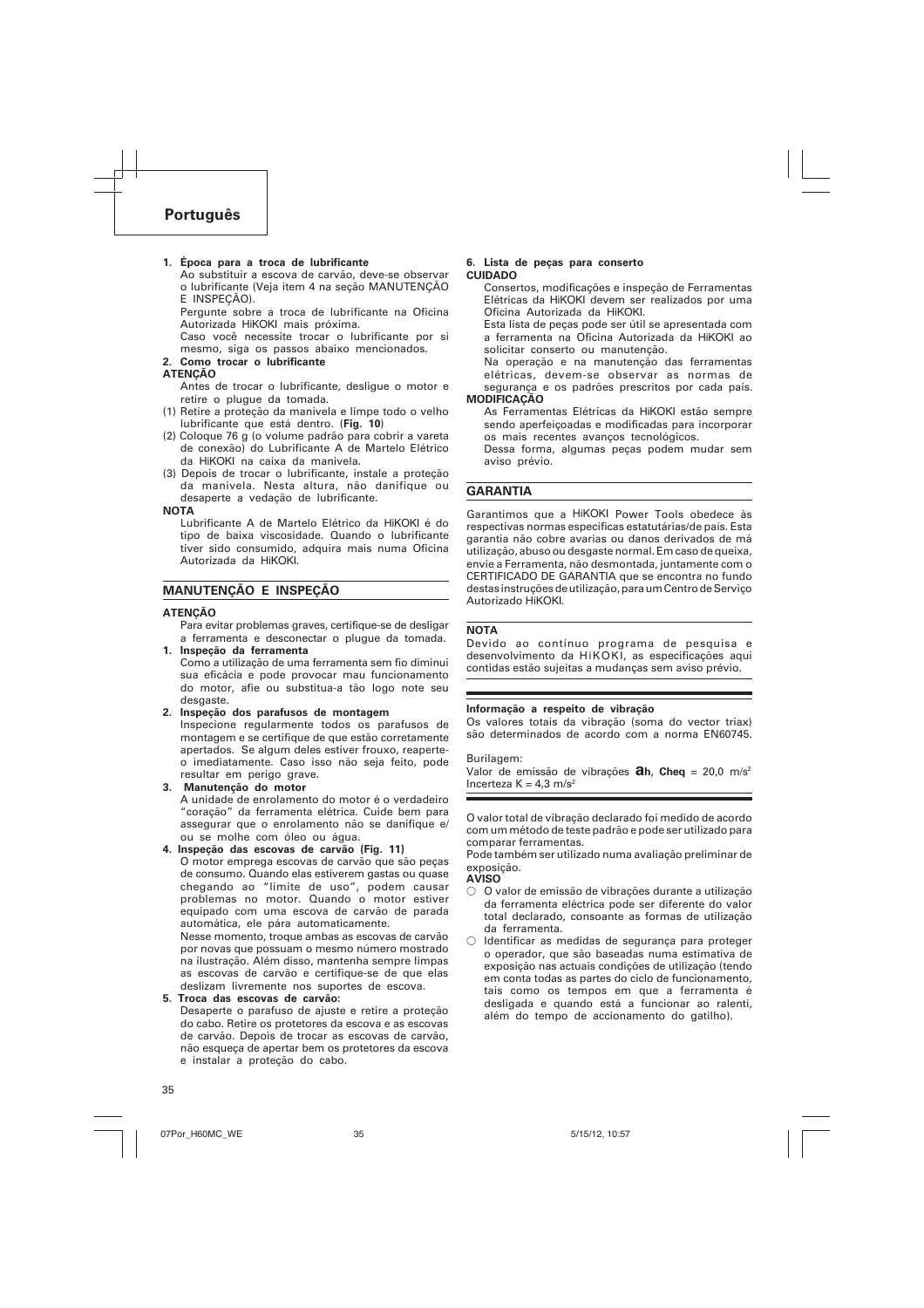## Português

**1. Época para a troca de lubrificante**

Ao substituir a escova de carvão, deve-se observar o lubrificante (Veja item 4 na seção MANUTENÇÃO E INSPEÇÃO).

Pergunte sobre a troca de lubrificante na Oficina Autorizada HiKOKI mais próxima.

Caso você necessite trocar o lubrificante por si mesmo, siga os passos abaixo mencionados.

**2. Como trocar o lubrificante**

**ATENÇÃO**

Antes de trocar o lubrificante, desligue o motor e retire o plugue da tomada.

(1) Retire a proteção da manivela e limpe todo o velho lubrificante que está dentro. (**Fig. 10**)

(2) Coloque 76 g (o volume padrão para cobrir a vareta de conexão) do Lubrificante A de Martelo Elétrico da HiKOKI na caixa da manivela.

(3) Depois de trocar o lubrificante, instale a proteção da manivela. Nesta altura, não danifique ou desaperte a vedação de lubrificante.

**NOTA**

Lubrificante A de Martelo Elétrico da HiKOKI é do tipo de baixa viscosidade. Quando o lubrificante tiver sido consumido, adquira mais numa Oficina Autorizada da HiKOKI.

## MANUTENÇÃO E INSPEÇÃO

**ATENÇÃO**

Para evitar problemas graves, certifique-se de desligar a ferramenta e desconectar o plugue da tomada.

**1. Inspeção da ferramenta**

Como a utilização de uma ferramenta sem fio diminui sua eficácia e pode provocar mau funcionamento do motor, afie ou substitua-a tão logo note seu desgaste.

**2. Inspeção dos parafusos de montagem**

Inspecione regularmente todos os parafusos de montagem e se certifique de que estão corretamente apertados. Se algum deles estiver frouxo, reaperte-o imediatamente. Caso isso não seja feito, pode resultar em perigo grave.

**3. Manutenção do motor**

A unidade de enrolamento do motor é o verdadeiro "coração" da ferramenta elétrica. Cuide bem para assegurar que o enrolamento não se danifique e/ou se molhe com óleo ou água.

**4. Inspeção das escovas de carvão (Fig. 11)**

O motor emprega escovas de carvão que são peças de consumo. Quando elas estiverem gastas ou quase chegando ao "limite de uso", podem causar problemas no motor. Quando o motor estiver equipado com uma escova de carvão de parada automática, ele pára automaticamente.

Nesse momento, troque ambas as escovas de carvão por novas que possuam o mesmo número mostrado na ilustração. Além disso, mantenha sempre limpas as escovas de carvão e certifique-se de que elas deslizam livremente nos suportes de escova.

**5. Troca das escovas de carvão:**

Desaperte o parafuso de ajuste e retire a proteção do cabo. Retire os protetores da escova e as escovas de carvão. Depois de trocar as escovas de carvão, não esqueça de apertar bem os protetores da escova e instalar a proteção do cabo.

**6. Lista de peças para conserto**

**CUIDADO**

Consertos, modificações e inspeção de Ferramentas Elétricas da HiKOKI devem ser realizados por uma Oficina Autorizada da HiKOKI.

Esta lista de peças pode ser útil se apresentada com a ferramenta na Oficina Autorizada da HiKOKI ao solicitar conserto ou manutenção.

Na operação e na manutenção das ferramentas elétricas, devem-se observar as normas de segurança e os padrões prescritos por cada país.

**MODIFICAÇÃO**

As Ferramentas Elétricas da HiKOKI estão sempre sendo aperfeiçoadas e modificadas para incorporar os mais recentes avanços tecnológicos.

Dessa forma, algumas peças podem mudar sem aviso prévio.

## GARANTIA

Garantimos que a HiKOKI Power Tools obedece às respectivas normas específicas estatutárias/de país. Esta garantia não cobre avarias ou danos derivados de má utilização, abuso ou desgaste normal. Em caso de queixa, envie a Ferramenta, não desmontada, juntamente com o CERTIFICADO DE GARANTIA que se encontra no fundo destas instruções de utilização, para um Centro de Serviço Autorizado HiKOKI.

**NOTA**

Devido ao contínuo programa de pesquisa e desenvolvimento da HiKOKI, as especificações aqui contidas estão sujeitas a mudanças sem aviso prévio.

**Informação a respeito de vibração**

Os valores totais da vibração (soma do vector triax) são determinados de acordo com a norma EN60745.

Burilagem:

Valor de emissão de vibrações $a_h$, **Cheq** = 20,0 $m/s^2$

Incerteza K = 4,3 $m/s^2$

O valor total de vibração declarado foi medido de acordo com um método de teste padrão e pode ser utilizado para comparar ferramentas.

Pode também ser utilizado numa avaliação preliminar de exposição.

**AVISO**

- O valor de emissão de vibrações durante a utilização da ferramenta eléctrica pode ser diferente do valor total declarado, consoante as formas de utilização da ferramenta.
- Identificar as medidas de segurança para proteger o operador, que são baseadas numa estimativa de exposição nas actuais condições de utilização (tendo em conta todas as partes do ciclo de funcionamento, tais como os tempos em que a ferramenta é desligada e quando está a funcionar ao ralenti, além do tempo de accionamento do gatilho).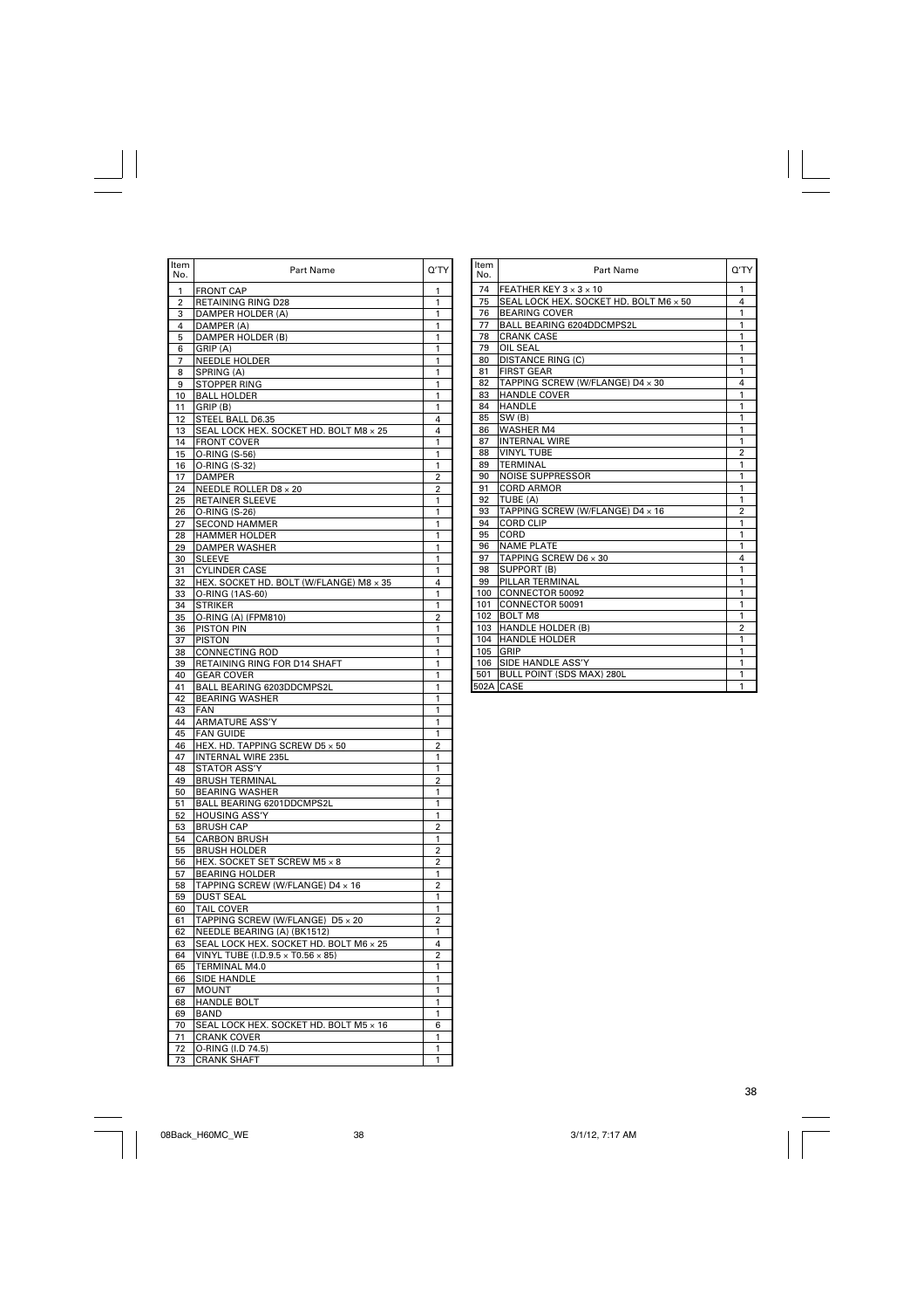| Item No. | Part Name | Q'TY |
|---|---|---|
| 1 | FRONT CAP | 1 |
| 2 | RETAINING RING D28 | 1 |
| 3 | DAMPER HOLDER (A) | 1 |
| 4 | DAMPER (A) | 1 |
| 5 | DAMPER HOLDER (B) | 1 |
| 6 | GRIP (A) | 1 |
| 7 | NEEDLE HOLDER | 1 |
| 8 | SPRING (A) | 1 |
| 9 | STOPPER RING | 1 |
| 10 | BALL HOLDER | 1 |
| 11 | GRIP (B) | 1 |
| 12 | STEEL BALL D6.35 | 4 |
| 13 | SEAL LOCK HEX. SOCKET HD. BOLT M8 × 25 | 4 |
| 14 | FRONT COVER | 1 |
| 15 | O-RING (S-56) | 1 |
| 16 | O-RING (S-32) | 1 |
| 17 | DAMPER | 2 |
| 24 | NEEDLE ROLLER D8 × 20 | 2 |
| 25 | RETAINER SLEEVE | 1 |
| 26 | O-RING (S-26) | 1 |
| 27 | SECOND HAMMER | 1 |
| 28 | HAMMER HOLDER | 1 |
| 29 | DAMPER WASHER | 1 |
| 30 | SLEEVE | 1 |
| 31 | CYLINDER CASE | 1 |
| 32 | HEX. SOCKET HD. BOLT (W/FLANGE) M8 × 35 | 4 |
| 33 | O-RING (1AS-60) | 1 |
| 34 | STRIKER | 1 |
| 35 | O-RING (A) (FPM810) | 2 |
| 36 | PISTON PIN | 1 |
| 37 | PISTON | 1 |
| 38 | CONNECTING ROD | 1 |
| 39 | RETAINING RING FOR D14 SHAFT | 1 |
| 40 | GEAR COVER | 1 |
| 41 | BALL BEARING 6203DDCMPS2L | 1 |
| 42 | BEARING WASHER | 1 |
| 43 | FAN | 1 |
| 44 | ARMATURE ASS'Y | 1 |
| 45 | FAN GUIDE | 1 |
| 46 | HEX. HD. TAPPING SCREW D5 × 50 | 2 |
| 47 | INTERNAL WIRE 235L | 1 |
| 48 | STATOR ASS'Y | 1 |
| 49 | BRUSH TERMINAL | 2 |
| 50 | BEARING WASHER | 1 |
| 51 | BALL BEARING 6201DDCMPS2L | 1 |
| 52 | HOUSING ASS'Y | 1 |
| 53 | BRUSH CAP | 2 |
| 54 | CARBON BRUSH | 1 |
| 55 | BRUSH HOLDER | 2 |
| 56 | HEX. SOCKET SET SCREW M5 × 8 | 2 |
| 57 | BEARING HOLDER | 1 |
| 58 | TAPPING SCREW (W/FLANGE) D4 × 16 | 2 |
| 59 | DUST SEAL | 1 |
| 60 | TAIL COVER | 1 |
| 61 | TAPPING SCREW (W/FLANGE) D5 × 20 | 2 |
| 62 | NEEDLE BEARING (A) (BK1512) | 1 |
| 63 | SEAL LOCK HEX. SOCKET HD. BOLT M6 × 25 | 4 |
| 64 | VINYL TUBE (I.D.9.5 × T0.56 × 85) | 2 |
| 65 | TERMINAL M4.0 | 1 |
| 66 | SIDE HANDLE | 1 |
| 67 | MOUNT | 1 |
| 68 | HANDLE BOLT | 1 |
| 69 | BAND | 1 |
| 70 | SEAL LOCK HEX. SOCKET HD. BOLT M5 × 16 | 6 |
| 71 | CRANK COVER | 1 |
| 72 | O-RING (I.D 74.5) | 1 |
| 73 | CRANK SHAFT | 1 |
| 74 | FEATHER KEY 3 × 3 × 10 | 1 |
| 75 | SEAL LOCK HEX. SOCKET HD. BOLT M6 × 50 | 4 |
| 76 | BEARING COVER | 1 |
| 77 | BALL BEARING 6204DDCMPS2L | 1 |
| 78 | CRANK CASE | 1 |
| 79 | OIL SEAL | 1 |
| 80 | DISTANCE RING (C) | 1 |
| 81 | FIRST GEAR | 1 |
| 82 | TAPPING SCREW (W/FLANGE) D4 × 30 | 4 |
| 83 | HANDLE COVER | 1 |
| 84 | HANDLE | 1 |
| 85 | SW (B) | 1 |
| 86 | WASHER M4 | 1 |
| 87 | INTERNAL WIRE | 1 |
| 88 | VINYL TUBE | 2 |
| 89 | TERMINAL | 1 |
| 90 | NOISE SUPPRESSOR | 1 |
| 91 | CORD ARMOR | 1 |
| 92 | TUBE (A) | 1 |
| 93 | TAPPING SCREW (W/FLANGE) D4 × 16 | 2 |
| 94 | CORD CLIP | 1 |
| 95 | CORD | 1 |
| 96 | NAME PLATE | 1 |
| 97 | TAPPING SCREW D6 × 30 | 4 |
| 98 | SUPPORT (B) | 1 |
| 99 | PILLAR TERMINAL | 1 |
| 100 | CONNECTOR 50092 | 1 |
| 101 | CONNECTOR 50091 | 1 |
| 102 | BOLT M8 | 1 |
| 103 | HANDLE HOLDER (B) | 2 |
| 104 | HANDLE HOLDER | 1 |
| 105 | GRIP | 1 |
| 106 | SIDE HANDLE ASS'Y | 1 |
| 501 | BULL POINT (SDS MAX) 280L | 1 |
| 502A | CASE | 1 |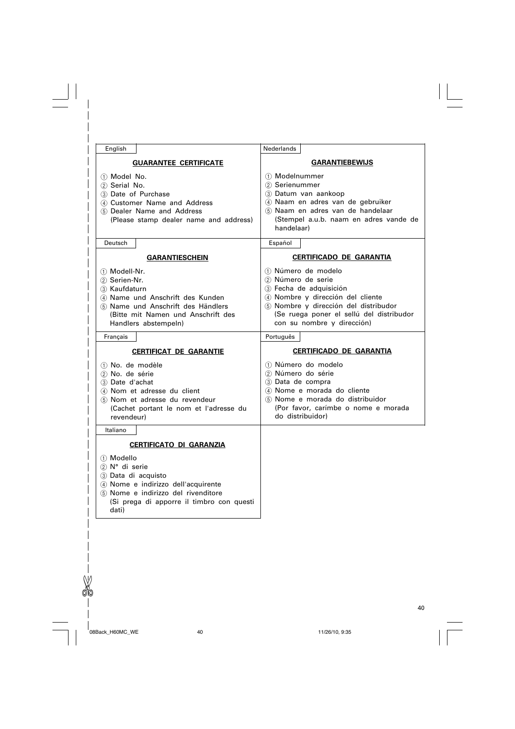English

**GUARANTEE CERTIFICATE**

① Model No.
② Serial No.
③ Date of Purchase
④ Customer Name and Address
⑤ Dealer Name and Address
(Please stamp dealer name and address)

Nederlands

**GARANTIEBEWIJS**

① Modelnummer
② Serienummer
③ Datum van aankoop
④ Naam en adres van de gebruiker
⑤ Naam en adres van de handelaar
(Stempel a.u.b. naam en adres vande de handelaar)

Deutsch

**GARANTIESCHEIN**

① Modell-Nr.
② Serien-Nr.
③ Kaufdaturn
④ Name und Anschrift des Kunden
⑤ Name und Anschrift des Händlers
(Bitte mit Namen und Anschrift des Handlers abstempeln)

Español

**CERTIFICADO DE GARANTIA**

① Número de modelo
② Número de serie
③ Fecha de adquisición
④ Nombre y dirección del cliente
⑤ Nombre y dirección del distribudor
(Se ruega poner el sellú del distribudor con su nombre y dirección)

Français

**CERTIFICAT DE GARANTIE**

① No. de modèle
② No. de série
③ Date d'achat
④ Nom et adresse du client
⑤ Nom et adresse du revendeur
(Cachet portant le nom et l'adresse du revendeur)

Português

**CERTIFICADO DE GARANTIA**

① Número do modelo
② Número do série
③ Data de compra
④ Nome e morada do cliente
⑤ Nome e morada do distribuidor
(Por favor, carímbe o nome e morada do distribuidor)

Italiano

**CERTIFICATO DI GARANZIA**

① Modello
② N° di serie
③ Data di acquisto
④ Nome e indirizzo dell'acquirente
⑤ Nome e indirizzo del rivenditore
(Si prega di apporre il timbro con questi dati)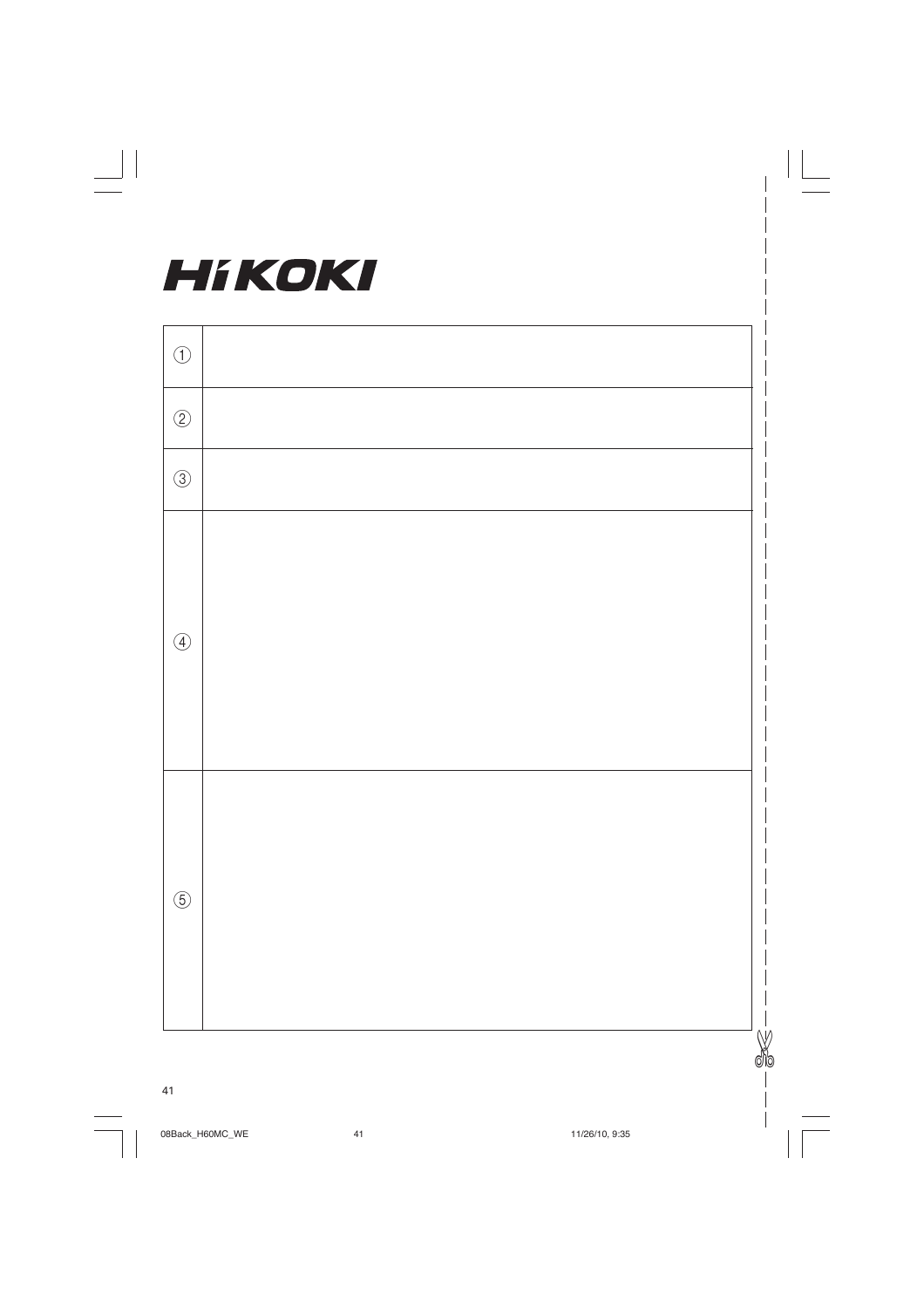# HiKOKI

| | |
|---|---|
| ① | |
| ② | |
| ③ | |
| ④ | |
| ⑤ | |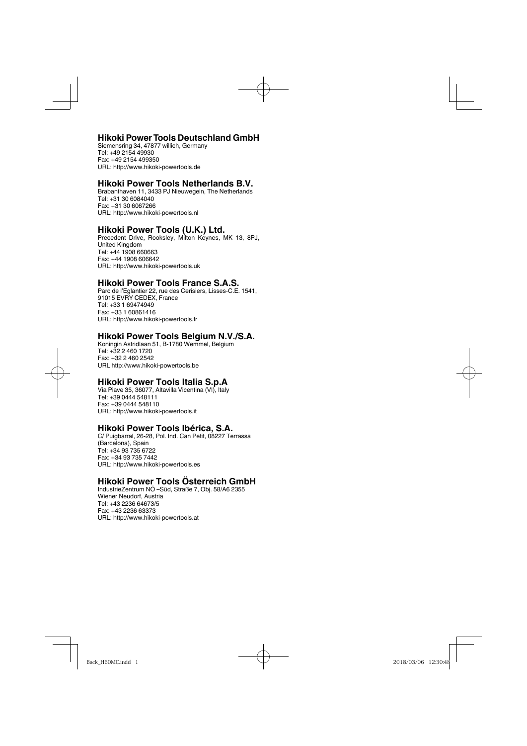## Hikoki Power Tools Deutschland GmbH

Siemensring 34, 47877 willich, Germany
Tel: +49 2154 49930
Fax: +49 2154 499350
URL: http://www.hikoki-powertools.de

## Hikoki Power Tools Netherlands B.V.

Brabanthaven 11, 3433 PJ Nieuwegein, The Netherlands
Tel: +31 30 6084040
Fax: +31 30 6067266
URL: http://www.hikoki-powertools.nl

## Hikoki Power Tools (U.K.) Ltd.

Precedent Drive, Rooksley, Milton Keynes, MK 13, 8PJ, United Kingdom
Tel: +44 1908 660663
Fax: +44 1908 606642
URL: http://www.hikoki-powertools.uk

## Hikoki Power Tools France S.A.S.

Parc de l'Eglantier 22, rue des Cerisiers, Lisses-C.E. 1541, 91015 EVRY CEDEX, France
Tel: +33 1 69474949
Fax: +33 1 60861416
URL: http://www.hikoki-powertools.fr

## Hikoki Power Tools Belgium N.V./S.A.

Koningin Astridlaan 51, B-1780 Wemmel, Belgium
Tel: +32 2 460 1720
Fax: +32 2 460 2542
URL http://www.hikoki-powertools.be

## Hikoki Power Tools Italia S.p.A

Via Piave 35, 36077, Altavilla Vicentina (VI), Italy
Tel: +39 0444 548111
Fax: +39 0444 548110
URL: http://www.hikoki-powertools.it

## Hikoki Power Tools Ibérica, S.A.

C/ Puigbarral, 26-28, Pol. Ind. Can Petit, 08227 Terrassa (Barcelona), Spain
Tel: +34 93 735 6722
Fax: +34 93 735 7442
URL: http://www.hikoki-powertools.es

## Hikoki Power Tools Österreich GmbH

IndustrieZentrum NÖ –Süd, Straße 7, Obj. 58/A6 2355 Wiener Neudorf, Austria
Tel: +43 2236 64673/5
Fax: +43 2236 63373
URL: http://www.hikoki-powertools.at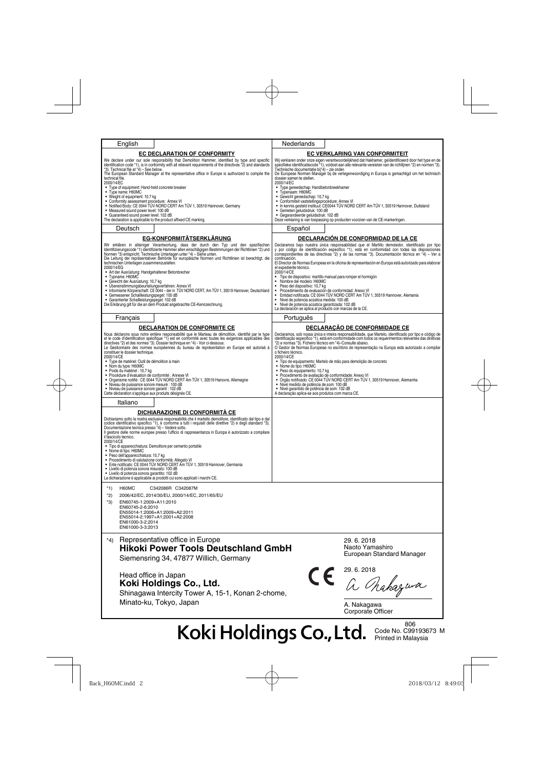## English

### EC DECLARATION OF CONFORMITY

We declare under our sole responsibility that Demolition Hammer, identified by type and specific identification code *1), is in conformity with all relevant requirements of the directives *2) and standards *3). Technical file at *4) – See below.
The European Standard Manager at the representative office in Europe is authorized to compile the technical file.
2000/14/EC
- Type of equipment: Hand-held concrete breaker
- Type name: H60MC
- Weight of equipment: 10.7 kg
- Conformity assessment procedure: Annex VI
- Notified Body: CE 0044 TÜV NORD CERT Am TÜV 1, 30519 Hannover, Germany
- Measured sound power level: 100 dB
- Guaranteed sound power level: 102 dB

The declaration is applicable to the product affixed CE marking.

## Nederlands

### EC VERKLARING VAN CONFORMITEIT

Wij verklaren onder onze eigen verantwoordelijkheid dat Hakhamer, geïdentificeerd door het type en de specifieke identificatiecode *1), voldoet aan alle relevante vereisten van de richtlijnen *2) en normen *3). Technische documentatie bij*4) – zie onder.
De Europese Normen Manager bij de vertegenwoordiging in Europa is gemachtigd om het technisch dossier samen te stellen.
2000/14/EC
- Type gereedschap: Handbetonbreekhamer
- Typenaam: H60MC
- Gewicht gereedschap: 10,7 kg
- Conformiteit vaststellingsprocedure: Annex VI
- In kennis gesteld instituut: CE0044 TÜV NORD CERT Am TÜV 1, 30519 Hannover, Duitsland
- Gemeten geluidsdruk: 100 dB
- Gegarandeerde geluidsdruk: 102 dB

Deze verklaring is van toepassing op producten voorzien van de CE-markeringen.

## Deutsch

### EG-KONFORMITÄTSERKLÄRUNG

Wir erklären in alleiniger Verantwortung, dass der durch den Typ und den spezifischen Identifizierungscode *1) identifizierte Hammer allen einschlägigen Bestimmungen der Richtlinien *2) und Normen *3) entspricht. Technische Unterlagen unter *4) – Siehe unten.
Die Leitung der repräsentativen Behörde für europäische Normen und Richtlinien ist berechtigt, die technischen Unterlagen zusammenzustellen.
2000/14/EG
- Art der Ausrüstung: Handgehaltener Betonbrecher
- Typname: H60MC
- Gewicht der Ausrüstung: 10,7 kg
- Übereinstimmungsbeurteilungsverfahren: Annex VI
- Informierte Körperschaft: CE 0044 – der in TÜV NORD CERT, Am TÜV 1, 30519 Hannover, Deutschland
- Gemessener Schallleistungspegel: 100 dB
- Garantierter Schallleistungspegel: 102 dB

Die Erklärung gilt für die an dem Produkt angebrachte CE-Kennzeichnung.

## Español

### DECLARACIÓN DE CONFORMIDAD DE LA CE

Declaramos bajo nuestra única responsabilidad que el Martillo demoledor, identificado por tipo y por código de identificación específico *1), está en conformidad con todas las disposiciones correspondientes de las directivas *2) y de las normas *3). Documentación técnica en *4) – Ver a continuación.
El Director de Normas Europeas en la oficina de representación en Europa está autorizado para elaborar el expediente técnico.
2000/14/CE
- Tipo de dispositivo: martillo manual para romper el hormigón
- Nombre del modelo: H60MC
- Peso del dispositivo: 10,7 kg
- Procedimiento de evaluación de conformidad: Anexo VI
- Entidad notificada: CE 0044 TÜV NORD CERT Am TÜV 1, 30519 Hannover, Alemania
- Nivel de potencia acústica medida: 100 dB
- Nivel de potencia acústica garantizada: 102 dB

La declaración se aplica al producto con marcas de la CE.

## Français

### DECLARATION DE CONFORMITE CE

Nous déclarons sous notre entière responsabilité que le Marteau de démolition, identifié par le type et le code d'identification spécifique *1) est en conformité avec toutes les exigences applicables des directives *2) et des normes *3). Dossier technique en *4) - Voir ci-dessous.
Le Gestionnaire des normes européennes du bureau de représentation en Europe est autorisé à constituer le dossier technique.
2000/14/CE
- Type de matériel: Outil de démolition à main
- Nom du type: H60MC
- Poids du matériel : 10,7 kg
- Procédure d'évaluation de conformité : Annexe VI
- Organisme notifié : CE 0044 TÜV NORD CERT Am TÜV 1, 30519 Hanovre, Allemagne
- Niveau de puissance sonore mesuré : 100 dB
- Niveau de puissance sonore garanti : 102 dB

Cette déclaration s'applique aux produits désignés CE.

## Português

### DECLARAÇÃO DE CONFORMIDADE CE

Declaramos, sob nossa única e inteira responsabilidade, que Martelo, identificado por tipo e código de identificação específico *1), está em conformidade com todos os requerimentos relevantes das diretivas *2) e normas *3). Ficheiro técnico em *4)–Consulte abaixo.
O Gestor de Normas Europeias no escritório de representação na Europa está autorizado a compilar o ficheiro técnico.
2000/14/CE
- Tipo de equipamento: Martelo de mão para demolição de concreto
- Nome do tipo: H60MC
- Peso do equipamento: 10,7 kg
- Procedimento de avaliação de conformidade: Anexo VI
- Órgão notificado: CE 0044 TÜV NORD CERT Am TÜV 1, 30519 Hannover, Alemanha
- Nível medido de potência de som: 100 dB
- Nível garantido de potência de som: 102 dB

A declaração aplica-se aos produtos com marca CE.

## Italiano

### DICHIARAZIONE DI CONFORMITÀ CE

Dichiariamo sotto la nostra esclusiva responsabilità che il martello demolitore, identificato dal tipo e dal codice identificativo specifico *1), è conforme a tutti i requisiti delle direttive *2) e degli standard *3). Documentazione tecnica presso *4) – Vedere sotto.
Il gestore delle norme europee presso l'ufficio di rappresentanza in Europa è autorizzato a compilare il fascicolo tecnico.
2000/14/CE
- Tipo di apparecchiatura: Demolitore per cemento portatile
- Nome di tipo: H60MC
- Peso dell'apparecchiatura: 10,7 kg
- Procedimento di valutazione conformità: Allegato VI
- Ente notificato: CE 0044 TÜV NORD CERT Am TÜV 1, 30519 Hannover, Germania
- Livello di potenza sonora misurato: 100 dB
- Livello di potenza sonora garantito: 102 dB

La dichiarazione è applicabile ai prodotti cui sono applicati i marchi CE.

*1) H60MC C342086R C342087M

*2) 2006/42/EC, 2014/30/EU, 2000/14/EC, 2011/65/EU

*3) EN60745-1:2009+A11:2010
EN60745-2-6:2010
EN55014-1:2006+A1:2009+A2:2011
EN55014-2:1997+A1:2001+A2:2008
EN61000-3-2:2014
EN61000-3-3:2013

*4) Representative office in Europe
**Hikoki Power Tools Deutschland GmbH**
Siemensring 34, 47877 Willich, Germany

29. 6. 2018
Naoto Yamashiro
European Standard Manager

Head office in Japan
**Koki Holdings Co., Ltd.**
Shinagawa Intercity Tower A, 15-1, Konan 2-chome,
Minato-ku, Tokyo, Japan

CE

29. 6. 2018
A. Nakagawa
Corporate Officer

**Koki Holdings Co., Ltd.**

806
Code No. C99193673 M
Printed in Malaysia